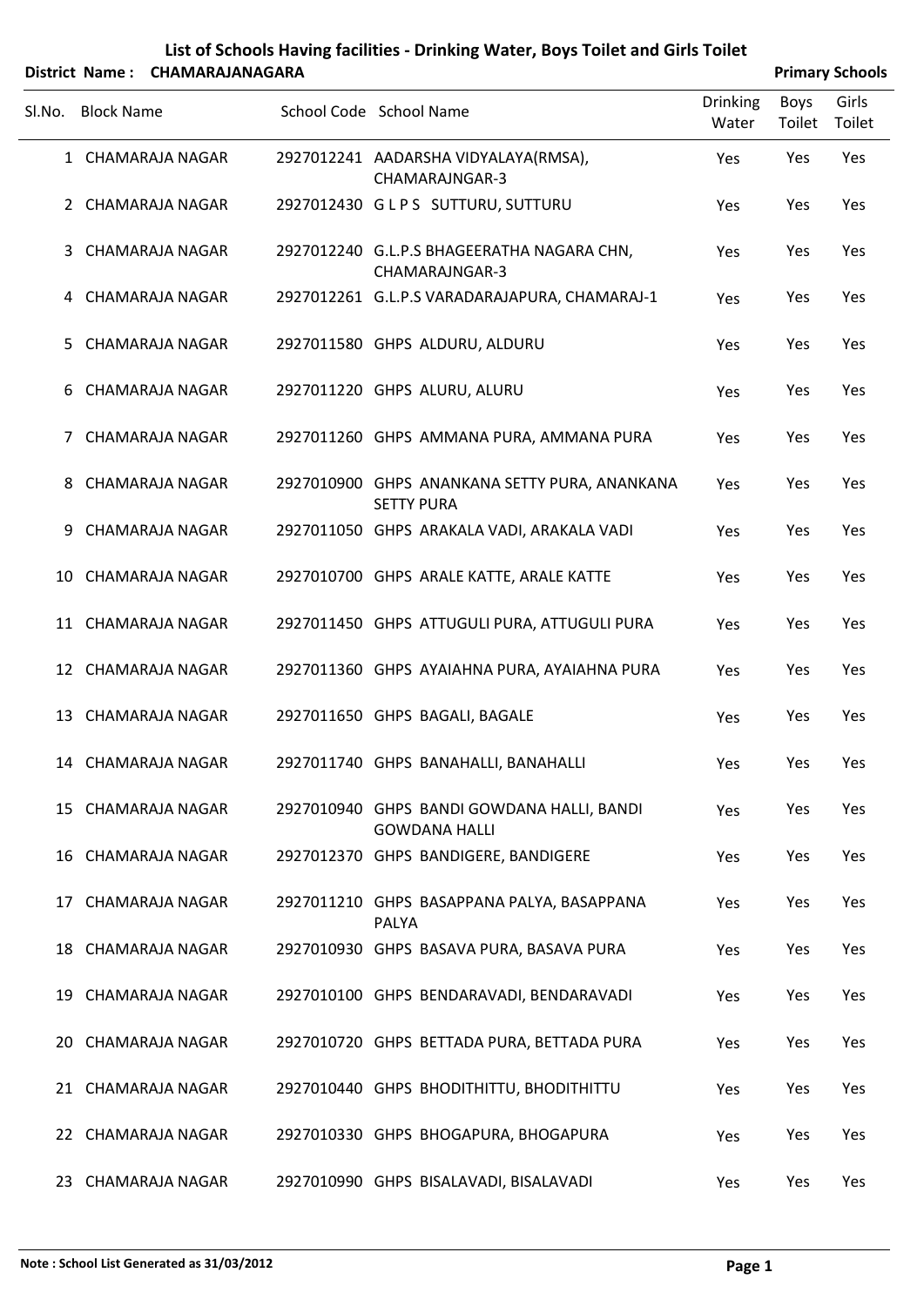# List of Schools Having facilities - Drinking Water, Boys Toilet and Girls Toilet

**District Name : CHAMARAJANAGARA** **Primary Schools**

| Sl.No. | Block Name | School Code | School Name | Drinking Water | Boys Toilet | Girls Toilet |
|---|---|---|---|---|---|---|
| 1 | CHAMARAJA NAGAR | 2927012241 | AADARSHA VIDYALAYA(RMSA), CHAMARAJNGAR-3 | Yes | Yes | Yes |
| 2 | CHAMARAJA NAGAR | 2927012430 | G L P S SUTTURU, SUTTURU | Yes | Yes | Yes |
| 3 | CHAMARAJA NAGAR | 2927012240 | G.L.P.S BHAGEERATHA NAGARA CHN, CHAMARAJNGAR-3 | Yes | Yes | Yes |
| 4 | CHAMARAJA NAGAR | 2927012261 | G.L.P.S VARADARAJAPURA, CHAMARAJ-1 | Yes | Yes | Yes |
| 5 | CHAMARAJA NAGAR | 2927011580 | GHPS ALDURU, ALDURU | Yes | Yes | Yes |
| 6 | CHAMARAJA NAGAR | 2927011220 | GHPS ALURU, ALURU | Yes | Yes | Yes |
| 7 | CHAMARAJA NAGAR | 2927011260 | GHPS AMMANA PURA, AMMANA PURA | Yes | Yes | Yes |
| 8 | CHAMARAJA NAGAR | 2927010900 | GHPS ANANKANA SETTY PURA, ANANKANA SETTY PURA | Yes | Yes | Yes |
| 9 | CHAMARAJA NAGAR | 2927011050 | GHPS ARAKALA VADI, ARAKALA VADI | Yes | Yes | Yes |
| 10 | CHAMARAJA NAGAR | 2927010700 | GHPS ARALE KATTE, ARALE KATTE | Yes | Yes | Yes |
| 11 | CHAMARAJA NAGAR | 2927011450 | GHPS ATTUGULI PURA, ATTUGULI PURA | Yes | Yes | Yes |
| 12 | CHAMARAJA NAGAR | 2927011360 | GHPS AYAIAHNA PURA, AYAIAHNA PURA | Yes | Yes | Yes |
| 13 | CHAMARAJA NAGAR | 2927011650 | GHPS BAGALI, BAGALE | Yes | Yes | Yes |
| 14 | CHAMARAJA NAGAR | 2927011740 | GHPS BANAHALLI, BANAHALLI | Yes | Yes | Yes |
| 15 | CHAMARAJA NAGAR | 2927010940 | GHPS BANDI GOWDANA HALLI, BANDI GOWDANA HALLI | Yes | Yes | Yes |
| 16 | CHAMARAJA NAGAR | 2927012370 | GHPS BANDIGERE, BANDIGERE | Yes | Yes | Yes |
| 17 | CHAMARAJA NAGAR | 2927011210 | GHPS BASAPPANA PALYA, BASAPPANA PALYA | Yes | Yes | Yes |
| 18 | CHAMARAJA NAGAR | 2927010930 | GHPS BASAVA PURA, BASAVA PURA | Yes | Yes | Yes |
| 19 | CHAMARAJA NAGAR | 2927010100 | GHPS BENDARAVADI, BENDARAVADI | Yes | Yes | Yes |
| 20 | CHAMARAJA NAGAR | 2927010720 | GHPS BETTADA PURA, BETTADA PURA | Yes | Yes | Yes |
| 21 | CHAMARAJA NAGAR | 2927010440 | GHPS BHODITHITTU, BHODITHITTU | Yes | Yes | Yes |
| 22 | CHAMARAJA NAGAR | 2927010330 | GHPS BHOGAPURA, BHOGAPURA | Yes | Yes | Yes |
| 23 | CHAMARAJA NAGAR | 2927010990 | GHPS BISALAVADI, BISALAVADI | Yes | Yes | Yes |

**Note : School List Generated as 31/03/2012**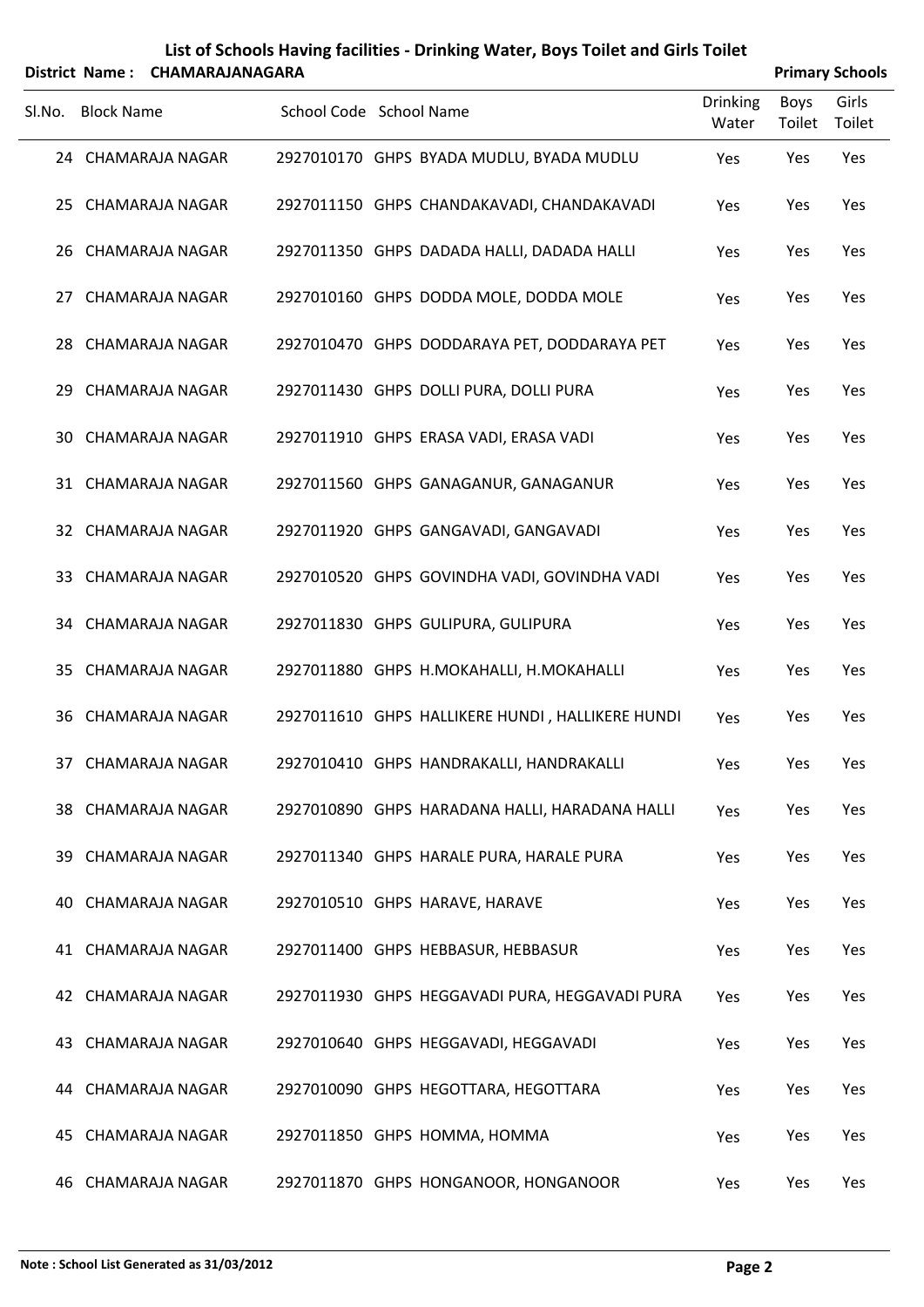**List of Schools Having facilities - Drinking Water, Boys Toilet and Girls Toilet**

**District Name : CHAMARAJANAGARA** **Primary Schools**

| Sl.No. | Block Name | School Code | School Name | Drinking Water | Boys Toilet | Girls Toilet |
|---|---|---|---|---|---|---|
| 24 | CHAMARAJA NAGAR | 2927010170 | GHPS BYADA MUDLU, BYADA MUDLU | Yes | Yes | Yes |
| 25 | CHAMARAJA NAGAR | 2927011150 | GHPS CHANDAKAVADI, CHANDAKAVADI | Yes | Yes | Yes |
| 26 | CHAMARAJA NAGAR | 2927011350 | GHPS DADADA HALLI, DADADA HALLI | Yes | Yes | Yes |
| 27 | CHAMARAJA NAGAR | 2927010160 | GHPS DODDA MOLE, DODDA MOLE | Yes | Yes | Yes |
| 28 | CHAMARAJA NAGAR | 2927010470 | GHPS DODDARAYA PET, DODDARAYA PET | Yes | Yes | Yes |
| 29 | CHAMARAJA NAGAR | 2927011430 | GHPS DOLLI PURA, DOLLI PURA | Yes | Yes | Yes |
| 30 | CHAMARAJA NAGAR | 2927011910 | GHPS ERASA VADI, ERASA VADI | Yes | Yes | Yes |
| 31 | CHAMARAJA NAGAR | 2927011560 | GHPS GANAGANUR, GANAGANUR | Yes | Yes | Yes |
| 32 | CHAMARAJA NAGAR | 2927011920 | GHPS GANGAVADI, GANGAVADI | Yes | Yes | Yes |
| 33 | CHAMARAJA NAGAR | 2927010520 | GHPS GOVINDHA VADI, GOVINDHA VADI | Yes | Yes | Yes |
| 34 | CHAMARAJA NAGAR | 2927011830 | GHPS GULIPURA, GULIPURA | Yes | Yes | Yes |
| 35 | CHAMARAJA NAGAR | 2927011880 | GHPS H.MOKAHALLI, H.MOKAHALLI | Yes | Yes | Yes |
| 36 | CHAMARAJA NAGAR | 2927011610 | GHPS HALLIKERE HUNDI , HALLIKERE HUNDI | Yes | Yes | Yes |
| 37 | CHAMARAJA NAGAR | 2927010410 | GHPS HANDRAKALLI, HANDRAKALLI | Yes | Yes | Yes |
| 38 | CHAMARAJA NAGAR | 2927010890 | GHPS HARADANA HALLI, HARADANA HALLI | Yes | Yes | Yes |
| 39 | CHAMARAJA NAGAR | 2927011340 | GHPS HARALE PURA, HARALE PURA | Yes | Yes | Yes |
| 40 | CHAMARAJA NAGAR | 2927010510 | GHPS HARAVE, HARAVE | Yes | Yes | Yes |
| 41 | CHAMARAJA NAGAR | 2927011400 | GHPS HEBBASUR, HEBBASUR | Yes | Yes | Yes |
| 42 | CHAMARAJA NAGAR | 2927011930 | GHPS HEGGAVADI PURA, HEGGAVADI PURA | Yes | Yes | Yes |
| 43 | CHAMARAJA NAGAR | 2927010640 | GHPS HEGGAVADI, HEGGAVADI | Yes | Yes | Yes |
| 44 | CHAMARAJA NAGAR | 2927010090 | GHPS HEGOTTARA, HEGOTTARA | Yes | Yes | Yes |
| 45 | CHAMARAJA NAGAR | 2927011850 | GHPS HOMMA, HOMMA | Yes | Yes | Yes |
| 46 | CHAMARAJA NAGAR | 2927011870 | GHPS HONGANOOR, HONGANOOR | Yes | Yes | Yes |

**Note : School List Generated as 31/03/2012**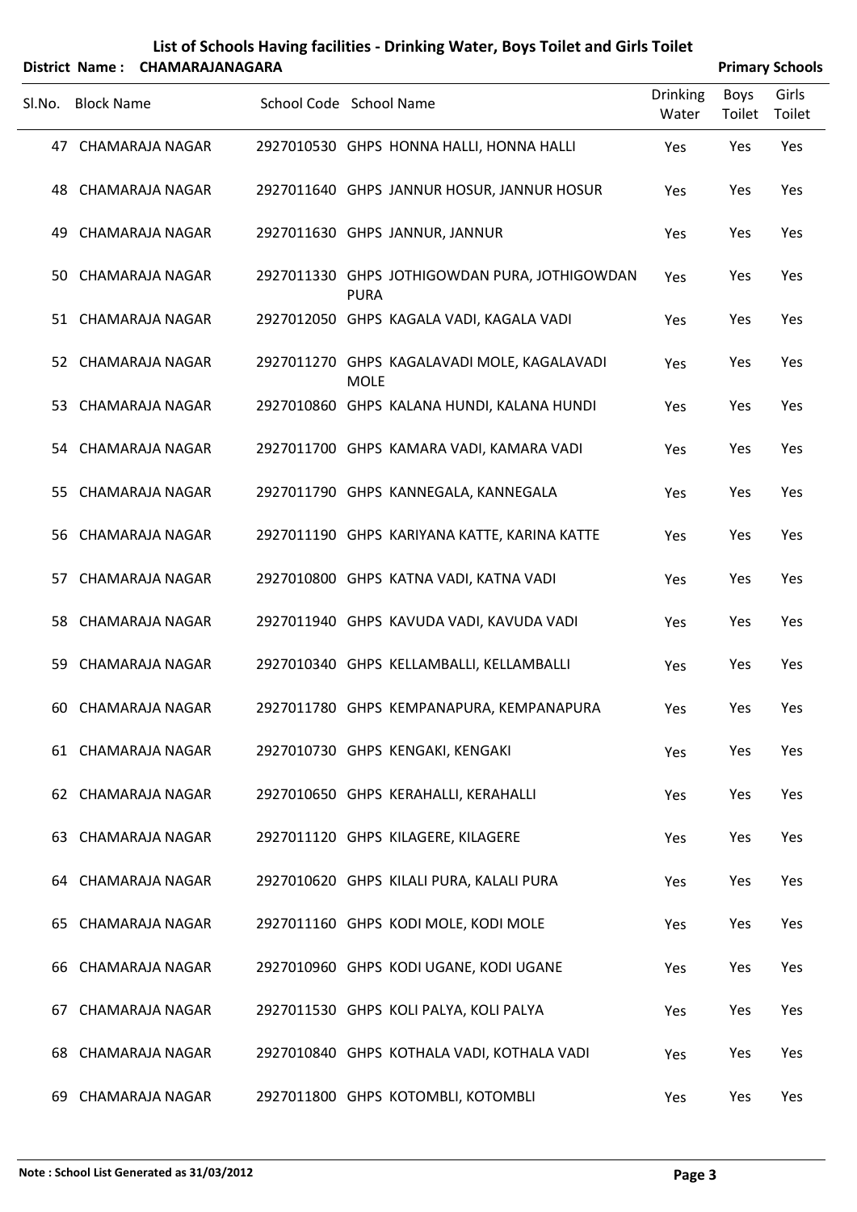## List of Schools Having facilities - Drinking Water, Boys Toilet and Girls Toilet

**District Name : CHAMARAJANAGARA** | **Primary Schools**

| Sl.No. | Block Name | School Code | School Name | Drinking Water | Boys Toilet | Girls Toilet |
|---|---|---|---|---|---|---|
| 47 | CHAMARAJA NAGAR | 2927010530 | GHPS HONNA HALLI, HONNA HALLI | Yes | Yes | Yes |
| 48 | CHAMARAJA NAGAR | 2927011640 | GHPS JANNUR HOSUR, JANNUR HOSUR | Yes | Yes | Yes |
| 49 | CHAMARAJA NAGAR | 2927011630 | GHPS JANNUR, JANNUR | Yes | Yes | Yes |
| 50 | CHAMARAJA NAGAR | 2927011330 | GHPS JOTHIGOWDAN PURA, JOTHIGOWDAN PURA | Yes | Yes | Yes |
| 51 | CHAMARAJA NAGAR | 2927012050 | GHPS KAGALA VADI, KAGALA VADI | Yes | Yes | Yes |
| 52 | CHAMARAJA NAGAR | 2927011270 | GHPS KAGALAVADI MOLE, KAGALAVADI MOLE | Yes | Yes | Yes |
| 53 | CHAMARAJA NAGAR | 2927010860 | GHPS KALANA HUNDI, KALANA HUNDI | Yes | Yes | Yes |
| 54 | CHAMARAJA NAGAR | 2927011700 | GHPS KAMARA VADI, KAMARA VADI | Yes | Yes | Yes |
| 55 | CHAMARAJA NAGAR | 2927011790 | GHPS KANNEGALA, KANNEGALA | Yes | Yes | Yes |
| 56 | CHAMARAJA NAGAR | 2927011190 | GHPS KARIYANA KATTE, KARINA KATTE | Yes | Yes | Yes |
| 57 | CHAMARAJA NAGAR | 2927010800 | GHPS KATNA VADI, KATNA VADI | Yes | Yes | Yes |
| 58 | CHAMARAJA NAGAR | 2927011940 | GHPS KAVUDA VADI, KAVUDA VADI | Yes | Yes | Yes |
| 59 | CHAMARAJA NAGAR | 2927010340 | GHPS KELLAMBALLI, KELLAMBALLI | Yes | Yes | Yes |
| 60 | CHAMARAJA NAGAR | 2927011780 | GHPS KEMPANAPURA, KEMPANAPURA | Yes | Yes | Yes |
| 61 | CHAMARAJA NAGAR | 2927010730 | GHPS KENGAKI, KENGAKI | Yes | Yes | Yes |
| 62 | CHAMARAJA NAGAR | 2927010650 | GHPS KERAHALLI, KERAHALLI | Yes | Yes | Yes |
| 63 | CHAMARAJA NAGAR | 2927011120 | GHPS KILAGERE, KILAGERE | Yes | Yes | Yes |
| 64 | CHAMARAJA NAGAR | 2927010620 | GHPS KILALI PURA, KALALI PURA | Yes | Yes | Yes |
| 65 | CHAMARAJA NAGAR | 2927011160 | GHPS KODI MOLE, KODI MOLE | Yes | Yes | Yes |
| 66 | CHAMARAJA NAGAR | 2927010960 | GHPS KODI UGANE, KODI UGANE | Yes | Yes | Yes |
| 67 | CHAMARAJA NAGAR | 2927011530 | GHPS KOLI PALYA, KOLI PALYA | Yes | Yes | Yes |
| 68 | CHAMARAJA NAGAR | 2927010840 | GHPS KOTHALA VADI, KOTHALA VADI | Yes | Yes | Yes |
| 69 | CHAMARAJA NAGAR | 2927011800 | GHPS KOTOMBLI, KOTOMBLI | Yes | Yes | Yes |

**Note : School List Generated as 31/03/2012**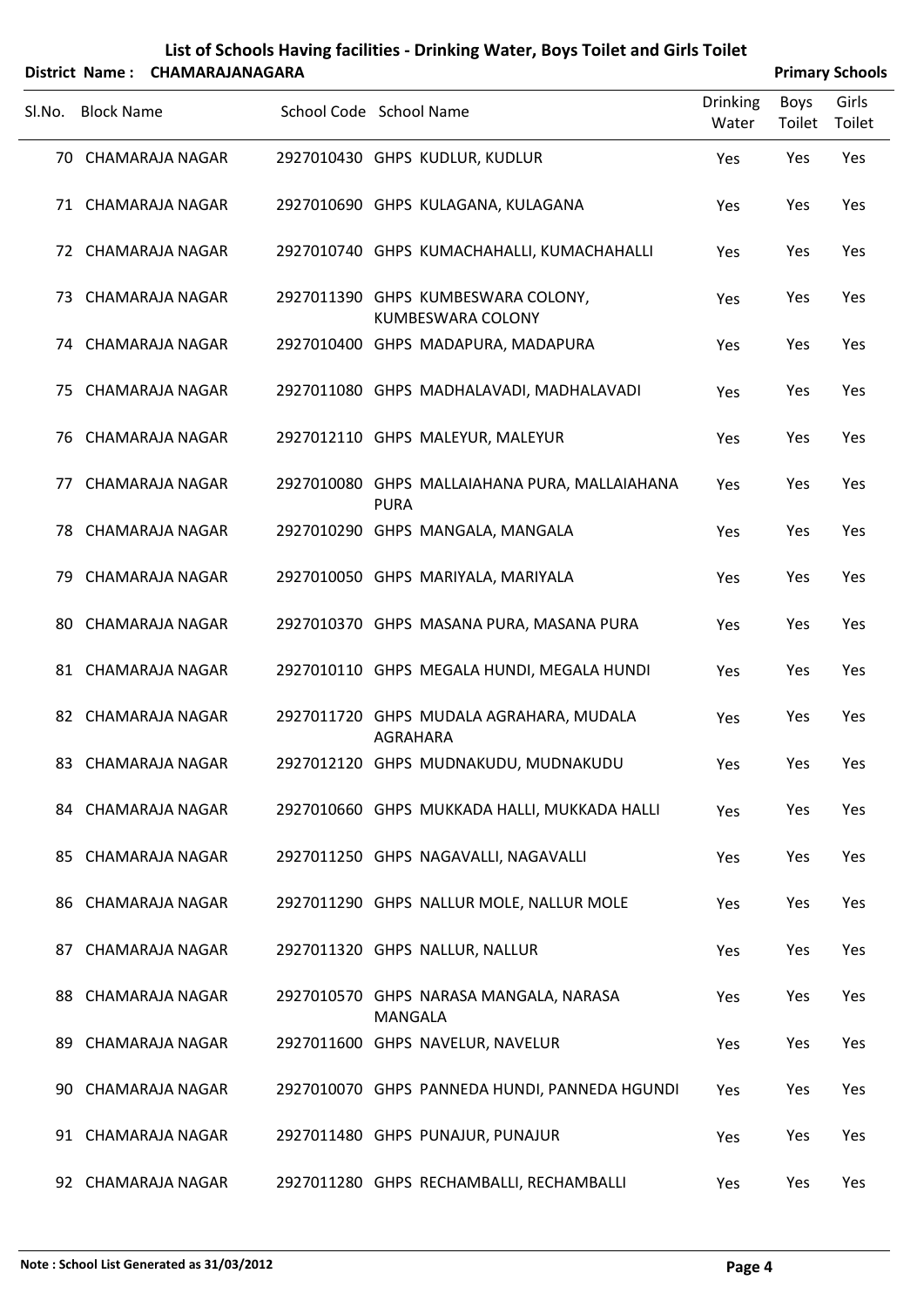# List of Schools Having facilities - Drinking Water, Boys Toilet and Girls Toilet

**District Name : CHAMARAJANAGARA** — **Primary Schools**

| Sl.No. | Block Name | School Code | School Name | Drinking Water | Boys Toilet | Girls Toilet |
|---|---|---|---|---|---|---|
| 70 | CHAMARAJA NAGAR | 2927010430 | GHPS KUDLUR, KUDLUR | Yes | Yes | Yes |
| 71 | CHAMARAJA NAGAR | 2927010690 | GHPS KULAGANA, KULAGANA | Yes | Yes | Yes |
| 72 | CHAMARAJA NAGAR | 2927010740 | GHPS KUMACHAHALLI, KUMACHAHALLI | Yes | Yes | Yes |
| 73 | CHAMARAJA NAGAR | 2927011390 | GHPS KUMBESWARA COLONY, KUMBESWARA COLONY | Yes | Yes | Yes |
| 74 | CHAMARAJA NAGAR | 2927010400 | GHPS MADAPURA, MADAPURA | Yes | Yes | Yes |
| 75 | CHAMARAJA NAGAR | 2927011080 | GHPS MADHALAVADI, MADHALAVADI | Yes | Yes | Yes |
| 76 | CHAMARAJA NAGAR | 2927012110 | GHPS MALEYUR, MALEYUR | Yes | Yes | Yes |
| 77 | CHAMARAJA NAGAR | 2927010080 | GHPS MALLAIAHANA PURA, MALLAIAHANA PURA | Yes | Yes | Yes |
| 78 | CHAMARAJA NAGAR | 2927010290 | GHPS MANGALA, MANGALA | Yes | Yes | Yes |
| 79 | CHAMARAJA NAGAR | 2927010050 | GHPS MARIYALA, MARIYALA | Yes | Yes | Yes |
| 80 | CHAMARAJA NAGAR | 2927010370 | GHPS MASANA PURA, MASANA PURA | Yes | Yes | Yes |
| 81 | CHAMARAJA NAGAR | 2927010110 | GHPS MEGALA HUNDI, MEGALA HUNDI | Yes | Yes | Yes |
| 82 | CHAMARAJA NAGAR | 2927011720 | GHPS MUDALA AGRAHARA, MUDALA AGRAHARA | Yes | Yes | Yes |
| 83 | CHAMARAJA NAGAR | 2927012120 | GHPS MUDNAKUDU, MUDNAKUDU | Yes | Yes | Yes |
| 84 | CHAMARAJA NAGAR | 2927010660 | GHPS MUKKADA HALLI, MUKKADA HALLI | Yes | Yes | Yes |
| 85 | CHAMARAJA NAGAR | 2927011250 | GHPS NAGAVALLI, NAGAVALLI | Yes | Yes | Yes |
| 86 | CHAMARAJA NAGAR | 2927011290 | GHPS NALLUR MOLE, NALLUR MOLE | Yes | Yes | Yes |
| 87 | CHAMARAJA NAGAR | 2927011320 | GHPS NALLUR, NALLUR | Yes | Yes | Yes |
| 88 | CHAMARAJA NAGAR | 2927010570 | GHPS NARASA MANGALA, NARASA MANGALA | Yes | Yes | Yes |
| 89 | CHAMARAJA NAGAR | 2927011600 | GHPS NAVELUR, NAVELUR | Yes | Yes | Yes |
| 90 | CHAMARAJA NAGAR | 2927010070 | GHPS PANNEDA HUNDI, PANNEDA HGUNDI | Yes | Yes | Yes |
| 91 | CHAMARAJA NAGAR | 2927011480 | GHPS PUNAJUR, PUNAJUR | Yes | Yes | Yes |
| 92 | CHAMARAJA NAGAR | 2927011280 | GHPS RECHAMBALLI, RECHAMBALLI | Yes | Yes | Yes |

**Note : School List Generated as 31/03/2012**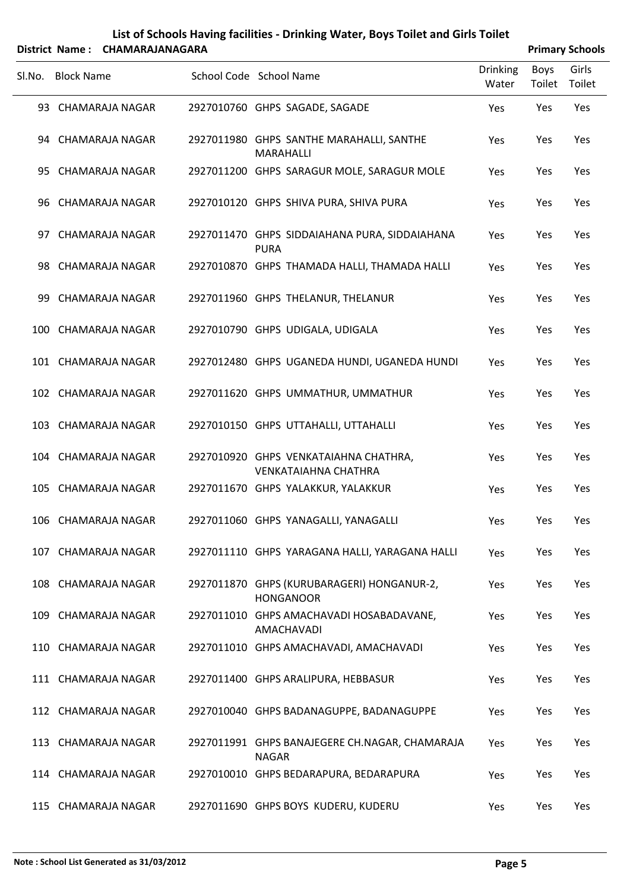# List of Schools Having facilities - Drinking Water, Boys Toilet and Girls Toilet

**District Name : CHAMARAJANAGARA** **Primary Schools**

| Sl.No. | Block Name | School Code | School Name | Drinking Water | Boys Toilet | Girls Toilet |
|---|---|---|---|---|---|---|
| 93 | CHAMARAJA NAGAR | 2927010760 | GHPS SAGADE, SAGADE | Yes | Yes | Yes |
| 94 | CHAMARAJA NAGAR | 2927011980 | GHPS SANTHE MARAHALLI, SANTHE MARAHALLI | Yes | Yes | Yes |
| 95 | CHAMARAJA NAGAR | 2927011200 | GHPS SARAGUR MOLE, SARAGUR MOLE | Yes | Yes | Yes |
| 96 | CHAMARAJA NAGAR | 2927010120 | GHPS SHIVA PURA, SHIVA PURA | Yes | Yes | Yes |
| 97 | CHAMARAJA NAGAR | 2927011470 | GHPS SIDDAIAHANA PURA, SIDDAIAHANA PURA | Yes | Yes | Yes |
| 98 | CHAMARAJA NAGAR | 2927010870 | GHPS THAMADA HALLI, THAMADA HALLI | Yes | Yes | Yes |
| 99 | CHAMARAJA NAGAR | 2927011960 | GHPS THELANUR, THELANUR | Yes | Yes | Yes |
| 100 | CHAMARAJA NAGAR | 2927010790 | GHPS UDIGALA, UDIGALA | Yes | Yes | Yes |
| 101 | CHAMARAJA NAGAR | 2927012480 | GHPS UGANEDA HUNDI, UGANEDA HUNDI | Yes | Yes | Yes |
| 102 | CHAMARAJA NAGAR | 2927011620 | GHPS UMMATHUR, UMMATHUR | Yes | Yes | Yes |
| 103 | CHAMARAJA NAGAR | 2927010150 | GHPS UTTAHALLI, UTTAHALLI | Yes | Yes | Yes |
| 104 | CHAMARAJA NAGAR | 2927010920 | GHPS VENKATAIAHNA CHATHRA, VENKATAIAHNA CHATHRA | Yes | Yes | Yes |
| 105 | CHAMARAJA NAGAR | 2927011670 | GHPS YALAKKUR, YALAKKUR | Yes | Yes | Yes |
| 106 | CHAMARAJA NAGAR | 2927011060 | GHPS YANAGALLI, YANAGALLI | Yes | Yes | Yes |
| 107 | CHAMARAJA NAGAR | 2927011110 | GHPS YARAGANA HALLI, YARAGANA HALLI | Yes | Yes | Yes |
| 108 | CHAMARAJA NAGAR | 2927011870 | GHPS (KURUBARAGERI) HONGANUR-2, HONGANOOR | Yes | Yes | Yes |
| 109 | CHAMARAJA NAGAR | 2927011010 | GHPS AMACHAVADI HOSABADAVANE, AMACHAVADI | Yes | Yes | Yes |
| 110 | CHAMARAJA NAGAR | 2927011010 | GHPS AMACHAVADI, AMACHAVADI | Yes | Yes | Yes |
| 111 | CHAMARAJA NAGAR | 2927011400 | GHPS ARALIPURA, HEBBASUR | Yes | Yes | Yes |
| 112 | CHAMARAJA NAGAR | 2927010040 | GHPS BADANAGUPPE, BADANAGUPPE | Yes | Yes | Yes |
| 113 | CHAMARAJA NAGAR | 2927011991 | GHPS BANAJEGERE CH.NAGAR, CHAMARAJA NAGAR | Yes | Yes | Yes |
| 114 | CHAMARAJA NAGAR | 2927010010 | GHPS BEDARAPURA, BEDARAPURA | Yes | Yes | Yes |
| 115 | CHAMARAJA NAGAR | 2927011690 | GHPS BOYS KUDERU, KUDERU | Yes | Yes | Yes |

**Note : School List Generated as 31/03/2012**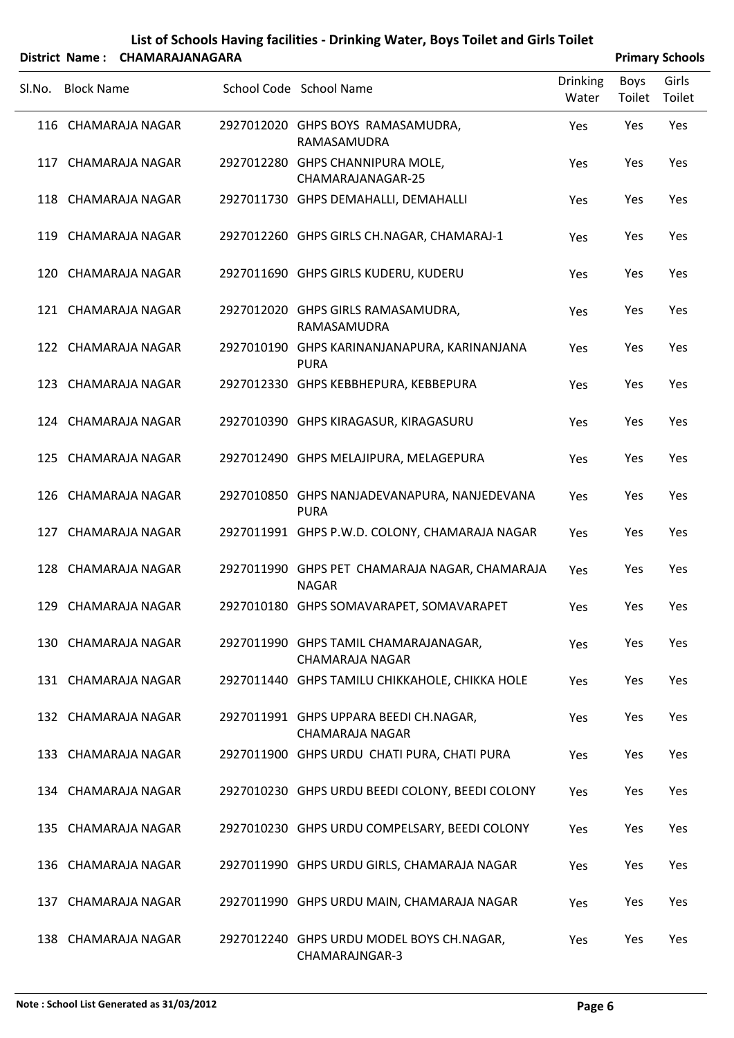# List of Schools Having facilities - Drinking Water, Boys Toilet and Girls Toilet

**District Name : CHAMARAJANAGARA** **Primary Schools**

| Sl.No. | Block Name | School Code | School Name | Drinking Water | Boys Toilet | Girls Toilet |
|---|---|---|---|---|---|---|
| 116 | CHAMARAJA NAGAR | 2927012020 | GHPS BOYS RAMASAMUDRA, RAMASAMUDRA | Yes | Yes | Yes |
| 117 | CHAMARAJA NAGAR | 2927012280 | GHPS CHANNIPURA MOLE, CHAMARAJANAGAR-25 | Yes | Yes | Yes |
| 118 | CHAMARAJA NAGAR | 2927011730 | GHPS DEMAHALLI, DEMAHALLI | Yes | Yes | Yes |
| 119 | CHAMARAJA NAGAR | 2927012260 | GHPS GIRLS CH.NAGAR, CHAMARAJ-1 | Yes | Yes | Yes |
| 120 | CHAMARAJA NAGAR | 2927011690 | GHPS GIRLS KUDERU, KUDERU | Yes | Yes | Yes |
| 121 | CHAMARAJA NAGAR | 2927012020 | GHPS GIRLS RAMASAMUDRA, RAMASAMUDRA | Yes | Yes | Yes |
| 122 | CHAMARAJA NAGAR | 2927010190 | GHPS KARINANJANAPURA, KARINANJANA PURA | Yes | Yes | Yes |
| 123 | CHAMARAJA NAGAR | 2927012330 | GHPS KEBBHEPURA, KEBBEPURA | Yes | Yes | Yes |
| 124 | CHAMARAJA NAGAR | 2927010390 | GHPS KIRAGASUR, KIRAGASURU | Yes | Yes | Yes |
| 125 | CHAMARAJA NAGAR | 2927012490 | GHPS MELAJIPURA, MELAGEPURA | Yes | Yes | Yes |
| 126 | CHAMARAJA NAGAR | 2927010850 | GHPS NANJADEVANAPURA, NANJEDEVANA PURA | Yes | Yes | Yes |
| 127 | CHAMARAJA NAGAR | 2927011991 | GHPS P.W.D. COLONY, CHAMARAJA NAGAR | Yes | Yes | Yes |
| 128 | CHAMARAJA NAGAR | 2927011990 | GHPS PET CHAMARAJA NAGAR, CHAMARAJA NAGAR | Yes | Yes | Yes |
| 129 | CHAMARAJA NAGAR | 2927010180 | GHPS SOMAVARAPET, SOMAVARAPET | Yes | Yes | Yes |
| 130 | CHAMARAJA NAGAR | 2927011990 | GHPS TAMIL CHAMARAJANAGAR, CHAMARAJA NAGAR | Yes | Yes | Yes |
| 131 | CHAMARAJA NAGAR | 2927011440 | GHPS TAMILU CHIKKAHOLE, CHIKKA HOLE | Yes | Yes | Yes |
| 132 | CHAMARAJA NAGAR | 2927011991 | GHPS UPPARA BEEDI CH.NAGAR, CHAMARAJA NAGAR | Yes | Yes | Yes |
| 133 | CHAMARAJA NAGAR | 2927011900 | GHPS URDU CHATI PURA, CHATI PURA | Yes | Yes | Yes |
| 134 | CHAMARAJA NAGAR | 2927010230 | GHPS URDU BEEDI COLONY, BEEDI COLONY | Yes | Yes | Yes |
| 135 | CHAMARAJA NAGAR | 2927010230 | GHPS URDU COMPELSARY, BEEDI COLONY | Yes | Yes | Yes |
| 136 | CHAMARAJA NAGAR | 2927011990 | GHPS URDU GIRLS, CHAMARAJA NAGAR | Yes | Yes | Yes |
| 137 | CHAMARAJA NAGAR | 2927011990 | GHPS URDU MAIN, CHAMARAJA NAGAR | Yes | Yes | Yes |
| 138 | CHAMARAJA NAGAR | 2927012240 | GHPS URDU MODEL BOYS CH.NAGAR, CHAMARAJNGAR-3 | Yes | Yes | Yes |

**Note : School List Generated as 31/03/2012**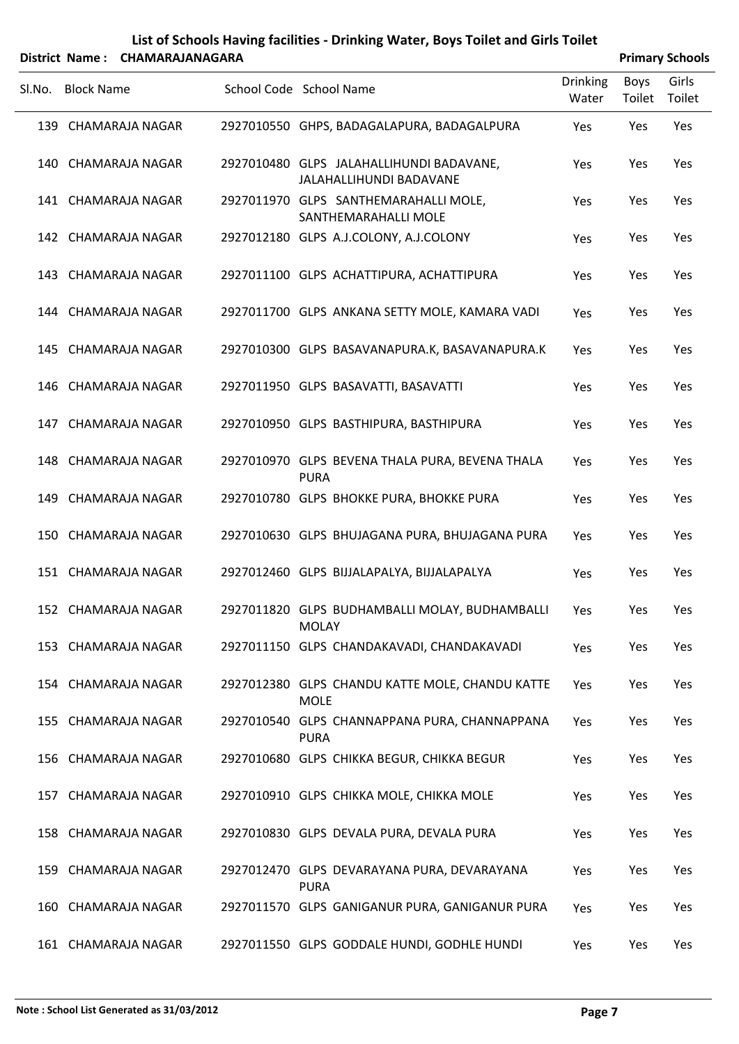# List of Schools Having facilities - Drinking Water, Boys Toilet and Girls Toilet

**District Name : CHAMARAJANAGARA** **Primary Schools**

| Sl.No. | Block Name | School Code | School Name | Drinking Water | Boys Toilet | Girls Toilet |
|---|---|---|---|---|---|---|
| 139 | CHAMARAJA NAGAR | 2927010550 | GHPS, BADAGALAPURA, BADAGALPURA | Yes | Yes | Yes |
| 140 | CHAMARAJA NAGAR | 2927010480 | GLPS JALAHALLIHUNDI BADAVANE, JALAHALLIHUNDI BADAVANE | Yes | Yes | Yes |
| 141 | CHAMARAJA NAGAR | 2927011970 | GLPS SANTHEMARAHALLI MOLE, SANTHEMARAHALLI MOLE | Yes | Yes | Yes |
| 142 | CHAMARAJA NAGAR | 2927012180 | GLPS A.J.COLONY, A.J.COLONY | Yes | Yes | Yes |
| 143 | CHAMARAJA NAGAR | 2927011100 | GLPS ACHATTIPURA, ACHATTIPURA | Yes | Yes | Yes |
| 144 | CHAMARAJA NAGAR | 2927011700 | GLPS ANKANA SETTY MOLE, KAMARA VADI | Yes | Yes | Yes |
| 145 | CHAMARAJA NAGAR | 2927010300 | GLPS BASAVANAPURA.K, BASAVANAPURA.K | Yes | Yes | Yes |
| 146 | CHAMARAJA NAGAR | 2927011950 | GLPS BASAVATTI, BASAVATTI | Yes | Yes | Yes |
| 147 | CHAMARAJA NAGAR | 2927010950 | GLPS BASTHIPURA, BASTHIPURA | Yes | Yes | Yes |
| 148 | CHAMARAJA NAGAR | 2927010970 | GLPS BEVENA THALA PURA, BEVENA THALA PURA | Yes | Yes | Yes |
| 149 | CHAMARAJA NAGAR | 2927010780 | GLPS BHOKKE PURA, BHOKKE PURA | Yes | Yes | Yes |
| 150 | CHAMARAJA NAGAR | 2927010630 | GLPS BHUJAGANA PURA, BHUJAGANA PURA | Yes | Yes | Yes |
| 151 | CHAMARAJA NAGAR | 2927012460 | GLPS BIJJALAPALYA, BIJJALAPALYA | Yes | Yes | Yes |
| 152 | CHAMARAJA NAGAR | 2927011820 | GLPS BUDHAMBALLI MOLAY, BUDHAMBALLI MOLAY | Yes | Yes | Yes |
| 153 | CHAMARAJA NAGAR | 2927011150 | GLPS CHANDAKAVADI, CHANDAKAVADI | Yes | Yes | Yes |
| 154 | CHAMARAJA NAGAR | 2927012380 | GLPS CHANDU KATTE MOLE, CHANDU KATTE MOLE | Yes | Yes | Yes |
| 155 | CHAMARAJA NAGAR | 2927010540 | GLPS CHANNAPPANA PURA, CHANNAPPANA PURA | Yes | Yes | Yes |
| 156 | CHAMARAJA NAGAR | 2927010680 | GLPS CHIKKA BEGUR, CHIKKA BEGUR | Yes | Yes | Yes |
| 157 | CHAMARAJA NAGAR | 2927010910 | GLPS CHIKKA MOLE, CHIKKA MOLE | Yes | Yes | Yes |
| 158 | CHAMARAJA NAGAR | 2927010830 | GLPS DEVALA PURA, DEVALA PURA | Yes | Yes | Yes |
| 159 | CHAMARAJA NAGAR | 2927012470 | GLPS DEVARAYANA PURA, DEVARAYANA PURA | Yes | Yes | Yes |
| 160 | CHAMARAJA NAGAR | 2927011570 | GLPS GANIGANUR PURA, GANIGANUR PURA | Yes | Yes | Yes |
| 161 | CHAMARAJA NAGAR | 2927011550 | GLPS GODDALE HUNDI, GODHLE HUNDI | Yes | Yes | Yes |

Note : School List Generated as 31/03/2012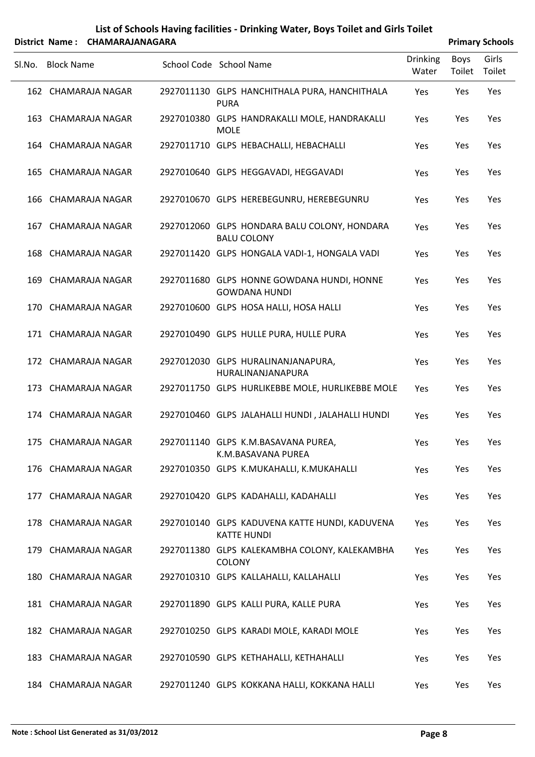# List of Schools Having facilities - Drinking Water, Boys Toilet and Girls Toilet

**District Name : CHAMARAJANAGARA** **Primary Schools**

| Sl.No. | Block Name | School Code | School Name | Drinking Water | Boys Toilet | Girls Toilet |
|---|---|---|---|---|---|---|
| 162 | CHAMARAJA NAGAR | 2927011130 | GLPS HANCHITHALA PURA, HANCHITHALA PURA | Yes | Yes | Yes |
| 163 | CHAMARAJA NAGAR | 2927010380 | GLPS HANDRAKALLI MOLE, HANDRAKALLI MOLE | Yes | Yes | Yes |
| 164 | CHAMARAJA NAGAR | 2927011710 | GLPS HEBACHALLI, HEBACHALLI | Yes | Yes | Yes |
| 165 | CHAMARAJA NAGAR | 2927010640 | GLPS HEGGAVADI, HEGGAVADI | Yes | Yes | Yes |
| 166 | CHAMARAJA NAGAR | 2927010670 | GLPS HEREBEGUNRU, HEREBEGUNRU | Yes | Yes | Yes |
| 167 | CHAMARAJA NAGAR | 2927012060 | GLPS HONDARA BALU COLONY, HONDARA BALU COLONY | Yes | Yes | Yes |
| 168 | CHAMARAJA NAGAR | 2927011420 | GLPS HONGALA VADI-1, HONGALA VADI | Yes | Yes | Yes |
| 169 | CHAMARAJA NAGAR | 2927011680 | GLPS HONNE GOWDANA HUNDI, HONNE GOWDANA HUNDI | Yes | Yes | Yes |
| 170 | CHAMARAJA NAGAR | 2927010600 | GLPS HOSA HALLI, HOSA HALLI | Yes | Yes | Yes |
| 171 | CHAMARAJA NAGAR | 2927010490 | GLPS HULLE PURA, HULLE PURA | Yes | Yes | Yes |
| 172 | CHAMARAJA NAGAR | 2927012030 | GLPS HURALINANJANAPURA, HURALINANJANAPURA | Yes | Yes | Yes |
| 173 | CHAMARAJA NAGAR | 2927011750 | GLPS HURLIKEBBE MOLE, HURLIKEBBE MOLE | Yes | Yes | Yes |
| 174 | CHAMARAJA NAGAR | 2927010460 | GLPS JALAHALLI HUNDI , JALAHALLI HUNDI | Yes | Yes | Yes |
| 175 | CHAMARAJA NAGAR | 2927011140 | GLPS K.M.BASAVANA PUREA, K.M.BASAVANA PUREA | Yes | Yes | Yes |
| 176 | CHAMARAJA NAGAR | 2927010350 | GLPS K.MUKAHALLI, K.MUKAHALLI | Yes | Yes | Yes |
| 177 | CHAMARAJA NAGAR | 2927010420 | GLPS KADAHALLI, KADAHALLI | Yes | Yes | Yes |
| 178 | CHAMARAJA NAGAR | 2927010140 | GLPS KADUVENA KATTE HUNDI, KADUVENA KATTE HUNDI | Yes | Yes | Yes |
| 179 | CHAMARAJA NAGAR | 2927011380 | GLPS KALEKAMBHA COLONY, KALEKAMBHA COLONY | Yes | Yes | Yes |
| 180 | CHAMARAJA NAGAR | 2927010310 | GLPS KALLAHALLI, KALLAHALLI | Yes | Yes | Yes |
| 181 | CHAMARAJA NAGAR | 2927011890 | GLPS KALLI PURA, KALLE PURA | Yes | Yes | Yes |
| 182 | CHAMARAJA NAGAR | 2927010250 | GLPS KARADI MOLE, KARADI MOLE | Yes | Yes | Yes |
| 183 | CHAMARAJA NAGAR | 2927010590 | GLPS KETHAHALLI, KETHAHALLI | Yes | Yes | Yes |
| 184 | CHAMARAJA NAGAR | 2927011240 | GLPS KOKKANA HALLI, KOKKANA HALLI | Yes | Yes | Yes |

**Note : School List Generated as 31/03/2012**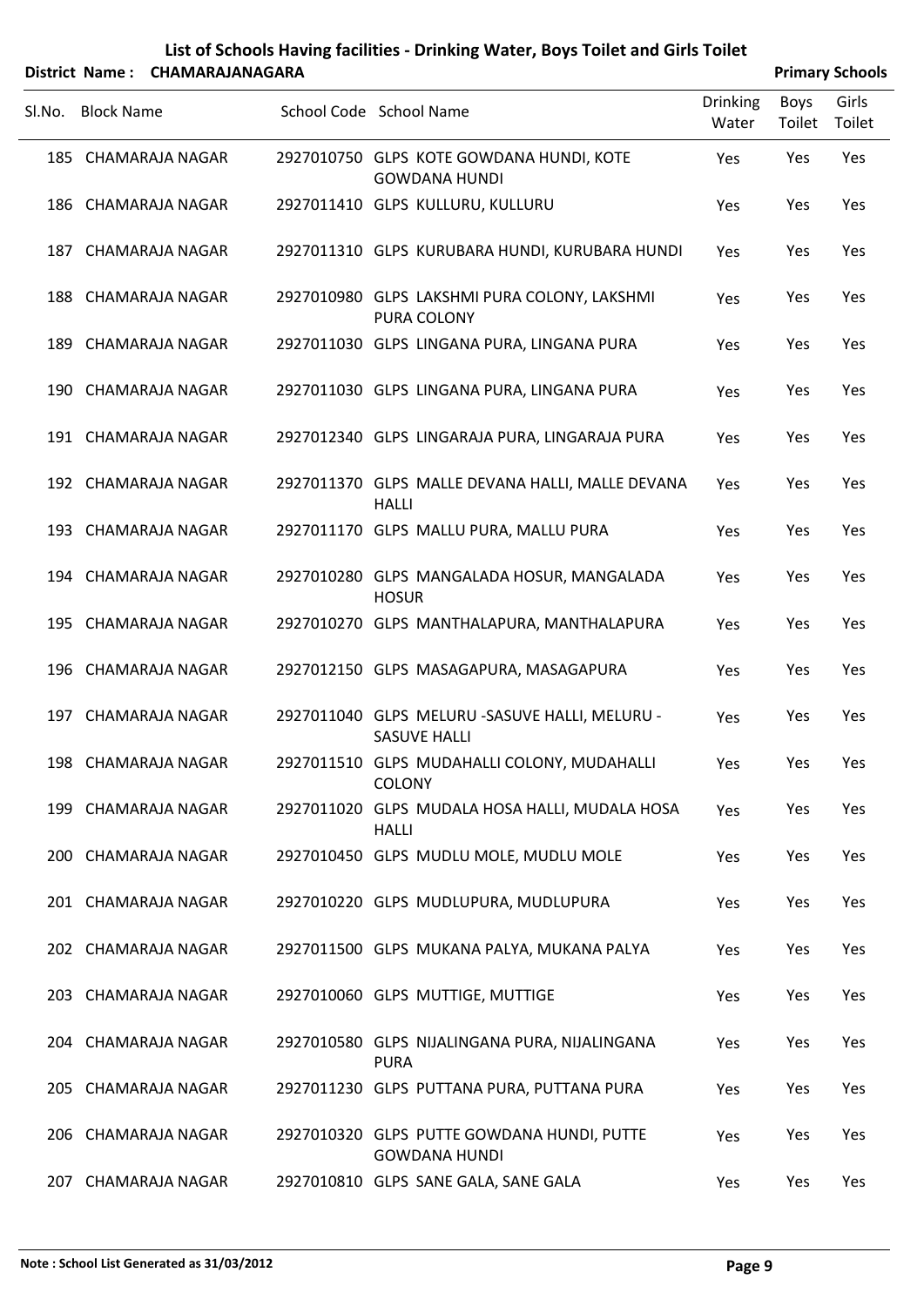# List of Schools Having facilities - Drinking Water, Boys Toilet and Girls Toilet

**District Name : CHAMARAJANAGARA** **Primary Schools**

| Sl.No. | Block Name | School Code | School Name | Drinking Water | Boys Toilet | Girls Toilet |
|---|---|---|---|---|---|---|
| 185 | CHAMARAJA NAGAR | 2927010750 | GLPS KOTE GOWDANA HUNDI, KOTE GOWDANA HUNDI | Yes | Yes | Yes |
| 186 | CHAMARAJA NAGAR | 2927011410 | GLPS KULLURU, KULLURU | Yes | Yes | Yes |
| 187 | CHAMARAJA NAGAR | 2927011310 | GLPS KURUBARA HUNDI, KURUBARA HUNDI | Yes | Yes | Yes |
| 188 | CHAMARAJA NAGAR | 2927010980 | GLPS LAKSHMI PURA COLONY, LAKSHMI PURA COLONY | Yes | Yes | Yes |
| 189 | CHAMARAJA NAGAR | 2927011030 | GLPS LINGANA PURA, LINGANA PURA | Yes | Yes | Yes |
| 190 | CHAMARAJA NAGAR | 2927011030 | GLPS LINGANA PURA, LINGANA PURA | Yes | Yes | Yes |
| 191 | CHAMARAJA NAGAR | 2927012340 | GLPS LINGARAJA PURA, LINGARAJA PURA | Yes | Yes | Yes |
| 192 | CHAMARAJA NAGAR | 2927011370 | GLPS MALLE DEVANA HALLI, MALLE DEVANA HALLI | Yes | Yes | Yes |
| 193 | CHAMARAJA NAGAR | 2927011170 | GLPS MALLU PURA, MALLU PURA | Yes | Yes | Yes |
| 194 | CHAMARAJA NAGAR | 2927010280 | GLPS MANGALADA HOSUR, MANGALADA HOSUR | Yes | Yes | Yes |
| 195 | CHAMARAJA NAGAR | 2927010270 | GLPS MANTHALAPURA, MANTHALAPURA | Yes | Yes | Yes |
| 196 | CHAMARAJA NAGAR | 2927012150 | GLPS MASAGAPURA, MASAGAPURA | Yes | Yes | Yes |
| 197 | CHAMARAJA NAGAR | 2927011040 | GLPS MELURU -SASUVE HALLI, MELURU - SASUVE HALLI | Yes | Yes | Yes |
| 198 | CHAMARAJA NAGAR | 2927011510 | GLPS MUDAHALLI COLONY, MUDAHALLI COLONY | Yes | Yes | Yes |
| 199 | CHAMARAJA NAGAR | 2927011020 | GLPS MUDALA HOSA HALLI, MUDALA HOSA HALLI | Yes | Yes | Yes |
| 200 | CHAMARAJA NAGAR | 2927010450 | GLPS MUDLU MOLE, MUDLU MOLE | Yes | Yes | Yes |
| 201 | CHAMARAJA NAGAR | 2927010220 | GLPS MUDLUPURA, MUDLUPURA | Yes | Yes | Yes |
| 202 | CHAMARAJA NAGAR | 2927011500 | GLPS MUKANA PALYA, MUKANA PALYA | Yes | Yes | Yes |
| 203 | CHAMARAJA NAGAR | 2927010060 | GLPS MUTTIGE, MUTTIGE | Yes | Yes | Yes |
| 204 | CHAMARAJA NAGAR | 2927010580 | GLPS NIJALINGANA PURA, NIJALINGANA PURA | Yes | Yes | Yes |
| 205 | CHAMARAJA NAGAR | 2927011230 | GLPS PUTTANA PURA, PUTTANA PURA | Yes | Yes | Yes |
| 206 | CHAMARAJA NAGAR | 2927010320 | GLPS PUTTE GOWDANA HUNDI, PUTTE GOWDANA HUNDI | Yes | Yes | Yes |
| 207 | CHAMARAJA NAGAR | 2927010810 | GLPS SANE GALA, SANE GALA | Yes | Yes | Yes |

**Note : School List Generated as 31/03/2012**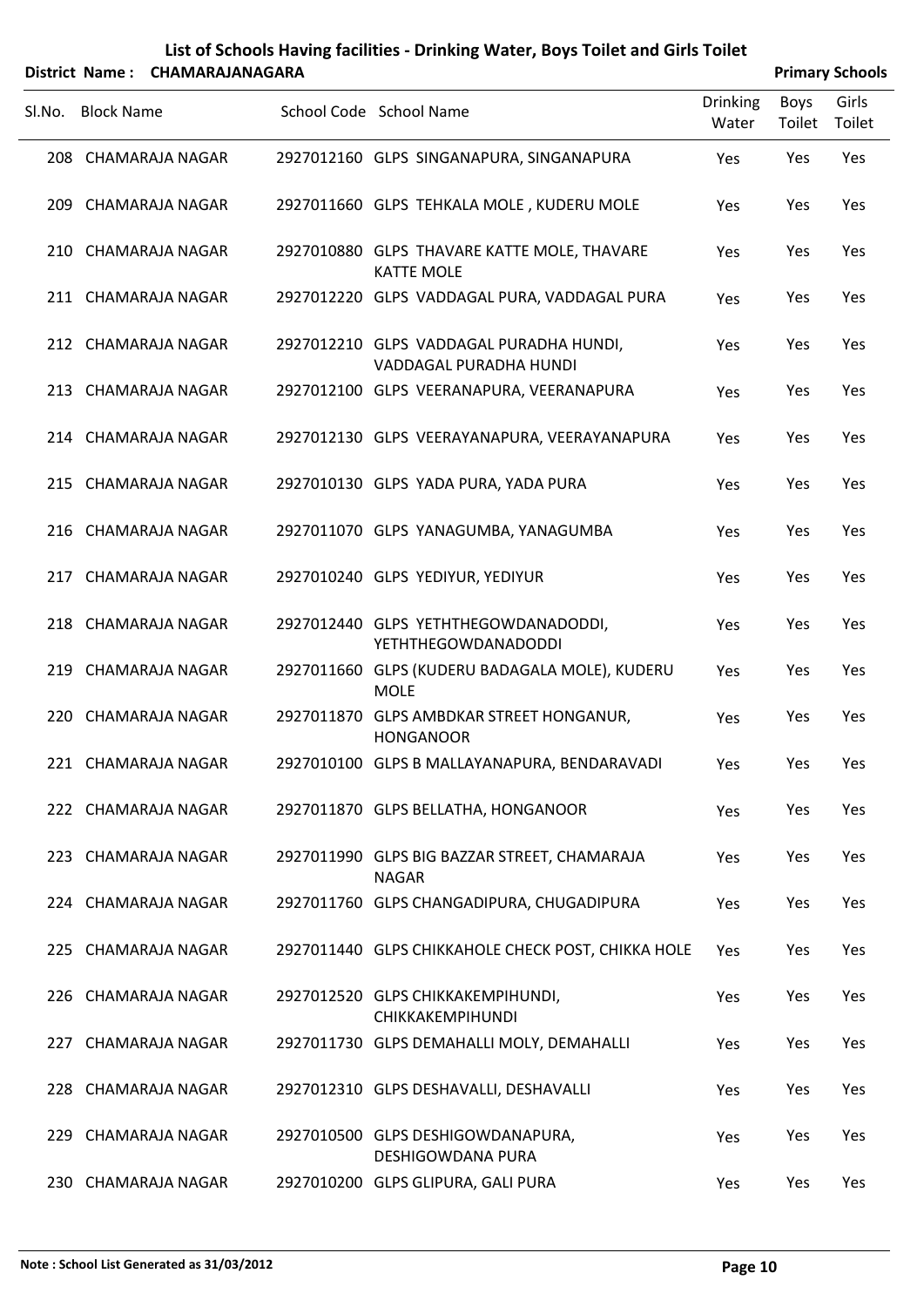# List of Schools Having facilities - Drinking Water, Boys Toilet and Girls Toilet

**District Name : CHAMARAJANAGARA** **Primary Schools**

| Sl.No. | Block Name | School Code | School Name | Drinking Water | Boys Toilet | Girls Toilet |
|---|---|---|---|---|---|---|
| 208 | CHAMARAJA NAGAR | 2927012160 | GLPS SINGANAPURA, SINGANAPURA | Yes | Yes | Yes |
| 209 | CHAMARAJA NAGAR | 2927011660 | GLPS TEHKALA MOLE , KUDERU MOLE | Yes | Yes | Yes |
| 210 | CHAMARAJA NAGAR | 2927010880 | GLPS THAVARE KATTE MOLE, THAVARE KATTE MOLE | Yes | Yes | Yes |
| 211 | CHAMARAJA NAGAR | 2927012220 | GLPS VADDAGAL PURA, VADDAGAL PURA | Yes | Yes | Yes |
| 212 | CHAMARAJA NAGAR | 2927012210 | GLPS VADDAGAL PURADHA HUNDI, VADDAGAL PURADHA HUNDI | Yes | Yes | Yes |
| 213 | CHAMARAJA NAGAR | 2927012100 | GLPS VEERANAPURA, VEERANAPURA | Yes | Yes | Yes |
| 214 | CHAMARAJA NAGAR | 2927012130 | GLPS VEERAYANAPURA, VEERAYANAPURA | Yes | Yes | Yes |
| 215 | CHAMARAJA NAGAR | 2927010130 | GLPS YADA PURA, YADA PURA | Yes | Yes | Yes |
| 216 | CHAMARAJA NAGAR | 2927011070 | GLPS YANAGUMBA, YANAGUMBA | Yes | Yes | Yes |
| 217 | CHAMARAJA NAGAR | 2927010240 | GLPS YEDIYUR, YEDIYUR | Yes | Yes | Yes |
| 218 | CHAMARAJA NAGAR | 2927012440 | GLPS YETHTHEGOWDANADODDI, YETHTHEGOWDANADODDI | Yes | Yes | Yes |
| 219 | CHAMARAJA NAGAR | 2927011660 | GLPS (KUDERU BADAGALA MOLE), KUDERU MOLE | Yes | Yes | Yes |
| 220 | CHAMARAJA NAGAR | 2927011870 | GLPS AMBDKAR STREET HONGANUR, HONGANOOR | Yes | Yes | Yes |
| 221 | CHAMARAJA NAGAR | 2927010100 | GLPS B MALLAYANAPURA, BENDARAVADI | Yes | Yes | Yes |
| 222 | CHAMARAJA NAGAR | 2927011870 | GLPS BELLATHA, HONGANOOR | Yes | Yes | Yes |
| 223 | CHAMARAJA NAGAR | 2927011990 | GLPS BIG BAZZAR STREET, CHAMARAJA NAGAR | Yes | Yes | Yes |
| 224 | CHAMARAJA NAGAR | 2927011760 | GLPS CHANGADIPURA, CHUGADIPURA | Yes | Yes | Yes |
| 225 | CHAMARAJA NAGAR | 2927011440 | GLPS CHIKKAHOLE CHECK POST, CHIKKA HOLE | Yes | Yes | Yes |
| 226 | CHAMARAJA NAGAR | 2927012520 | GLPS CHIKKAKEMPIHUNDI, CHIKKAKEMPIHUNDI | Yes | Yes | Yes |
| 227 | CHAMARAJA NAGAR | 2927011730 | GLPS DEMAHALLI MOLY, DEMAHALLI | Yes | Yes | Yes |
| 228 | CHAMARAJA NAGAR | 2927012310 | GLPS DESHAVALLI, DESHAVALLI | Yes | Yes | Yes |
| 229 | CHAMARAJA NAGAR | 2927010500 | GLPS DESHIGOWDANAPURA, DESHIGOWDANA PURA | Yes | Yes | Yes |
| 230 | CHAMARAJA NAGAR | 2927010200 | GLPS GLIPURA, GALI PURA | Yes | Yes | Yes |

**Note : School List Generated as 31/03/2012**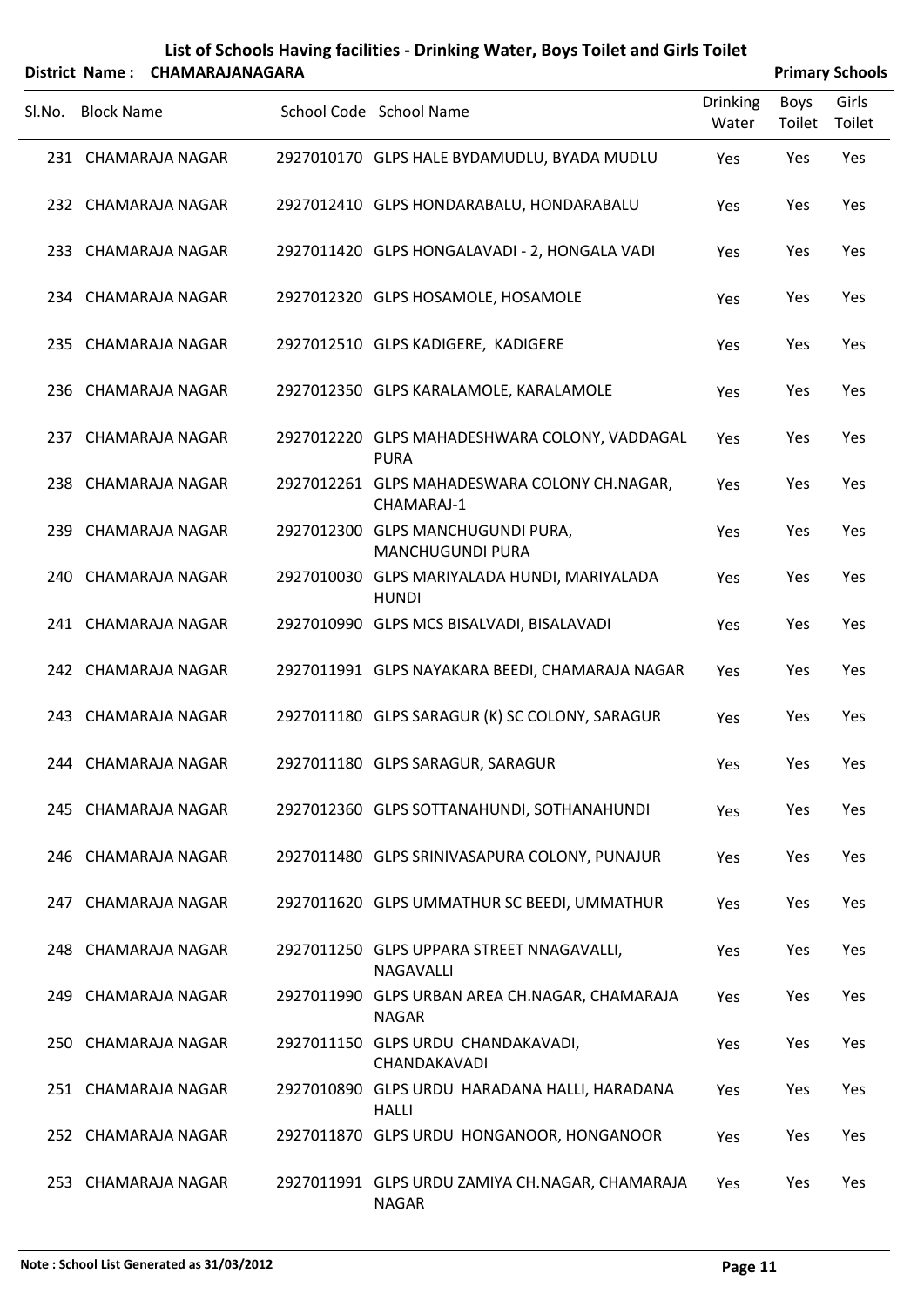# List of Schools Having facilities - Drinking Water, Boys Toilet and Girls Toilet

**District Name : CHAMARAJANAGARA** **Primary Schools**

| Sl.No. | Block Name | School Code | School Name | Drinking Water | Boys Toilet | Girls Toilet |
|---|---|---|---|---|---|---|
| 231 | CHAMARAJA NAGAR | 2927010170 | GLPS HALE BYDAMUDLU, BYADA MUDLU | Yes | Yes | Yes |
| 232 | CHAMARAJA NAGAR | 2927012410 | GLPS HONDARABALU, HONDARABALU | Yes | Yes | Yes |
| 233 | CHAMARAJA NAGAR | 2927011420 | GLPS HONGALAVADI - 2, HONGALA VADI | Yes | Yes | Yes |
| 234 | CHAMARAJA NAGAR | 2927012320 | GLPS HOSAMOLE, HOSAMOLE | Yes | Yes | Yes |
| 235 | CHAMARAJA NAGAR | 2927012510 | GLPS KADIGERE, KADIGERE | Yes | Yes | Yes |
| 236 | CHAMARAJA NAGAR | 2927012350 | GLPS KARALAMOLE, KARALAMOLE | Yes | Yes | Yes |
| 237 | CHAMARAJA NAGAR | 2927012220 | GLPS MAHADESHWARA COLONY, VADDAGAL PURA | Yes | Yes | Yes |
| 238 | CHAMARAJA NAGAR | 2927012261 | GLPS MAHADESWARA COLONY CH.NAGAR, CHAMARAJ-1 | Yes | Yes | Yes |
| 239 | CHAMARAJA NAGAR | 2927012300 | GLPS MANCHUGUNDI PURA, MANCHUGUNDI PURA | Yes | Yes | Yes |
| 240 | CHAMARAJA NAGAR | 2927010030 | GLPS MARIYALADA HUNDI, MARIYALADA HUNDI | Yes | Yes | Yes |
| 241 | CHAMARAJA NAGAR | 2927010990 | GLPS MCS BISALVADI, BISALAVADI | Yes | Yes | Yes |
| 242 | CHAMARAJA NAGAR | 2927011991 | GLPS NAYAKARA BEEDI, CHAMARAJA NAGAR | Yes | Yes | Yes |
| 243 | CHAMARAJA NAGAR | 2927011180 | GLPS SARAGUR (K) SC COLONY, SARAGUR | Yes | Yes | Yes |
| 244 | CHAMARAJA NAGAR | 2927011180 | GLPS SARAGUR, SARAGUR | Yes | Yes | Yes |
| 245 | CHAMARAJA NAGAR | 2927012360 | GLPS SOTTANAHUNDI, SOTHANAHUNDI | Yes | Yes | Yes |
| 246 | CHAMARAJA NAGAR | 2927011480 | GLPS SRINIVASAPURA COLONY, PUNAJUR | Yes | Yes | Yes |
| 247 | CHAMARAJA NAGAR | 2927011620 | GLPS UMMATHUR SC BEEDI, UMMATHUR | Yes | Yes | Yes |
| 248 | CHAMARAJA NAGAR | 2927011250 | GLPS UPPARA STREET NNAGAVALLI, NAGAVALLI | Yes | Yes | Yes |
| 249 | CHAMARAJA NAGAR | 2927011990 | GLPS URBAN AREA CH.NAGAR, CHAMARAJA NAGAR | Yes | Yes | Yes |
| 250 | CHAMARAJA NAGAR | 2927011150 | GLPS URDU CHANDAKAVADI, CHANDAKAVADI | Yes | Yes | Yes |
| 251 | CHAMARAJA NAGAR | 2927010890 | GLPS URDU HARADANA HALLI, HARADANA HALLI | Yes | Yes | Yes |
| 252 | CHAMARAJA NAGAR | 2927011870 | GLPS URDU HONGANOOR, HONGANOOR | Yes | Yes | Yes |
| 253 | CHAMARAJA NAGAR | 2927011991 | GLPS URDU ZAMIYA CH.NAGAR, CHAMARAJA NAGAR | Yes | Yes | Yes |

**Note : School List Generated as 31/03/2012**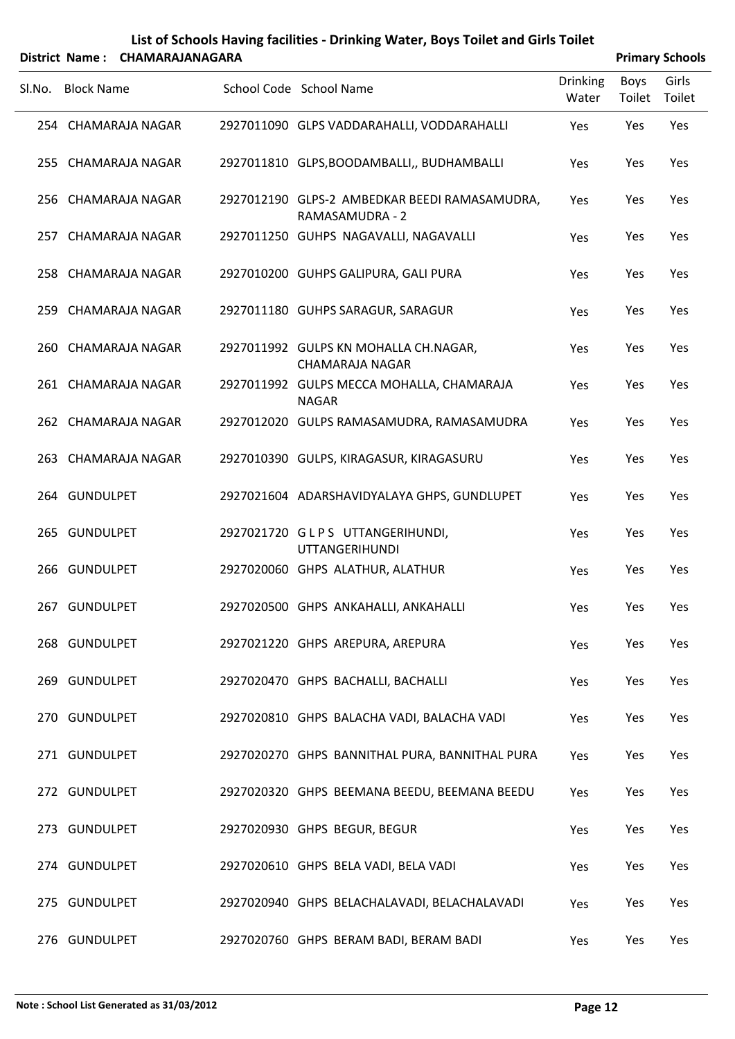# List of Schools Having facilities - Drinking Water, Boys Toilet and Girls Toilet

**District Name : CHAMARAJANAGARA** **Primary Schools**

| Sl.No. | Block Name | School Code | School Name | Drinking Water | Boys Toilet | Girls Toilet |
|---|---|---|---|---|---|---|
| 254 | CHAMARAJA NAGAR | 2927011090 | GLPS VADDARAHALLI, VODDARAHALLI | Yes | Yes | Yes |
| 255 | CHAMARAJA NAGAR | 2927011810 | GLPS,BOODAMBALLI,, BUDHAMBALLI | Yes | Yes | Yes |
| 256 | CHAMARAJA NAGAR | 2927012190 | GLPS-2 AMBEDKAR BEEDI RAMASAMUDRA, RAMASAMUDRA - 2 | Yes | Yes | Yes |
| 257 | CHAMARAJA NAGAR | 2927011250 | GUHPS NAGAVALLI, NAGAVALLI | Yes | Yes | Yes |
| 258 | CHAMARAJA NAGAR | 2927010200 | GUHPS GALIPURA, GALI PURA | Yes | Yes | Yes |
| 259 | CHAMARAJA NAGAR | 2927011180 | GUHPS SARAGUR, SARAGUR | Yes | Yes | Yes |
| 260 | CHAMARAJA NAGAR | 2927011992 | GULPS KN MOHALLA CH.NAGAR, CHAMARAJA NAGAR | Yes | Yes | Yes |
| 261 | CHAMARAJA NAGAR | 2927011992 | GULPS MECCA MOHALLA, CHAMARAJA NAGAR | Yes | Yes | Yes |
| 262 | CHAMARAJA NAGAR | 2927012020 | GULPS RAMASAMUDRA, RAMASAMUDRA | Yes | Yes | Yes |
| 263 | CHAMARAJA NAGAR | 2927010390 | GULPS, KIRAGASUR, KIRAGASURU | Yes | Yes | Yes |
| 264 | GUNDULPET | 2927021604 | ADARSHAVIDYALAYA GHPS, GUNDLUPET | Yes | Yes | Yes |
| 265 | GUNDULPET | 2927021720 | G L P S UTTANGERIHUNDI, UTTANGERIHUNDI | Yes | Yes | Yes |
| 266 | GUNDULPET | 2927020060 | GHPS ALATHUR, ALATHUR | Yes | Yes | Yes |
| 267 | GUNDULPET | 2927020500 | GHPS ANKAHALLI, ANKAHALLI | Yes | Yes | Yes |
| 268 | GUNDULPET | 2927021220 | GHPS AREPURA, AREPURA | Yes | Yes | Yes |
| 269 | GUNDULPET | 2927020470 | GHPS BACHALLI, BACHALLI | Yes | Yes | Yes |
| 270 | GUNDULPET | 2927020810 | GHPS BALACHA VADI, BALACHA VADI | Yes | Yes | Yes |
| 271 | GUNDULPET | 2927020270 | GHPS BANNITHAL PURA, BANNITHAL PURA | Yes | Yes | Yes |
| 272 | GUNDULPET | 2927020320 | GHPS BEEMANA BEEDU, BEEMANA BEEDU | Yes | Yes | Yes |
| 273 | GUNDULPET | 2927020930 | GHPS BEGUR, BEGUR | Yes | Yes | Yes |
| 274 | GUNDULPET | 2927020610 | GHPS BELA VADI, BELA VADI | Yes | Yes | Yes |
| 275 | GUNDULPET | 2927020940 | GHPS BELACHALAVADI, BELACHALAVADI | Yes | Yes | Yes |
| 276 | GUNDULPET | 2927020760 | GHPS BERAM BADI, BERAM BADI | Yes | Yes | Yes |

Note : School List Generated as 31/03/2012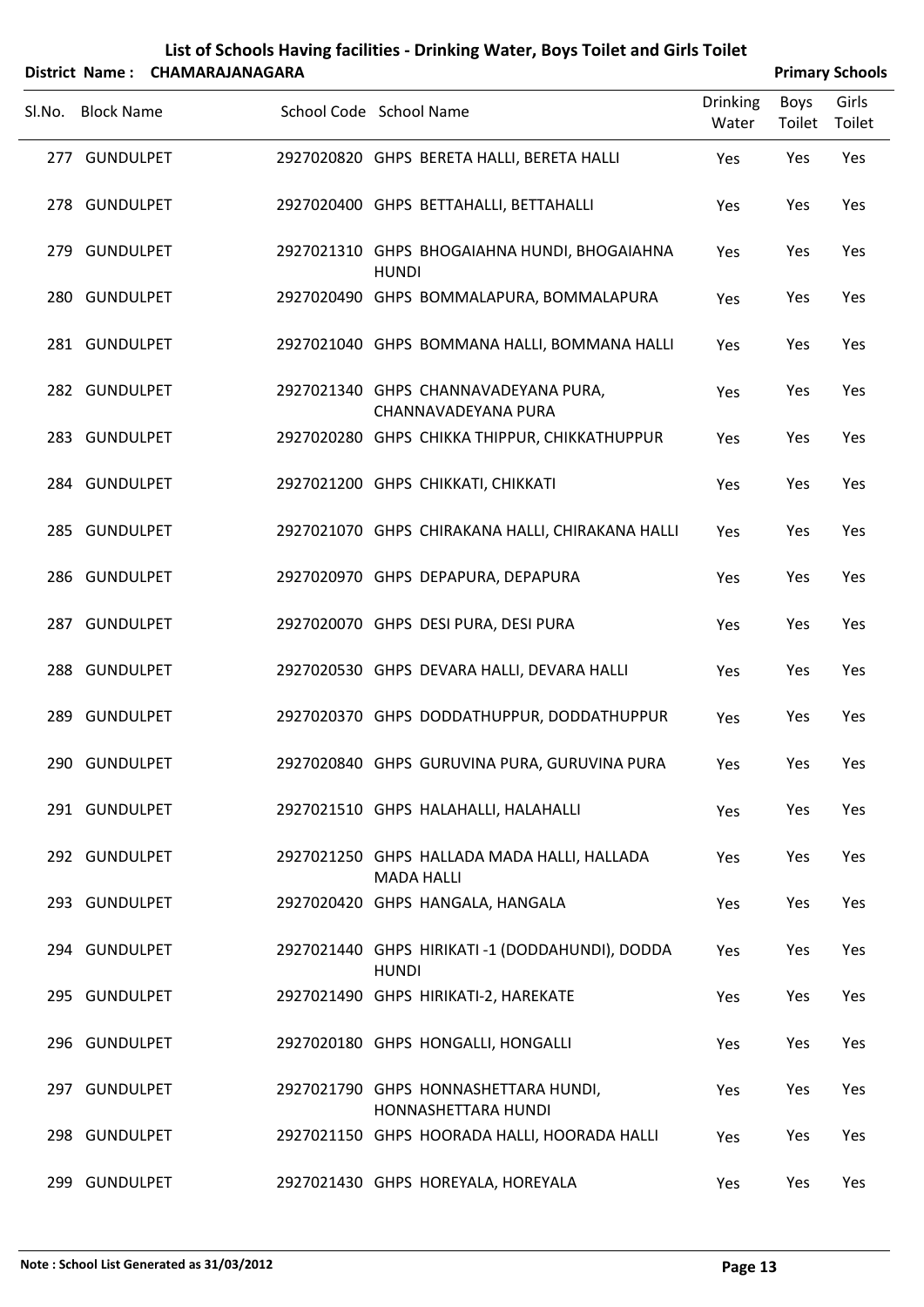# List of Schools Having facilities - Drinking Water, Boys Toilet and Girls Toilet

**District Name : CHAMARAJANAGARA** **Primary Schools**

| Sl.No. | Block Name | School Code | School Name | Drinking Water | Boys Toilet | Girls Toilet |
|---|---|---|---|---|---|---|
| 277 | GUNDULPET | 2927020820 | GHPS BERETA HALLI, BERETA HALLI | Yes | Yes | Yes |
| 278 | GUNDULPET | 2927020400 | GHPS BETTAHALLI, BETTAHALLI | Yes | Yes | Yes |
| 279 | GUNDULPET | 2927021310 | GHPS BHOGAIAHNA HUNDI, BHOGAIAHNA HUNDI | Yes | Yes | Yes |
| 280 | GUNDULPET | 2927020490 | GHPS BOMMALAPURA, BOMMALAPURA | Yes | Yes | Yes |
| 281 | GUNDULPET | 2927021040 | GHPS BOMMANA HALLI, BOMMANA HALLI | Yes | Yes | Yes |
| 282 | GUNDULPET | 2927021340 | GHPS CHANNAVADEYANA PURA, CHANNAVADEYANA PURA | Yes | Yes | Yes |
| 283 | GUNDULPET | 2927020280 | GHPS CHIKKA THIPPUR, CHIKKATHUPPUR | Yes | Yes | Yes |
| 284 | GUNDULPET | 2927021200 | GHPS CHIKKATI, CHIKKATI | Yes | Yes | Yes |
| 285 | GUNDULPET | 2927021070 | GHPS CHIRAKANA HALLI, CHIRAKANA HALLI | Yes | Yes | Yes |
| 286 | GUNDULPET | 2927020970 | GHPS DEPAPURA, DEPAPURA | Yes | Yes | Yes |
| 287 | GUNDULPET | 2927020070 | GHPS DESI PURA, DESI PURA | Yes | Yes | Yes |
| 288 | GUNDULPET | 2927020530 | GHPS DEVARA HALLI, DEVARA HALLI | Yes | Yes | Yes |
| 289 | GUNDULPET | 2927020370 | GHPS DODDATHUPPUR, DODDATHUPPUR | Yes | Yes | Yes |
| 290 | GUNDULPET | 2927020840 | GHPS GURUVINA PURA, GURUVINA PURA | Yes | Yes | Yes |
| 291 | GUNDULPET | 2927021510 | GHPS HALAHALLI, HALAHALLI | Yes | Yes | Yes |
| 292 | GUNDULPET | 2927021250 | GHPS HALLADA MADA HALLI, HALLADA MADA HALLI | Yes | Yes | Yes |
| 293 | GUNDULPET | 2927020420 | GHPS HANGALA, HANGALA | Yes | Yes | Yes |
| 294 | GUNDULPET | 2927021440 | GHPS HIRIKATI -1 (DODDAHUNDI), DODDA HUNDI | Yes | Yes | Yes |
| 295 | GUNDULPET | 2927021490 | GHPS HIRIKATI-2, HAREKATE | Yes | Yes | Yes |
| 296 | GUNDULPET | 2927020180 | GHPS HONGALLI, HONGALLI | Yes | Yes | Yes |
| 297 | GUNDULPET | 2927021790 | GHPS HONNASHETTARA HUNDI, HONNASHETTARA HUNDI | Yes | Yes | Yes |
| 298 | GUNDULPET | 2927021150 | GHPS HOORADA HALLI, HOORADA HALLI | Yes | Yes | Yes |
| 299 | GUNDULPET | 2927021430 | GHPS HOREYALA, HOREYALA | Yes | Yes | Yes |

**Note : School List Generated as 31/03/2012**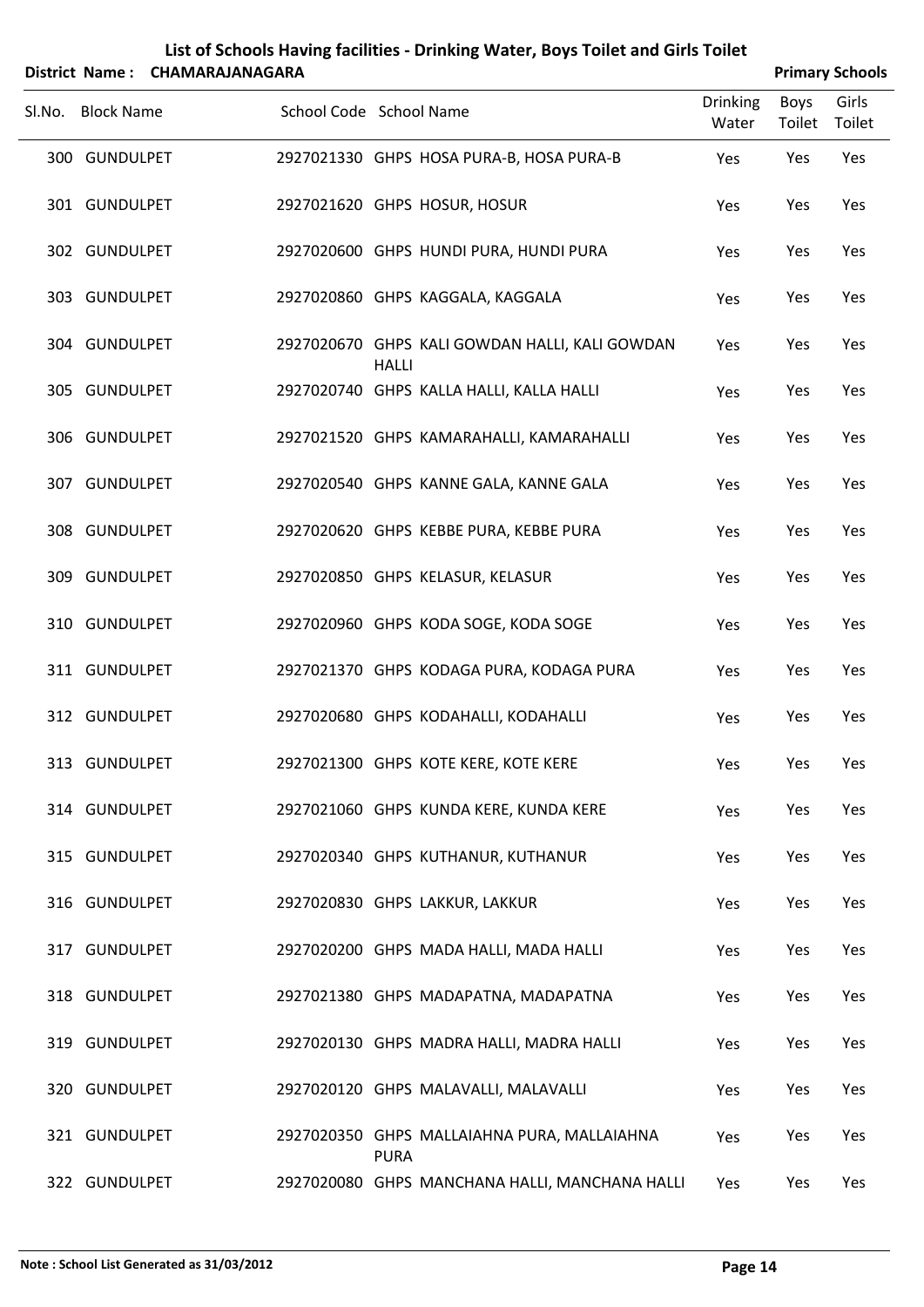# List of Schools Having facilities - Drinking Water, Boys Toilet and Girls Toilet

**District Name : CHAMARAJANAGARA** **Primary Schools**

| Sl.No. | Block Name | School Code | School Name | Drinking Water | Boys Toilet | Girls Toilet |
|---|---|---|---|---|---|---|
| 300 | GUNDULPET | 2927021330 | GHPS HOSA PURA-B, HOSA PURA-B | Yes | Yes | Yes |
| 301 | GUNDULPET | 2927021620 | GHPS HOSUR, HOSUR | Yes | Yes | Yes |
| 302 | GUNDULPET | 2927020600 | GHPS HUNDI PURA, HUNDI PURA | Yes | Yes | Yes |
| 303 | GUNDULPET | 2927020860 | GHPS KAGGALA, KAGGALA | Yes | Yes | Yes |
| 304 | GUNDULPET | 2927020670 | GHPS KALI GOWDAN HALLI, KALI GOWDAN HALLI | Yes | Yes | Yes |
| 305 | GUNDULPET | 2927020740 | GHPS KALLA HALLI, KALLA HALLI | Yes | Yes | Yes |
| 306 | GUNDULPET | 2927021520 | GHPS KAMARAHALLI, KAMARAHALLI | Yes | Yes | Yes |
| 307 | GUNDULPET | 2927020540 | GHPS KANNE GALA, KANNE GALA | Yes | Yes | Yes |
| 308 | GUNDULPET | 2927020620 | GHPS KEBBE PURA, KEBBE PURA | Yes | Yes | Yes |
| 309 | GUNDULPET | 2927020850 | GHPS KELASUR, KELASUR | Yes | Yes | Yes |
| 310 | GUNDULPET | 2927020960 | GHPS KODA SOGE, KODA SOGE | Yes | Yes | Yes |
| 311 | GUNDULPET | 2927021370 | GHPS KODAGA PURA, KODAGA PURA | Yes | Yes | Yes |
| 312 | GUNDULPET | 2927020680 | GHPS KODAHALLI, KODAHALLI | Yes | Yes | Yes |
| 313 | GUNDULPET | 2927021300 | GHPS KOTE KERE, KOTE KERE | Yes | Yes | Yes |
| 314 | GUNDULPET | 2927021060 | GHPS KUNDA KERE, KUNDA KERE | Yes | Yes | Yes |
| 315 | GUNDULPET | 2927020340 | GHPS KUTHANUR, KUTHANUR | Yes | Yes | Yes |
| 316 | GUNDULPET | 2927020830 | GHPS LAKKUR, LAKKUR | Yes | Yes | Yes |
| 317 | GUNDULPET | 2927020200 | GHPS MADA HALLI, MADA HALLI | Yes | Yes | Yes |
| 318 | GUNDULPET | 2927021380 | GHPS MADAPATNA, MADAPATNA | Yes | Yes | Yes |
| 319 | GUNDULPET | 2927020130 | GHPS MADRA HALLI, MADRA HALLI | Yes | Yes | Yes |
| 320 | GUNDULPET | 2927020120 | GHPS MALAVALLI, MALAVALLI | Yes | Yes | Yes |
| 321 | GUNDULPET | 2927020350 | GHPS MALLAIAHNA PURA, MALLAIAHNA PURA | Yes | Yes | Yes |
| 322 | GUNDULPET | 2927020080 | GHPS MANCHANA HALLI, MANCHANA HALLI | Yes | Yes | Yes |

**Note : School List Generated as 31/03/2012**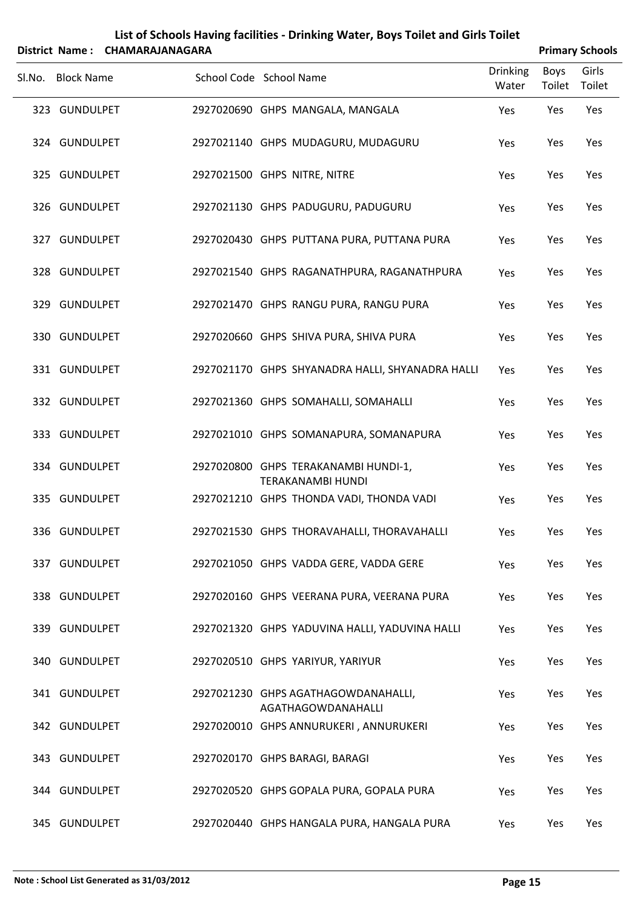# List of Schools Having facilities - Drinking Water, Boys Toilet and Girls Toilet

**District Name : CHAMARAJANAGARA** **Primary Schools**

| Sl.No. | Block Name | School Code | School Name | Drinking Water | Boys Toilet | Girls Toilet |
|---|---|---|---|---|---|---|
| 323 | GUNDULPET | 2927020690 | GHPS MANGALA, MANGALA | Yes | Yes | Yes |
| 324 | GUNDULPET | 2927021140 | GHPS MUDAGURU, MUDAGURU | Yes | Yes | Yes |
| 325 | GUNDULPET | 2927021500 | GHPS NITRE, NITRE | Yes | Yes | Yes |
| 326 | GUNDULPET | 2927021130 | GHPS PADUGURU, PADUGURU | Yes | Yes | Yes |
| 327 | GUNDULPET | 2927020430 | GHPS PUTTANA PURA, PUTTANA PURA | Yes | Yes | Yes |
| 328 | GUNDULPET | 2927021540 | GHPS RAGANATHPURA, RAGANATHPURA | Yes | Yes | Yes |
| 329 | GUNDULPET | 2927021470 | GHPS RANGU PURA, RANGU PURA | Yes | Yes | Yes |
| 330 | GUNDULPET | 2927020660 | GHPS SHIVA PURA, SHIVA PURA | Yes | Yes | Yes |
| 331 | GUNDULPET | 2927021170 | GHPS SHYANADRA HALLI, SHYANADRA HALLI | Yes | Yes | Yes |
| 332 | GUNDULPET | 2927021360 | GHPS SOMAHALLI, SOMAHALLI | Yes | Yes | Yes |
| 333 | GUNDULPET | 2927021010 | GHPS SOMANAPURA, SOMANAPURA | Yes | Yes | Yes |
| 334 | GUNDULPET | 2927020800 | GHPS TERAKANAMBI HUNDI-1, TERAKANAMBI HUNDI | Yes | Yes | Yes |
| 335 | GUNDULPET | 2927021210 | GHPS THONDA VADI, THONDA VADI | Yes | Yes | Yes |
| 336 | GUNDULPET | 2927021530 | GHPS THORAVAHALLI, THORAVAHALLI | Yes | Yes | Yes |
| 337 | GUNDULPET | 2927021050 | GHPS VADDA GERE, VADDA GERE | Yes | Yes | Yes |
| 338 | GUNDULPET | 2927020160 | GHPS VEERANA PURA, VEERANA PURA | Yes | Yes | Yes |
| 339 | GUNDULPET | 2927021320 | GHPS YADUVINA HALLI, YADUVINA HALLI | Yes | Yes | Yes |
| 340 | GUNDULPET | 2927020510 | GHPS YARIYUR, YARIYUR | Yes | Yes | Yes |
| 341 | GUNDULPET | 2927021230 | GHPS AGATHAGOWDANAHALLI, AGATHAGOWDANAHALLI | Yes | Yes | Yes |
| 342 | GUNDULPET | 2927020010 | GHPS ANNURUKERI , ANNURUKERI | Yes | Yes | Yes |
| 343 | GUNDULPET | 2927020170 | GHPS BARAGI, BARAGI | Yes | Yes | Yes |
| 344 | GUNDULPET | 2927020520 | GHPS GOPALA PURA, GOPALA PURA | Yes | Yes | Yes |
| 345 | GUNDULPET | 2927020440 | GHPS HANGALA PURA, HANGALA PURA | Yes | Yes | Yes |

**Note : School List Generated as 31/03/2012**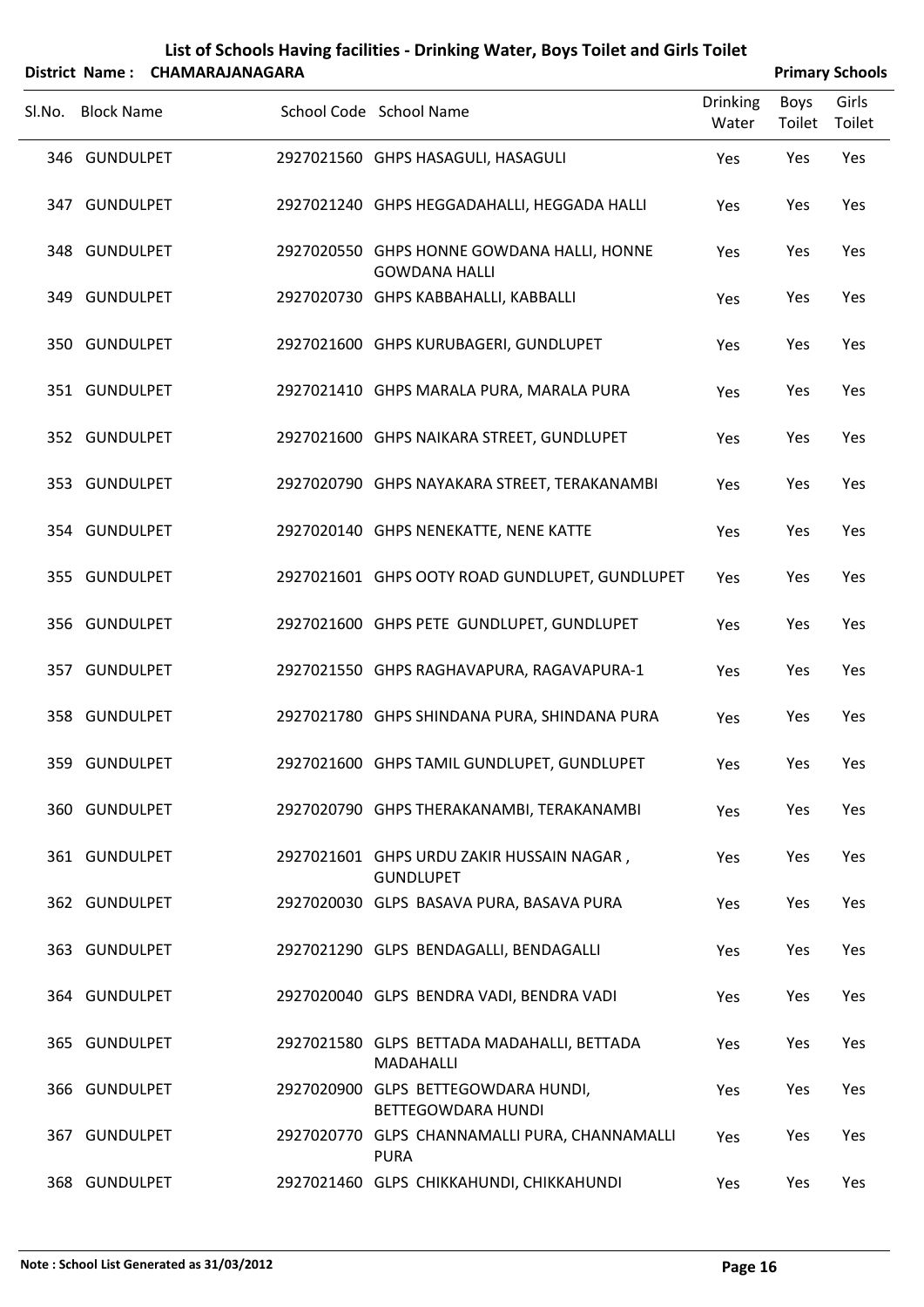# List of Schools Having facilities - Drinking Water, Boys Toilet and Girls Toilet

**District Name : CHAMARAJANAGARA** **Primary Schools**

| Sl.No. | Block Name | School Code | School Name | Drinking Water | Boys Toilet | Girls Toilet |
|---|---|---|---|---|---|---|
| 346 | GUNDULPET | 2927021560 | GHPS HASAGULI, HASAGULI | Yes | Yes | Yes |
| 347 | GUNDULPET | 2927021240 | GHPS HEGGADAHALLI, HEGGADA HALLI | Yes | Yes | Yes |
| 348 | GUNDULPET | 2927020550 | GHPS HONNE GOWDANA HALLI, HONNE GOWDANA HALLI | Yes | Yes | Yes |
| 349 | GUNDULPET | 2927020730 | GHPS KABBAHALLI, KABBALLI | Yes | Yes | Yes |
| 350 | GUNDULPET | 2927021600 | GHPS KURUBAGERI, GUNDLUPET | Yes | Yes | Yes |
| 351 | GUNDULPET | 2927021410 | GHPS MARALA PURA, MARALA PURA | Yes | Yes | Yes |
| 352 | GUNDULPET | 2927021600 | GHPS NAIKARA STREET, GUNDLUPET | Yes | Yes | Yes |
| 353 | GUNDULPET | 2927020790 | GHPS NAYAKARA STREET, TERAKANAMBI | Yes | Yes | Yes |
| 354 | GUNDULPET | 2927020140 | GHPS NENEKATTE, NENE KATTE | Yes | Yes | Yes |
| 355 | GUNDULPET | 2927021601 | GHPS OOTY ROAD GUNDLUPET, GUNDLUPET | Yes | Yes | Yes |
| 356 | GUNDULPET | 2927021600 | GHPS PETE GUNDLUPET, GUNDLUPET | Yes | Yes | Yes |
| 357 | GUNDULPET | 2927021550 | GHPS RAGHAVAPURA, RAGAVAPURA-1 | Yes | Yes | Yes |
| 358 | GUNDULPET | 2927021780 | GHPS SHINDANA PURA, SHINDANA PURA | Yes | Yes | Yes |
| 359 | GUNDULPET | 2927021600 | GHPS TAMIL GUNDLUPET, GUNDLUPET | Yes | Yes | Yes |
| 360 | GUNDULPET | 2927020790 | GHPS THERAKANAMBI, TERAKANAMBI | Yes | Yes | Yes |
| 361 | GUNDULPET | 2927021601 | GHPS URDU ZAKIR HUSSAIN NAGAR , GUNDLUPET | Yes | Yes | Yes |
| 362 | GUNDULPET | 2927020030 | GLPS BASAVA PURA, BASAVA PURA | Yes | Yes | Yes |
| 363 | GUNDULPET | 2927021290 | GLPS BENDAGALLI, BENDAGALLI | Yes | Yes | Yes |
| 364 | GUNDULPET | 2927020040 | GLPS BENDRA VADI, BENDRA VADI | Yes | Yes | Yes |
| 365 | GUNDULPET | 2927021580 | GLPS BETTADA MADAHALLI, BETTADA MADAHALLI | Yes | Yes | Yes |
| 366 | GUNDULPET | 2927020900 | GLPS BETTEGOWDARA HUNDI, BETTEGOWDARA HUNDI | Yes | Yes | Yes |
| 367 | GUNDULPET | 2927020770 | GLPS CHANNAMALLI PURA, CHANNAMALLI PURA | Yes | Yes | Yes |
| 368 | GUNDULPET | 2927021460 | GLPS CHIKKAHUNDI, CHIKKAHUNDI | Yes | Yes | Yes |

**Note : School List Generated as 31/03/2012**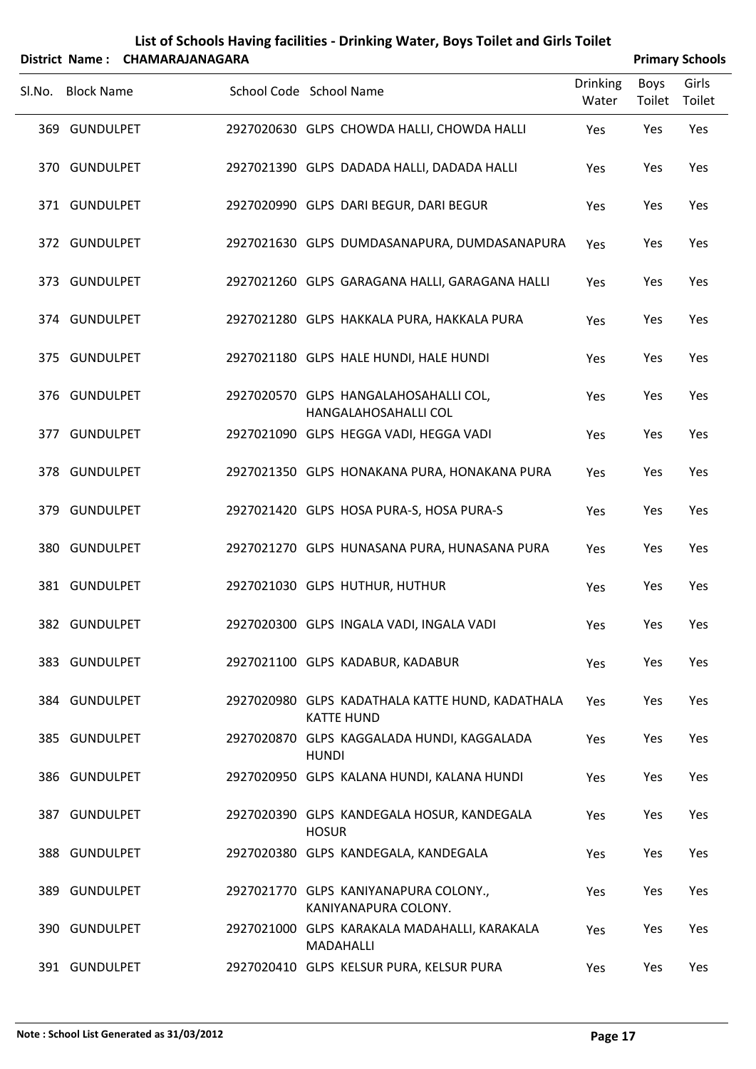## List of Schools Having facilities - Drinking Water, Boys Toilet and Girls Toilet

**District Name : CHAMARAJANAGARA** **Primary Schools**

| Sl.No. | Block Name | School Code | School Name | Drinking Water | Boys Toilet | Girls Toilet |
|---|---|---|---|---|---|---|
| 369 | GUNDULPET | 2927020630 | GLPS CHOWDA HALLI, CHOWDA HALLI | Yes | Yes | Yes |
| 370 | GUNDULPET | 2927021390 | GLPS DADADA HALLI, DADADA HALLI | Yes | Yes | Yes |
| 371 | GUNDULPET | 2927020990 | GLPS DARI BEGUR, DARI BEGUR | Yes | Yes | Yes |
| 372 | GUNDULPET | 2927021630 | GLPS DUMDASANAPURA, DUMDASANAPURA | Yes | Yes | Yes |
| 373 | GUNDULPET | 2927021260 | GLPS GARAGANA HALLI, GARAGANA HALLI | Yes | Yes | Yes |
| 374 | GUNDULPET | 2927021280 | GLPS HAKKALA PURA, HAKKALA PURA | Yes | Yes | Yes |
| 375 | GUNDULPET | 2927021180 | GLPS HALE HUNDI, HALE HUNDI | Yes | Yes | Yes |
| 376 | GUNDULPET | 2927020570 | GLPS HANGALAHOSAHALLI COL, HANGALAHOSAHALLI COL | Yes | Yes | Yes |
| 377 | GUNDULPET | 2927021090 | GLPS HEGGA VADI, HEGGA VADI | Yes | Yes | Yes |
| 378 | GUNDULPET | 2927021350 | GLPS HONAKANA PURA, HONAKANA PURA | Yes | Yes | Yes |
| 379 | GUNDULPET | 2927021420 | GLPS HOSA PURA-S, HOSA PURA-S | Yes | Yes | Yes |
| 380 | GUNDULPET | 2927021270 | GLPS HUNASANA PURA, HUNASANA PURA | Yes | Yes | Yes |
| 381 | GUNDULPET | 2927021030 | GLPS HUTHUR, HUTHUR | Yes | Yes | Yes |
| 382 | GUNDULPET | 2927020300 | GLPS INGALA VADI, INGALA VADI | Yes | Yes | Yes |
| 383 | GUNDULPET | 2927021100 | GLPS KADABUR, KADABUR | Yes | Yes | Yes |
| 384 | GUNDULPET | 2927020980 | GLPS KADATHALA KATTE HUND, KADATHALA KATTE HUND | Yes | Yes | Yes |
| 385 | GUNDULPET | 2927020870 | GLPS KAGGALADA HUNDI, KAGGALADA HUNDI | Yes | Yes | Yes |
| 386 | GUNDULPET | 2927020950 | GLPS KALANA HUNDI, KALANA HUNDI | Yes | Yes | Yes |
| 387 | GUNDULPET | 2927020390 | GLPS KANDEGALA HOSUR, KANDEGALA HOSUR | Yes | Yes | Yes |
| 388 | GUNDULPET | 2927020380 | GLPS KANDEGALA, KANDEGALA | Yes | Yes | Yes |
| 389 | GUNDULPET | 2927021770 | GLPS KANIYANAPURA COLONY., KANIYANAPURA COLONY. | Yes | Yes | Yes |
| 390 | GUNDULPET | 2927021000 | GLPS KARAKALA MADAHALLI, KARAKALA MADAHALLI | Yes | Yes | Yes |
| 391 | GUNDULPET | 2927020410 | GLPS KELSUR PURA, KELSUR PURA | Yes | Yes | Yes |

**Note : School List Generated as 31/03/2012**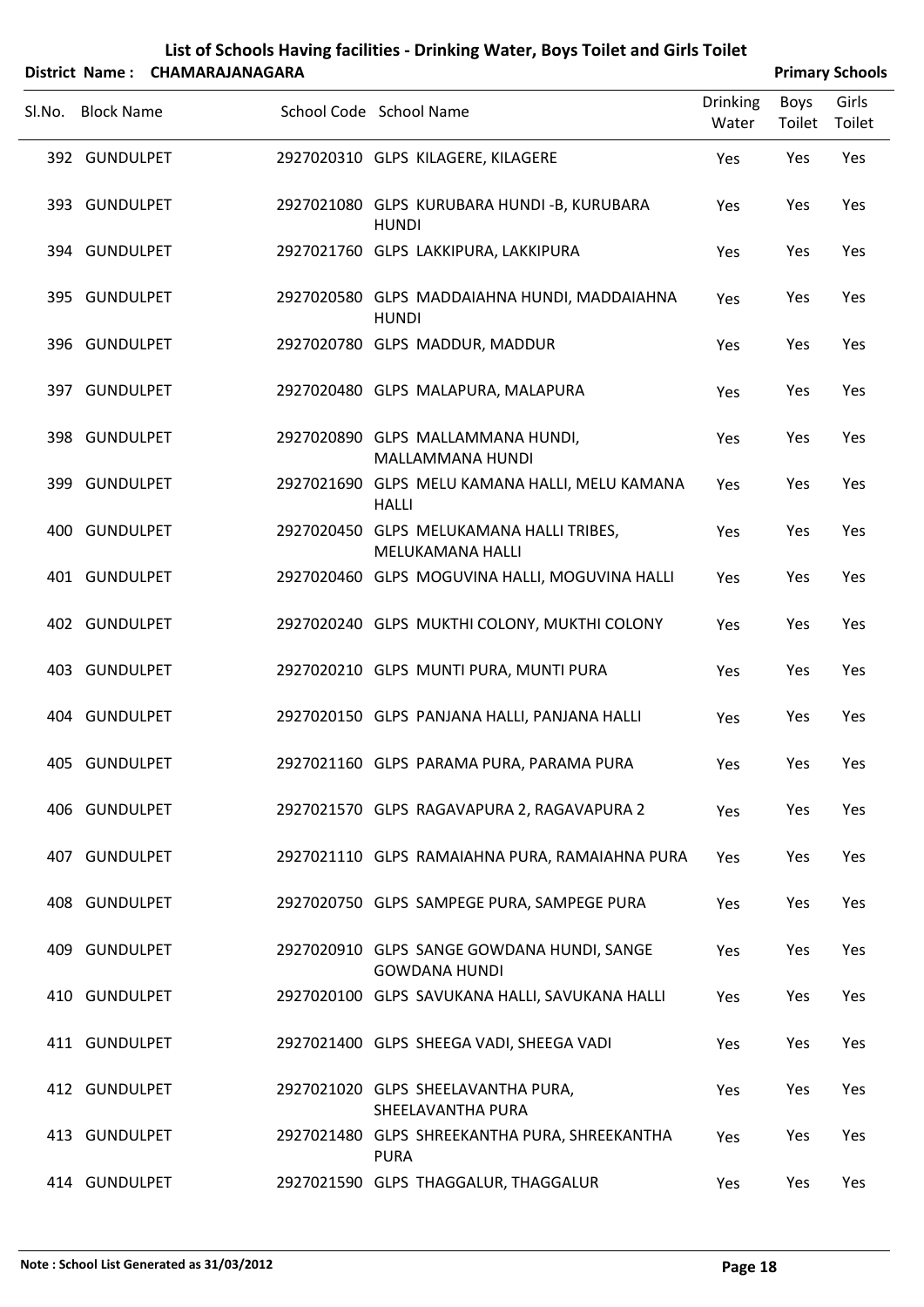# List of Schools Having facilities - Drinking Water, Boys Toilet and Girls Toilet

**District Name : CHAMARAJANAGARA** **Primary Schools**

| Sl.No. | Block Name | School Code | School Name | Drinking Water | Boys Toilet | Girls Toilet |
|---|---|---|---|---|---|---|
| 392 | GUNDULPET | 2927020310 | GLPS KILAGERE, KILAGERE | Yes | Yes | Yes |
| 393 | GUNDULPET | 2927021080 | GLPS KURUBARA HUNDI -B, KURUBARA HUNDI | Yes | Yes | Yes |
| 394 | GUNDULPET | 2927021760 | GLPS LAKKIPURA, LAKKIPURA | Yes | Yes | Yes |
| 395 | GUNDULPET | 2927020580 | GLPS MADDAIAHNA HUNDI, MADDAIAHNA HUNDI | Yes | Yes | Yes |
| 396 | GUNDULPET | 2927020780 | GLPS MADDUR, MADDUR | Yes | Yes | Yes |
| 397 | GUNDULPET | 2927020480 | GLPS MALAPURA, MALAPURA | Yes | Yes | Yes |
| 398 | GUNDULPET | 2927020890 | GLPS MALLAMMANA HUNDI, MALLAMMANA HUNDI | Yes | Yes | Yes |
| 399 | GUNDULPET | 2927021690 | GLPS MELU KAMANA HALLI, MELU KAMANA HALLI | Yes | Yes | Yes |
| 400 | GUNDULPET | 2927020450 | GLPS MELUKAMANA HALLI TRIBES, MELUKAMANA HALLI | Yes | Yes | Yes |
| 401 | GUNDULPET | 2927020460 | GLPS MOGUVINA HALLI, MOGUVINA HALLI | Yes | Yes | Yes |
| 402 | GUNDULPET | 2927020240 | GLPS MUKTHI COLONY, MUKTHI COLONY | Yes | Yes | Yes |
| 403 | GUNDULPET | 2927020210 | GLPS MUNTI PURA, MUNTI PURA | Yes | Yes | Yes |
| 404 | GUNDULPET | 2927020150 | GLPS PANJANA HALLI, PANJANA HALLI | Yes | Yes | Yes |
| 405 | GUNDULPET | 2927021160 | GLPS PARAMA PURA, PARAMA PURA | Yes | Yes | Yes |
| 406 | GUNDULPET | 2927021570 | GLPS RAGAVAPURA 2, RAGAVAPURA 2 | Yes | Yes | Yes |
| 407 | GUNDULPET | 2927021110 | GLPS RAMAIAHNA PURA, RAMAIAHNA PURA | Yes | Yes | Yes |
| 408 | GUNDULPET | 2927020750 | GLPS SAMPEGE PURA, SAMPEGE PURA | Yes | Yes | Yes |
| 409 | GUNDULPET | 2927020910 | GLPS SANGE GOWDANA HUNDI, SANGE GOWDANA HUNDI | Yes | Yes | Yes |
| 410 | GUNDULPET | 2927020100 | GLPS SAVUKANA HALLI, SAVUKANA HALLI | Yes | Yes | Yes |
| 411 | GUNDULPET | 2927021400 | GLPS SHEEGA VADI, SHEEGA VADI | Yes | Yes | Yes |
| 412 | GUNDULPET | 2927021020 | GLPS SHEELAVANTHA PURA, SHEELAVANTHA PURA | Yes | Yes | Yes |
| 413 | GUNDULPET | 2927021480 | GLPS SHREEKANTHA PURA, SHREEKANTHA PURA | Yes | Yes | Yes |
| 414 | GUNDULPET | 2927021590 | GLPS THAGGALUR, THAGGALUR | Yes | Yes | Yes |

**Note : School List Generated as 31/03/2012**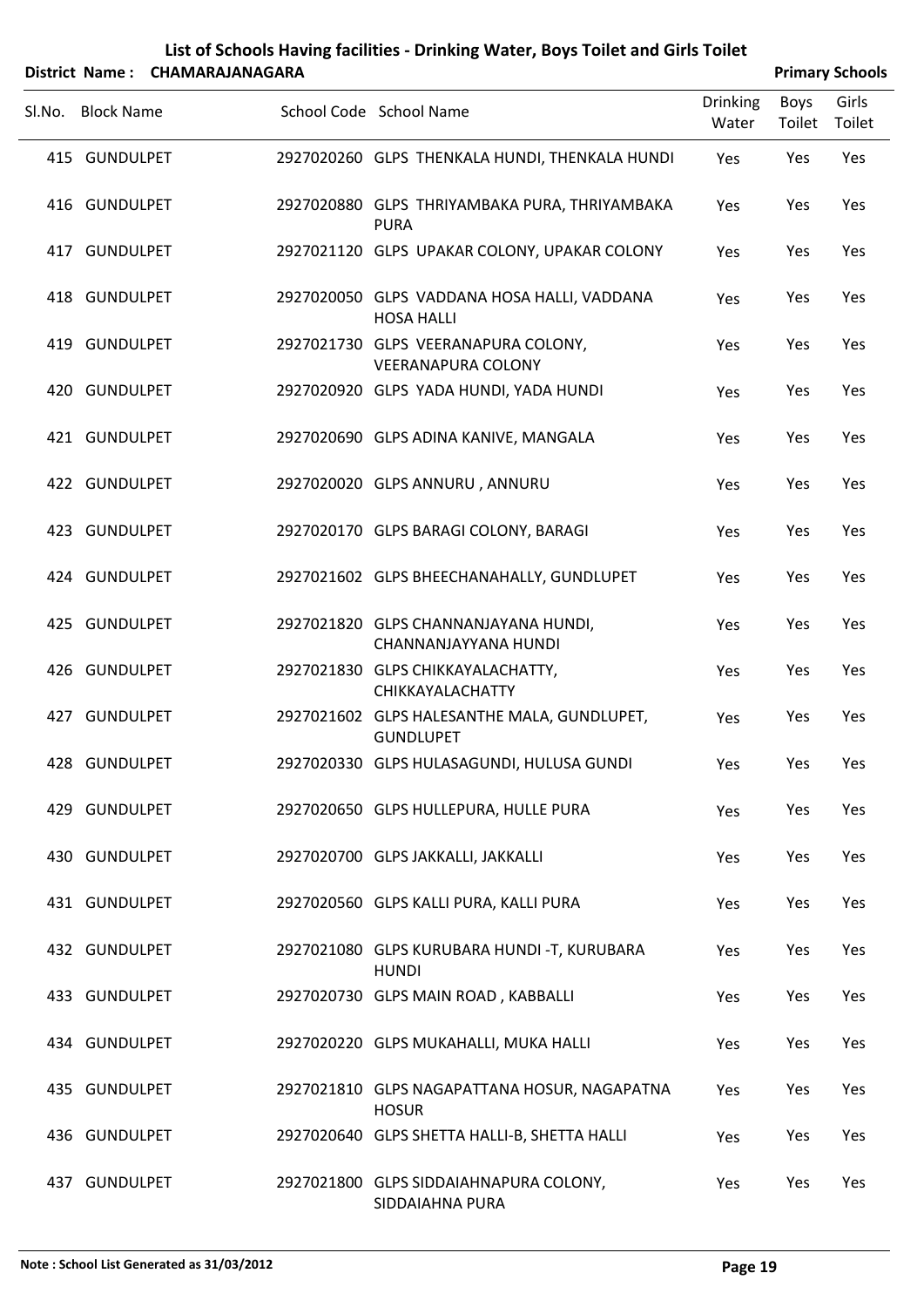# List of Schools Having facilities - Drinking Water, Boys Toilet and Girls Toilet

**District Name : CHAMARAJANAGARA** **Primary Schools**

| Sl.No. | Block Name | School Code | School Name | Drinking Water | Boys Toilet | Girls Toilet |
|---|---|---|---|---|---|---|
| 415 | GUNDULPET | 2927020260 | GLPS THENKALA HUNDI, THENKALA HUNDI | Yes | Yes | Yes |
| 416 | GUNDULPET | 2927020880 | GLPS THRIYAMBAKA PURA, THRIYAMBAKA PURA | Yes | Yes | Yes |
| 417 | GUNDULPET | 2927021120 | GLPS UPAKAR COLONY, UPAKAR COLONY | Yes | Yes | Yes |
| 418 | GUNDULPET | 2927020050 | GLPS VADDANA HOSA HALLI, VADDANA HOSA HALLI | Yes | Yes | Yes |
| 419 | GUNDULPET | 2927021730 | GLPS VEERANAPURA COLONY, VEERANAPURA COLONY | Yes | Yes | Yes |
| 420 | GUNDULPET | 2927020920 | GLPS YADA HUNDI, YADA HUNDI | Yes | Yes | Yes |
| 421 | GUNDULPET | 2927020690 | GLPS ADINA KANIVE, MANGALA | Yes | Yes | Yes |
| 422 | GUNDULPET | 2927020020 | GLPS ANNURU , ANNURU | Yes | Yes | Yes |
| 423 | GUNDULPET | 2927020170 | GLPS BARAGI COLONY, BARAGI | Yes | Yes | Yes |
| 424 | GUNDULPET | 2927021602 | GLPS BHEECHANAHALLY, GUNDLUPET | Yes | Yes | Yes |
| 425 | GUNDULPET | 2927021820 | GLPS CHANNANJAYANA HUNDI, CHANNANJAYYANA HUNDI | Yes | Yes | Yes |
| 426 | GUNDULPET | 2927021830 | GLPS CHIKKAYALACHATTY, CHIKKAYALACHATTY | Yes | Yes | Yes |
| 427 | GUNDULPET | 2927021602 | GLPS HALESANTHE MALA, GUNDLUPET, GUNDLUPET | Yes | Yes | Yes |
| 428 | GUNDULPET | 2927020330 | GLPS HULASAGUNDI, HULUSA GUNDI | Yes | Yes | Yes |
| 429 | GUNDULPET | 2927020650 | GLPS HULLEPURA, HULLE PURA | Yes | Yes | Yes |
| 430 | GUNDULPET | 2927020700 | GLPS JAKKALLI, JAKKALLI | Yes | Yes | Yes |
| 431 | GUNDULPET | 2927020560 | GLPS KALLI PURA, KALLI PURA | Yes | Yes | Yes |
| 432 | GUNDULPET | 2927021080 | GLPS KURUBARA HUNDI -T, KURUBARA HUNDI | Yes | Yes | Yes |
| 433 | GUNDULPET | 2927020730 | GLPS MAIN ROAD , KABBALLI | Yes | Yes | Yes |
| 434 | GUNDULPET | 2927020220 | GLPS MUKAHALLI, MUKA HALLI | Yes | Yes | Yes |
| 435 | GUNDULPET | 2927021810 | GLPS NAGAPATTANA HOSUR, NAGAPATNA HOSUR | Yes | Yes | Yes |
| 436 | GUNDULPET | 2927020640 | GLPS SHETTA HALLI-B, SHETTA HALLI | Yes | Yes | Yes |
| 437 | GUNDULPET | 2927021800 | GLPS SIDDAIAHNAPURA COLONY, SIDDAIAHNA PURA | Yes | Yes | Yes |

**Note : School List Generated as 31/03/2012**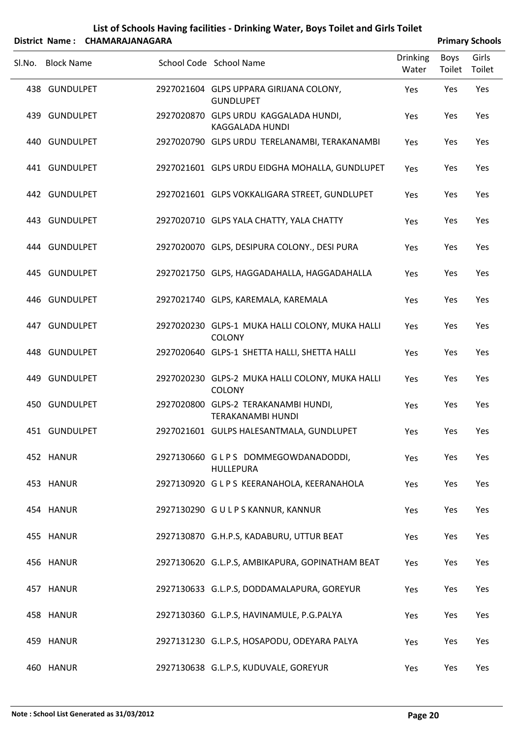# List of Schools Having facilities - Drinking Water, Boys Toilet and Girls Toilet

**District Name : CHAMARAJANAGARA** **Primary Schools**

| Sl.No. | Block Name | School Code | School Name | Drinking Water | Boys Toilet | Girls Toilet |
|---|---|---|---|---|---|---|
| 438 | GUNDULPET | 2927021604 | GLPS UPPARA GIRIJANA COLONY, GUNDLUPET | Yes | Yes | Yes |
| 439 | GUNDULPET | 2927020870 | GLPS URDU KAGGALADA HUNDI, KAGGALADA HUNDI | Yes | Yes | Yes |
| 440 | GUNDULPET | 2927020790 | GLPS URDU TERELANAMBI, TERAKANAMBI | Yes | Yes | Yes |
| 441 | GUNDULPET | 2927021601 | GLPS URDU EIDGHA MOHALLA, GUNDLUPET | Yes | Yes | Yes |
| 442 | GUNDULPET | 2927021601 | GLPS VOKKALIGARA STREET, GUNDLUPET | Yes | Yes | Yes |
| 443 | GUNDULPET | 2927020710 | GLPS YALA CHATTY, YALA CHATTY | Yes | Yes | Yes |
| 444 | GUNDULPET | 2927020070 | GLPS, DESIPURA COLONY., DESI PURA | Yes | Yes | Yes |
| 445 | GUNDULPET | 2927021750 | GLPS, HAGGADAHALLA, HAGGADAHALLA | Yes | Yes | Yes |
| 446 | GUNDULPET | 2927021740 | GLPS, KAREMALA, KAREMALA | Yes | Yes | Yes |
| 447 | GUNDULPET | 2927020230 | GLPS-1 MUKA HALLI COLONY, MUKA HALLI COLONY | Yes | Yes | Yes |
| 448 | GUNDULPET | 2927020640 | GLPS-1 SHETTA HALLI, SHETTA HALLI | Yes | Yes | Yes |
| 449 | GUNDULPET | 2927020230 | GLPS-2 MUKA HALLI COLONY, MUKA HALLI COLONY | Yes | Yes | Yes |
| 450 | GUNDULPET | 2927020800 | GLPS-2 TERAKANAMBI HUNDI, TERAKANAMBI HUNDI | Yes | Yes | Yes |
| 451 | GUNDULPET | 2927021601 | GULPS HALESANTMALA, GUNDLUPET | Yes | Yes | Yes |
| 452 | HANUR | 2927130660 | G L P S DOMMEGOWDANADODDI, HULLEPURA | Yes | Yes | Yes |
| 453 | HANUR | 2927130920 | G L P S KEERANAHOLA, KEERANAHOLA | Yes | Yes | Yes |
| 454 | HANUR | 2927130290 | G U L P S KANNUR, KANNUR | Yes | Yes | Yes |
| 455 | HANUR | 2927130870 | G.H.P.S, KADABURU, UTTUR BEAT | Yes | Yes | Yes |
| 456 | HANUR | 2927130620 | G.L.P.S, AMBIKAPURA, GOPINATHAM BEAT | Yes | Yes | Yes |
| 457 | HANUR | 2927130633 | G.L.P.S, DODDAMALAPURA, GOREYUR | Yes | Yes | Yes |
| 458 | HANUR | 2927130360 | G.L.P.S, HAVINAMULE, P.G.PALYA | Yes | Yes | Yes |
| 459 | HANUR | 2927131230 | G.L.P.S, HOSAPODU, ODEYARA PALYA | Yes | Yes | Yes |
| 460 | HANUR | 2927130638 | G.L.P.S, KUDUVALE, GOREYUR | Yes | Yes | Yes |

**Note : School List Generated as 31/03/2012**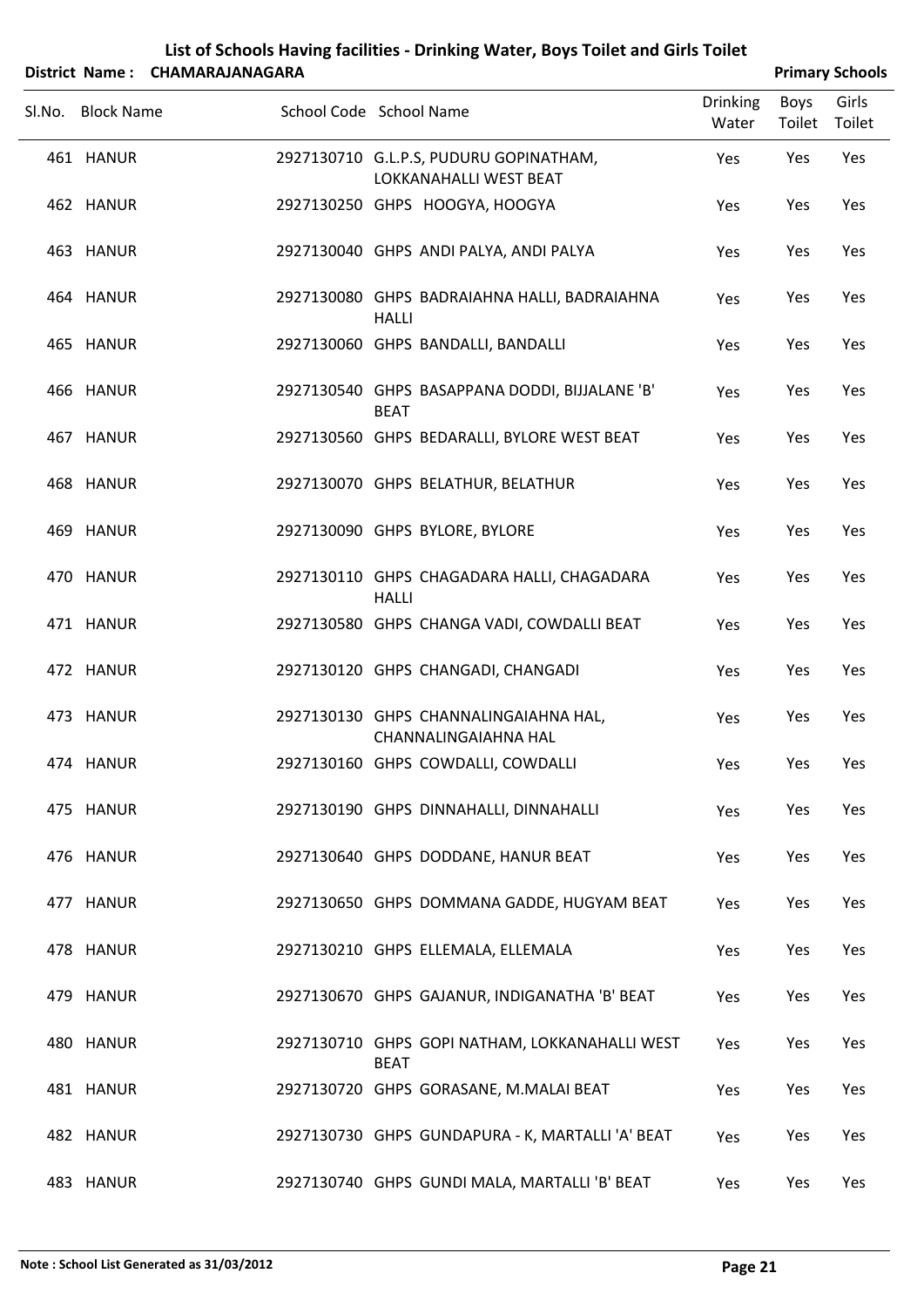# List of Schools Having facilities - Drinking Water, Boys Toilet and Girls Toilet

**District Name : CHAMARAJANAGARA** **Primary Schools**

| Sl.No. | Block Name | School Code | School Name | Drinking Water | Boys Toilet | Girls Toilet |
|---|---|---|---|---|---|---|
| 461 | HANUR | 2927130710 | G.L.P.S, PUDURU GOPINATHAM, LOKKANAHALLI WEST BEAT | Yes | Yes | Yes |
| 462 | HANUR | 2927130250 | GHPS HOOGYA, HOOGYA | Yes | Yes | Yes |
| 463 | HANUR | 2927130040 | GHPS ANDI PALYA, ANDI PALYA | Yes | Yes | Yes |
| 464 | HANUR | 2927130080 | GHPS BADRAIAHNA HALLI, BADRAIAHNA HALLI | Yes | Yes | Yes |
| 465 | HANUR | 2927130060 | GHPS BANDALLI, BANDALLI | Yes | Yes | Yes |
| 466 | HANUR | 2927130540 | GHPS BASAPPANA DODDI, BIJJALANE 'B' BEAT | Yes | Yes | Yes |
| 467 | HANUR | 2927130560 | GHPS BEDARALLI, BYLORE WEST BEAT | Yes | Yes | Yes |
| 468 | HANUR | 2927130070 | GHPS BELATHUR, BELATHUR | Yes | Yes | Yes |
| 469 | HANUR | 2927130090 | GHPS BYLORE, BYLORE | Yes | Yes | Yes |
| 470 | HANUR | 2927130110 | GHPS CHAGADARA HALLI, CHAGADARA HALLI | Yes | Yes | Yes |
| 471 | HANUR | 2927130580 | GHPS CHANGA VADI, COWDALLI BEAT | Yes | Yes | Yes |
| 472 | HANUR | 2927130120 | GHPS CHANGADI, CHANGADI | Yes | Yes | Yes |
| 473 | HANUR | 2927130130 | GHPS CHANNALINGAIAHNA HAL, CHANNALINGAIAHNA HAL | Yes | Yes | Yes |
| 474 | HANUR | 2927130160 | GHPS COWDALLI, COWDALLI | Yes | Yes | Yes |
| 475 | HANUR | 2927130190 | GHPS DINNAHALLI, DINNAHALLI | Yes | Yes | Yes |
| 476 | HANUR | 2927130640 | GHPS DODDANE, HANUR BEAT | Yes | Yes | Yes |
| 477 | HANUR | 2927130650 | GHPS DOMMANA GADDE, HUGYAM BEAT | Yes | Yes | Yes |
| 478 | HANUR | 2927130210 | GHPS ELLEMALA, ELLEMALA | Yes | Yes | Yes |
| 479 | HANUR | 2927130670 | GHPS GAJANUR, INDIGANATHA 'B' BEAT | Yes | Yes | Yes |
| 480 | HANUR | 2927130710 | GHPS GOPI NATHAM, LOKKANAHALLI WEST BEAT | Yes | Yes | Yes |
| 481 | HANUR | 2927130720 | GHPS GORASANE, M.MALAI BEAT | Yes | Yes | Yes |
| 482 | HANUR | 2927130730 | GHPS GUNDAPURA - K, MARTALLI 'A' BEAT | Yes | Yes | Yes |
| 483 | HANUR | 2927130740 | GHPS GUNDI MALA, MARTALLI 'B' BEAT | Yes | Yes | Yes |

**Note : School List Generated as 31/03/2012**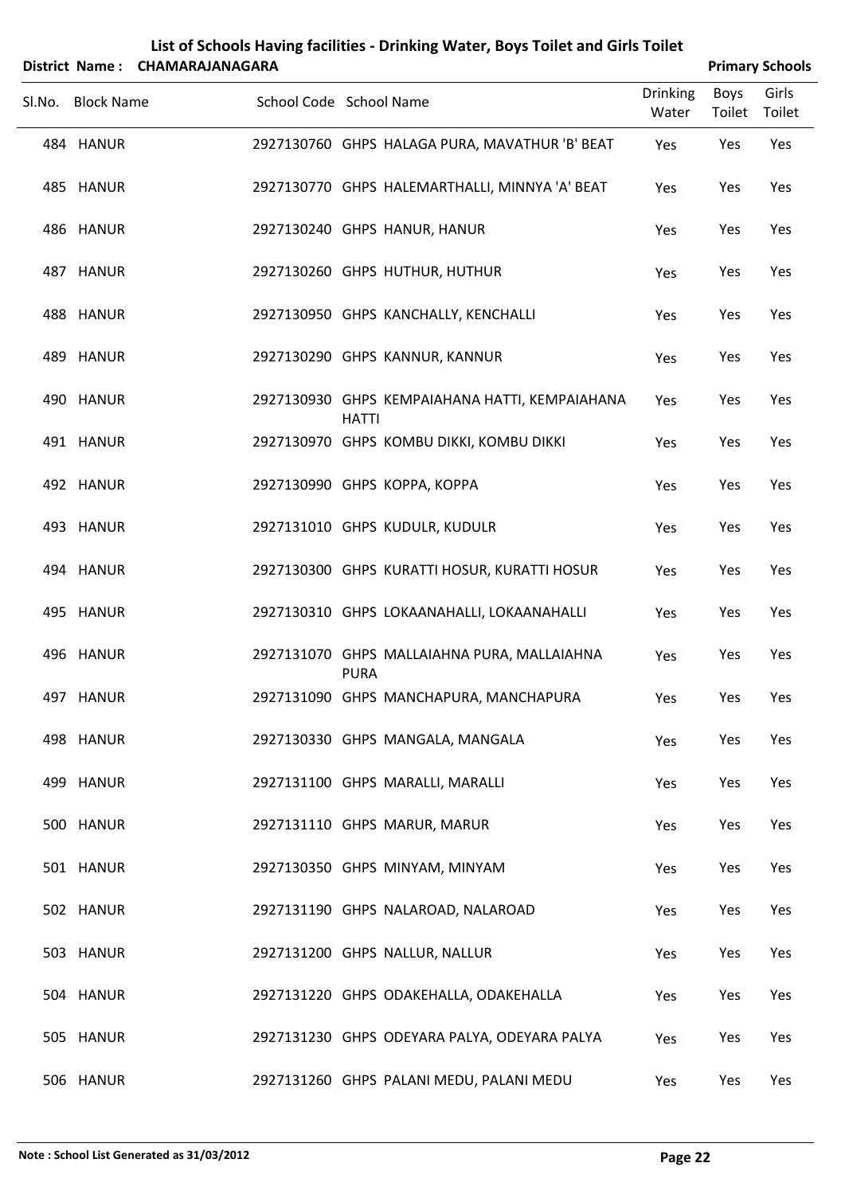# List of Schools Having facilities - Drinking Water, Boys Toilet and Girls Toilet

**District Name : CHAMARAJANAGARA** **Primary Schools**

| Sl.No. | Block Name | School Code | School Name | Drinking Water | Boys Toilet | Girls Toilet |
|---|---|---|---|---|---|---|
| 484 | HANUR | 2927130760 | GHPS HALAGA PURA, MAVATHUR 'B' BEAT | Yes | Yes | Yes |
| 485 | HANUR | 2927130770 | GHPS HALEMARTHALLI, MINNYA 'A' BEAT | Yes | Yes | Yes |
| 486 | HANUR | 2927130240 | GHPS HANUR, HANUR | Yes | Yes | Yes |
| 487 | HANUR | 2927130260 | GHPS HUTHUR, HUTHUR | Yes | Yes | Yes |
| 488 | HANUR | 2927130950 | GHPS KANCHALLY, KENCHALLI | Yes | Yes | Yes |
| 489 | HANUR | 2927130290 | GHPS KANNUR, KANNUR | Yes | Yes | Yes |
| 490 | HANUR | 2927130930 | GHPS KEMPAIAHANA HATTI, KEMPAIAHANA HATTI | Yes | Yes | Yes |
| 491 | HANUR | 2927130970 | GHPS KOMBU DIKKI, KOMBU DIKKI | Yes | Yes | Yes |
| 492 | HANUR | 2927130990 | GHPS KOPPA, KOPPA | Yes | Yes | Yes |
| 493 | HANUR | 2927131010 | GHPS KUDULR, KUDULR | Yes | Yes | Yes |
| 494 | HANUR | 2927130300 | GHPS KURATTI HOSUR, KURATTI HOSUR | Yes | Yes | Yes |
| 495 | HANUR | 2927130310 | GHPS LOKAANAHALLI, LOKAANAHALLI | Yes | Yes | Yes |
| 496 | HANUR | 2927131070 | GHPS MALLAIAHNA PURA, MALLAIAHNA PURA | Yes | Yes | Yes |
| 497 | HANUR | 2927131090 | GHPS MANCHAPURA, MANCHAPURA | Yes | Yes | Yes |
| 498 | HANUR | 2927130330 | GHPS MANGALA, MANGALA | Yes | Yes | Yes |
| 499 | HANUR | 2927131100 | GHPS MARALLI, MARALLI | Yes | Yes | Yes |
| 500 | HANUR | 2927131110 | GHPS MARUR, MARUR | Yes | Yes | Yes |
| 501 | HANUR | 2927130350 | GHPS MINYAM, MINYAM | Yes | Yes | Yes |
| 502 | HANUR | 2927131190 | GHPS NALAROAD, NALAROAD | Yes | Yes | Yes |
| 503 | HANUR | 2927131200 | GHPS NALLUR, NALLUR | Yes | Yes | Yes |
| 504 | HANUR | 2927131220 | GHPS ODAKEHALLA, ODAKEHALLA | Yes | Yes | Yes |
| 505 | HANUR | 2927131230 | GHPS ODEYARA PALYA, ODEYARA PALYA | Yes | Yes | Yes |
| 506 | HANUR | 2927131260 | GHPS PALANI MEDU, PALANI MEDU | Yes | Yes | Yes |

**Note : School List Generated as 31/03/2012**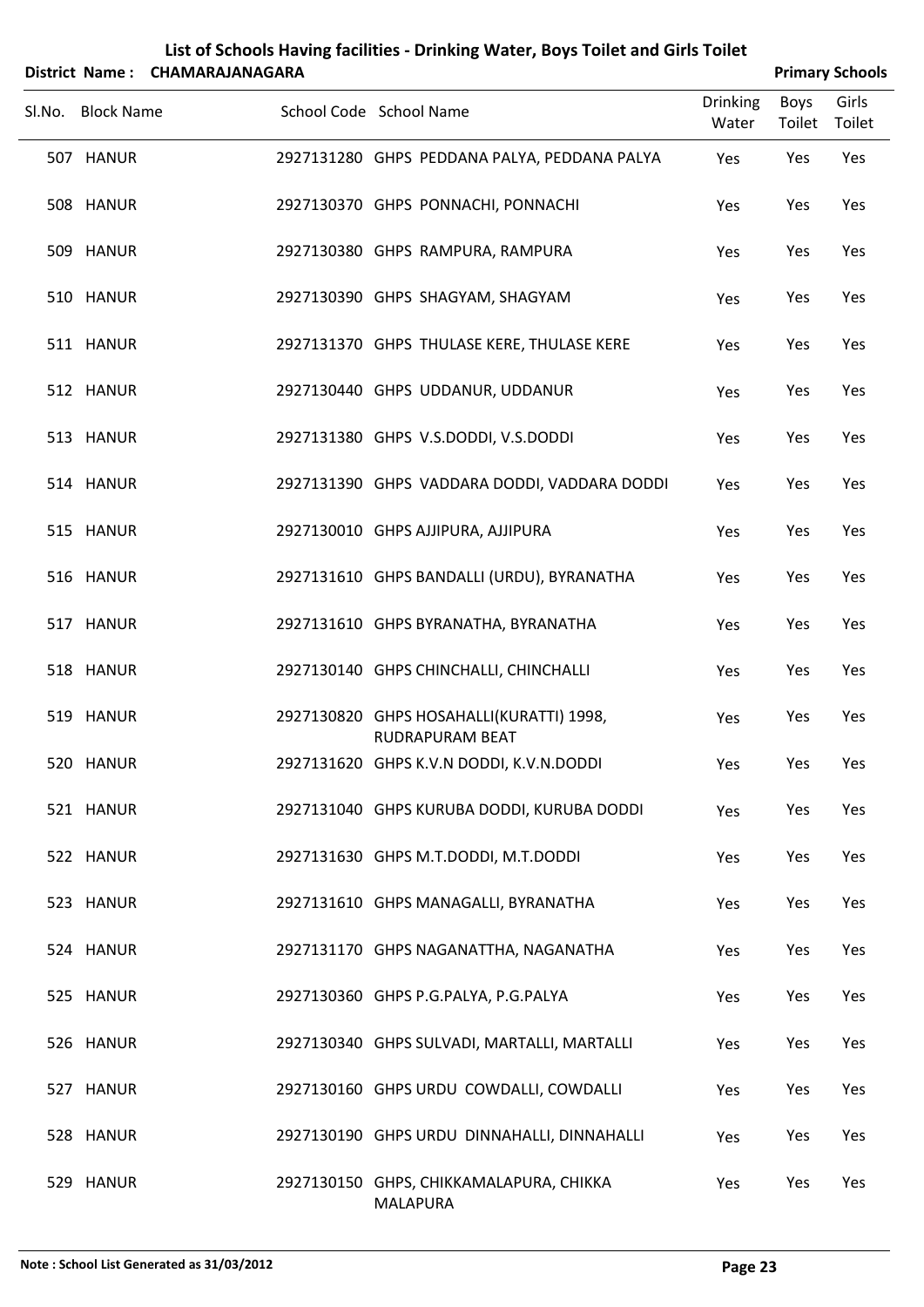# List of Schools Having facilities - Drinking Water, Boys Toilet and Girls Toilet

**District Name : CHAMARAJANAGARA** — **Primary Schools**

| Sl.No. | Block Name | School Code | School Name | Drinking Water | Boys Toilet | Girls Toilet |
|---|---|---|---|---|---|---|
| 507 | HANUR | 2927131280 | GHPS PEDDANA PALYA, PEDDANA PALYA | Yes | Yes | Yes |
| 508 | HANUR | 2927130370 | GHPS PONNACHI, PONNACHI | Yes | Yes | Yes |
| 509 | HANUR | 2927130380 | GHPS RAMPURA, RAMPURA | Yes | Yes | Yes |
| 510 | HANUR | 2927130390 | GHPS SHAGYAM, SHAGYAM | Yes | Yes | Yes |
| 511 | HANUR | 2927131370 | GHPS THULASE KERE, THULASE KERE | Yes | Yes | Yes |
| 512 | HANUR | 2927130440 | GHPS UDDANUR, UDDANUR | Yes | Yes | Yes |
| 513 | HANUR | 2927131380 | GHPS V.S.DODDI, V.S.DODDI | Yes | Yes | Yes |
| 514 | HANUR | 2927131390 | GHPS VADDARA DODDI, VADDARA DODDI | Yes | Yes | Yes |
| 515 | HANUR | 2927130010 | GHPS AJJIPURA, AJJIPURA | Yes | Yes | Yes |
| 516 | HANUR | 2927131610 | GHPS BANDALLI (URDU), BYRANATHA | Yes | Yes | Yes |
| 517 | HANUR | 2927131610 | GHPS BYRANATHA, BYRANATHA | Yes | Yes | Yes |
| 518 | HANUR | 2927130140 | GHPS CHINCHALLI, CHINCHALLI | Yes | Yes | Yes |
| 519 | HANUR | 2927130820 | GHPS HOSAHALLI(KURATTI) 1998, RUDRAPURAM BEAT | Yes | Yes | Yes |
| 520 | HANUR | 2927131620 | GHPS K.V.N DODDI, K.V.N.DODDI | Yes | Yes | Yes |
| 521 | HANUR | 2927131040 | GHPS KURUBA DODDI, KURUBA DODDI | Yes | Yes | Yes |
| 522 | HANUR | 2927131630 | GHPS M.T.DODDI, M.T.DODDI | Yes | Yes | Yes |
| 523 | HANUR | 2927131610 | GHPS MANAGALLI, BYRANATHA | Yes | Yes | Yes |
| 524 | HANUR | 2927131170 | GHPS NAGANATTHA, NAGANATHA | Yes | Yes | Yes |
| 525 | HANUR | 2927130360 | GHPS P.G.PALYA, P.G.PALYA | Yes | Yes | Yes |
| 526 | HANUR | 2927130340 | GHPS SULVADI, MARTALLI, MARTALLI | Yes | Yes | Yes |
| 527 | HANUR | 2927130160 | GHPS URDU COWDALLI, COWDALLI | Yes | Yes | Yes |
| 528 | HANUR | 2927130190 | GHPS URDU DINNAHALLI, DINNAHALLI | Yes | Yes | Yes |
| 529 | HANUR | 2927130150 | GHPS, CHIKKAMALAPURA, CHIKKA MALAPURA | Yes | Yes | Yes |

**Note : School List Generated as 31/03/2012**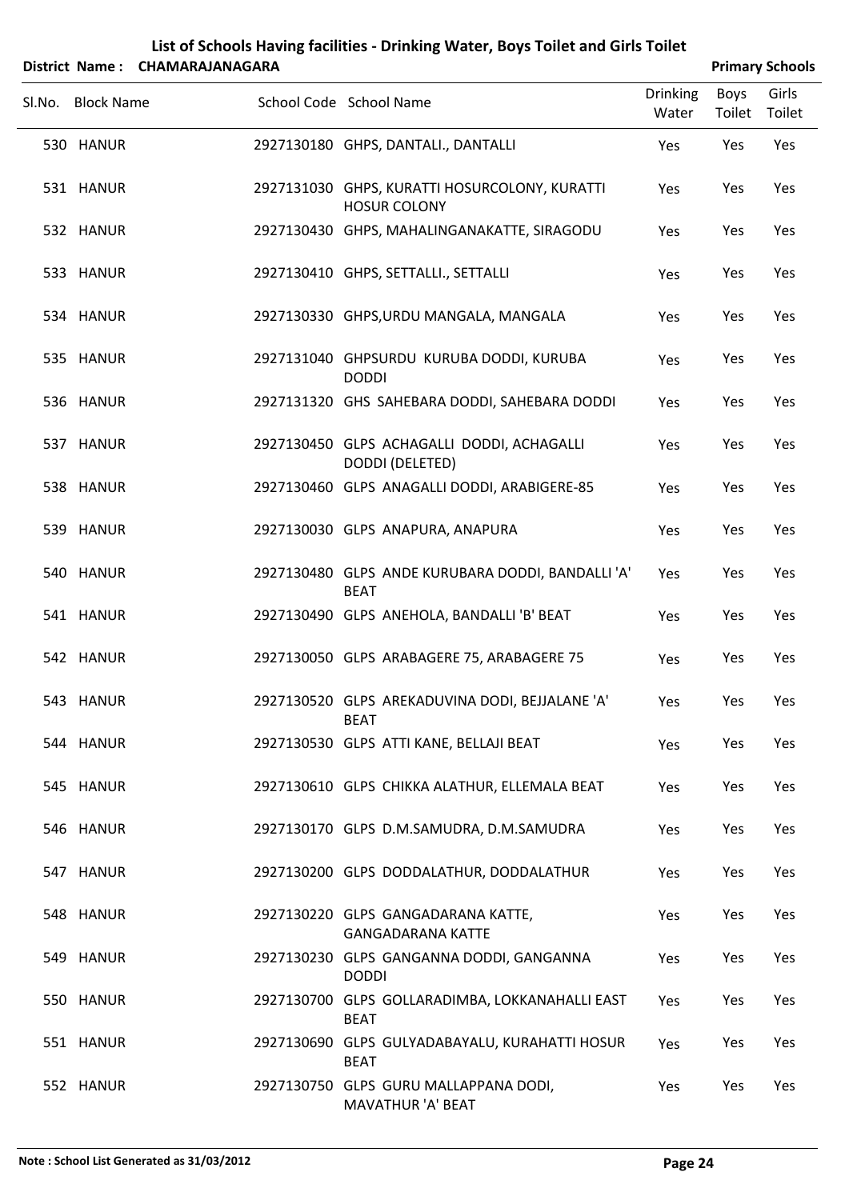# List of Schools Having facilities - Drinking Water, Boys Toilet and Girls Toilet

**District Name : CHAMARAJANAGARA** **Primary Schools**

| Sl.No. | Block Name | School Code | School Name | Drinking Water | Boys Toilet | Girls Toilet |
|---|---|---|---|---|---|---|
| 530 | HANUR | 2927130180 | GHPS, DANTALI., DANTALLI | Yes | Yes | Yes |
| 531 | HANUR | 2927131030 | GHPS, KURATTI HOSURCOLONY, KURATTI HOSUR COLONY | Yes | Yes | Yes |
| 532 | HANUR | 2927130430 | GHPS, MAHALINGANAKATTE, SIRAGODU | Yes | Yes | Yes |
| 533 | HANUR | 2927130410 | GHPS, SETTALLI., SETTALLI | Yes | Yes | Yes |
| 534 | HANUR | 2927130330 | GHPS,URDU MANGALA, MANGALA | Yes | Yes | Yes |
| 535 | HANUR | 2927131040 | GHPSURDU KURUBA DODDI, KURUBA DODDI | Yes | Yes | Yes |
| 536 | HANUR | 2927131320 | GHS SAHEBARA DODDI, SAHEBARA DODDI | Yes | Yes | Yes |
| 537 | HANUR | 2927130450 | GLPS ACHAGALLI DODDI, ACHAGALLI DODDI (DELETED) | Yes | Yes | Yes |
| 538 | HANUR | 2927130460 | GLPS ANAGALLI DODDI, ARABIGERE-85 | Yes | Yes | Yes |
| 539 | HANUR | 2927130030 | GLPS ANAPURA, ANAPURA | Yes | Yes | Yes |
| 540 | HANUR | 2927130480 | GLPS ANDE KURUBARA DODDI, BANDALLI 'A' BEAT | Yes | Yes | Yes |
| 541 | HANUR | 2927130490 | GLPS ANEHOLA, BANDALLI 'B' BEAT | Yes | Yes | Yes |
| 542 | HANUR | 2927130050 | GLPS ARABAGERE 75, ARABAGERE 75 | Yes | Yes | Yes |
| 543 | HANUR | 2927130520 | GLPS AREKADUVINA DODI, BEJJALANE 'A' BEAT | Yes | Yes | Yes |
| 544 | HANUR | 2927130530 | GLPS ATTI KANE, BELLAJI BEAT | Yes | Yes | Yes |
| 545 | HANUR | 2927130610 | GLPS CHIKKA ALATHUR, ELLEMALA BEAT | Yes | Yes | Yes |
| 546 | HANUR | 2927130170 | GLPS D.M.SAMUDRA, D.M.SAMUDRA | Yes | Yes | Yes |
| 547 | HANUR | 2927130200 | GLPS DODDALATHUR, DODDALATHUR | Yes | Yes | Yes |
| 548 | HANUR | 2927130220 | GLPS GANGADARANA KATTE, GANGADARANA KATTE | Yes | Yes | Yes |
| 549 | HANUR | 2927130230 | GLPS GANGANNA DODDI, GANGANNA DODDI | Yes | Yes | Yes |
| 550 | HANUR | 2927130700 | GLPS GOLLARADIMBA, LOKKANAHALLI EAST BEAT | Yes | Yes | Yes |
| 551 | HANUR | 2927130690 | GLPS GULYADABAYALU, KURAHATTI HOSUR BEAT | Yes | Yes | Yes |
| 552 | HANUR | 2927130750 | GLPS GURU MALLAPPANA DODI, MAVATHUR 'A' BEAT | Yes | Yes | Yes |

**Note : School List Generated as 31/03/2012**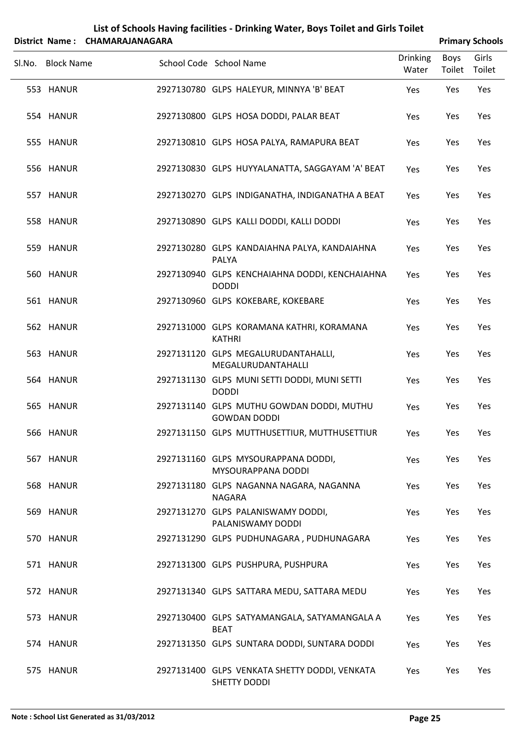# List of Schools Having facilities - Drinking Water, Boys Toilet and Girls Toilet

**District Name : CHAMARAJANAGARA** **Primary Schools**

| Sl.No. | Block Name | School Code | School Name | Drinking Water | Boys Toilet | Girls Toilet |
|---|---|---|---|---|---|---|
| 553 | HANUR | 2927130780 | GLPS HALEYUR, MINNYA 'B' BEAT | Yes | Yes | Yes |
| 554 | HANUR | 2927130800 | GLPS HOSA DODDI, PALAR BEAT | Yes | Yes | Yes |
| 555 | HANUR | 2927130810 | GLPS HOSA PALYA, RAMAPURA BEAT | Yes | Yes | Yes |
| 556 | HANUR | 2927130830 | GLPS HUYYALANATTA, SAGGAYAM 'A' BEAT | Yes | Yes | Yes |
| 557 | HANUR | 2927130270 | GLPS INDIGANATHA, INDIGANATHA A BEAT | Yes | Yes | Yes |
| 558 | HANUR | 2927130890 | GLPS KALLI DODDI, KALLI DODDI | Yes | Yes | Yes |
| 559 | HANUR | 2927130280 | GLPS KANDAIAHNA PALYA, KANDAIAHNA PALYA | Yes | Yes | Yes |
| 560 | HANUR | 2927130940 | GLPS KENCHAIAHNA DODDI, KENCHAIAHNA DODDI | Yes | Yes | Yes |
| 561 | HANUR | 2927130960 | GLPS KOKEBARE, KOKEBARE | Yes | Yes | Yes |
| 562 | HANUR | 2927131000 | GLPS KORAMANA KATHRI, KORAMANA KATHRI | Yes | Yes | Yes |
| 563 | HANUR | 2927131120 | GLPS MEGALURUDANTAHALLI, MEGALURUDANTAHALLI | Yes | Yes | Yes |
| 564 | HANUR | 2927131130 | GLPS MUNI SETTI DODDI, MUNI SETTI DODDI | Yes | Yes | Yes |
| 565 | HANUR | 2927131140 | GLPS MUTHU GOWDAN DODDI, MUTHU GOWDAN DODDI | Yes | Yes | Yes |
| 566 | HANUR | 2927131150 | GLPS MUTTHUSETTIUR, MUTTHUSETTIUR | Yes | Yes | Yes |
| 567 | HANUR | 2927131160 | GLPS MYSOURAPPANA DODDI, MYSOURAPPANA DODDI | Yes | Yes | Yes |
| 568 | HANUR | 2927131180 | GLPS NAGANNA NAGARA, NAGANNA NAGARA | Yes | Yes | Yes |
| 569 | HANUR | 2927131270 | GLPS PALANISWAMY DODDI, PALANISWAMY DODDI | Yes | Yes | Yes |
| 570 | HANUR | 2927131290 | GLPS PUDHUNAGARA , PUDHUNAGARA | Yes | Yes | Yes |
| 571 | HANUR | 2927131300 | GLPS PUSHPURA, PUSHPURA | Yes | Yes | Yes |
| 572 | HANUR | 2927131340 | GLPS SATTARA MEDU, SATTARA MEDU | Yes | Yes | Yes |
| 573 | HANUR | 2927130400 | GLPS SATYAMANGALA, SATYAMANGALA A BEAT | Yes | Yes | Yes |
| 574 | HANUR | 2927131350 | GLPS SUNTARA DODDI, SUNTARA DODDI | Yes | Yes | Yes |
| 575 | HANUR | 2927131400 | GLPS VENKATA SHETTY DODDI, VENKATA SHETTY DODDI | Yes | Yes | Yes |

**Note : School List Generated as 31/03/2012**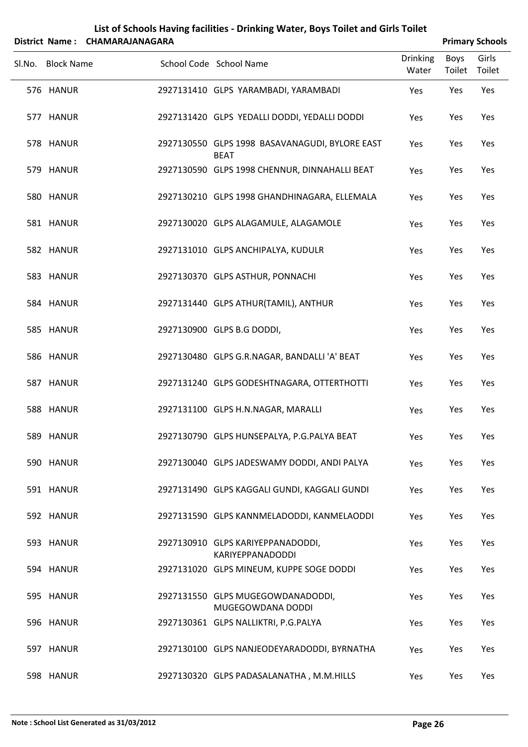# List of Schools Having facilities - Drinking Water, Boys Toilet and Girls Toilet

**District Name : CHAMARAJANAGARA** **Primary Schools**

| Sl.No. | Block Name | School Code | School Name | Drinking Water | Boys Toilet | Girls Toilet |
|---|---|---|---|---|---|---|
| 576 | HANUR | 2927131410 | GLPS YARAMBADI, YARAMBADI | Yes | Yes | Yes |
| 577 | HANUR | 2927131420 | GLPS YEDALLI DODDI, YEDALLI DODDI | Yes | Yes | Yes |
| 578 | HANUR | 2927130550 | GLPS 1998 BASAVANAGUDI, BYLORE EAST BEAT | Yes | Yes | Yes |
| 579 | HANUR | 2927130590 | GLPS 1998 CHENNUR, DINNAHALLI BEAT | Yes | Yes | Yes |
| 580 | HANUR | 2927130210 | GLPS 1998 GHANDHINAGARA, ELLEMALA | Yes | Yes | Yes |
| 581 | HANUR | 2927130020 | GLPS ALAGAMULE, ALAGAMOLE | Yes | Yes | Yes |
| 582 | HANUR | 2927131010 | GLPS ANCHIPALYA, KUDULR | Yes | Yes | Yes |
| 583 | HANUR | 2927130370 | GLPS ASTHUR, PONNACHI | Yes | Yes | Yes |
| 584 | HANUR | 2927131440 | GLPS ATHUR(TAMIL), ANTHUR | Yes | Yes | Yes |
| 585 | HANUR | 2927130900 | GLPS B.G DODDI, | Yes | Yes | Yes |
| 586 | HANUR | 2927130480 | GLPS G.R.NAGAR, BANDALLI 'A' BEAT | Yes | Yes | Yes |
| 587 | HANUR | 2927131240 | GLPS GODESHTNAGARA, OTTERTHOTTI | Yes | Yes | Yes |
| 588 | HANUR | 2927131100 | GLPS H.N.NAGAR, MARALLI | Yes | Yes | Yes |
| 589 | HANUR | 2927130790 | GLPS HUNSEPALYA, P.G.PALYA BEAT | Yes | Yes | Yes |
| 590 | HANUR | 2927130040 | GLPS JADESWAMY DODDI, ANDI PALYA | Yes | Yes | Yes |
| 591 | HANUR | 2927131490 | GLPS KAGGALI GUNDI, KAGGALI GUNDI | Yes | Yes | Yes |
| 592 | HANUR | 2927131590 | GLPS KANNMELADODDI, KANMELAODDI | Yes | Yes | Yes |
| 593 | HANUR | 2927130910 | GLPS KARIYEPPANADODDI, KARIYEPPANADODDI | Yes | Yes | Yes |
| 594 | HANUR | 2927131020 | GLPS MINEUM, KUPPE SOGE DODDI | Yes | Yes | Yes |
| 595 | HANUR | 2927131550 | GLPS MUGEGOWDANADODDI, MUGEGOWDANA DODDI | Yes | Yes | Yes |
| 596 | HANUR | 2927130361 | GLPS NALLIKTRI, P.G.PALYA | Yes | Yes | Yes |
| 597 | HANUR | 2927130100 | GLPS NANJEODEYARADODDI, BYRNATHA | Yes | Yes | Yes |
| 598 | HANUR | 2927130320 | GLPS PADASALANATHA , M.M.HILLS | Yes | Yes | Yes |

**Note : School List Generated as 31/03/2012**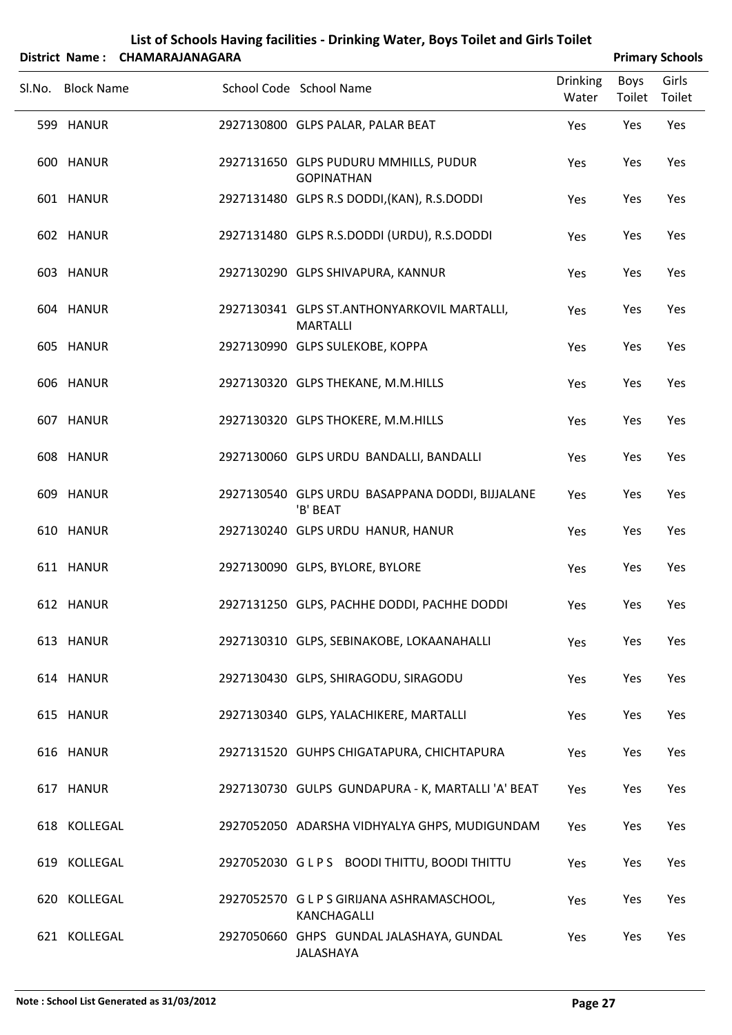# List of Schools Having facilities - Drinking Water, Boys Toilet and Girls Toilet

**District Name : CHAMARAJANAGARA** **Primary Schools**

| Sl.No. | Block Name | School Code | School Name | Drinking Water | Boys Toilet | Girls Toilet |
|---|---|---|---|---|---|---|
| 599 | HANUR | 2927130800 | GLPS PALAR, PALAR BEAT | Yes | Yes | Yes |
| 600 | HANUR | 2927131650 | GLPS PUDURU MMHILLS, PUDUR GOPINATHAN | Yes | Yes | Yes |
| 601 | HANUR | 2927131480 | GLPS R.S DODDI,(KAN), R.S.DODDI | Yes | Yes | Yes |
| 602 | HANUR | 2927131480 | GLPS R.S.DODDI (URDU), R.S.DODDI | Yes | Yes | Yes |
| 603 | HANUR | 2927130290 | GLPS SHIVAPURA, KANNUR | Yes | Yes | Yes |
| 604 | HANUR | 2927130341 | GLPS ST.ANTHONYARKOVIL MARTALLI, MARTALLI | Yes | Yes | Yes |
| 605 | HANUR | 2927130990 | GLPS SULEKOBE, KOPPA | Yes | Yes | Yes |
| 606 | HANUR | 2927130320 | GLPS THEKANE, M.M.HILLS | Yes | Yes | Yes |
| 607 | HANUR | 2927130320 | GLPS THOKERE, M.M.HILLS | Yes | Yes | Yes |
| 608 | HANUR | 2927130060 | GLPS URDU BANDALLI, BANDALLI | Yes | Yes | Yes |
| 609 | HANUR | 2927130540 | GLPS URDU BASAPPANA DODDI, BIJJALANE 'B' BEAT | Yes | Yes | Yes |
| 610 | HANUR | 2927130240 | GLPS URDU HANUR, HANUR | Yes | Yes | Yes |
| 611 | HANUR | 2927130090 | GLPS, BYLORE, BYLORE | Yes | Yes | Yes |
| 612 | HANUR | 2927131250 | GLPS, PACHHE DODDI, PACHHE DODDI | Yes | Yes | Yes |
| 613 | HANUR | 2927130310 | GLPS, SEBINAKOBE, LOKAANAHALLI | Yes | Yes | Yes |
| 614 | HANUR | 2927130430 | GLPS, SHIRAGODU, SIRAGODU | Yes | Yes | Yes |
| 615 | HANUR | 2927130340 | GLPS, YALACHIKERE, MARTALLI | Yes | Yes | Yes |
| 616 | HANUR | 2927131520 | GUHPS CHIGATAPURA, CHICHTAPURA | Yes | Yes | Yes |
| 617 | HANUR | 2927130730 | GULPS GUNDAPURA - K, MARTALLI 'A' BEAT | Yes | Yes | Yes |
| 618 | KOLLEGAL | 2927052050 | ADARSHA VIDHYALYA GHPS, MUDIGUNDAM | Yes | Yes | Yes |
| 619 | KOLLEGAL | 2927052030 | G L P S BOODI THITTU, BOODI THITTU | Yes | Yes | Yes |
| 620 | KOLLEGAL | 2927052570 | G L P S GIRIJANA ASHRAMASCHOOL, KANCHAGALLI | Yes | Yes | Yes |
| 621 | KOLLEGAL | 2927050660 | GHPS GUNDAL JALASHAYA, GUNDAL JALASHAYA | Yes | Yes | Yes |

Note : School List Generated as 31/03/2012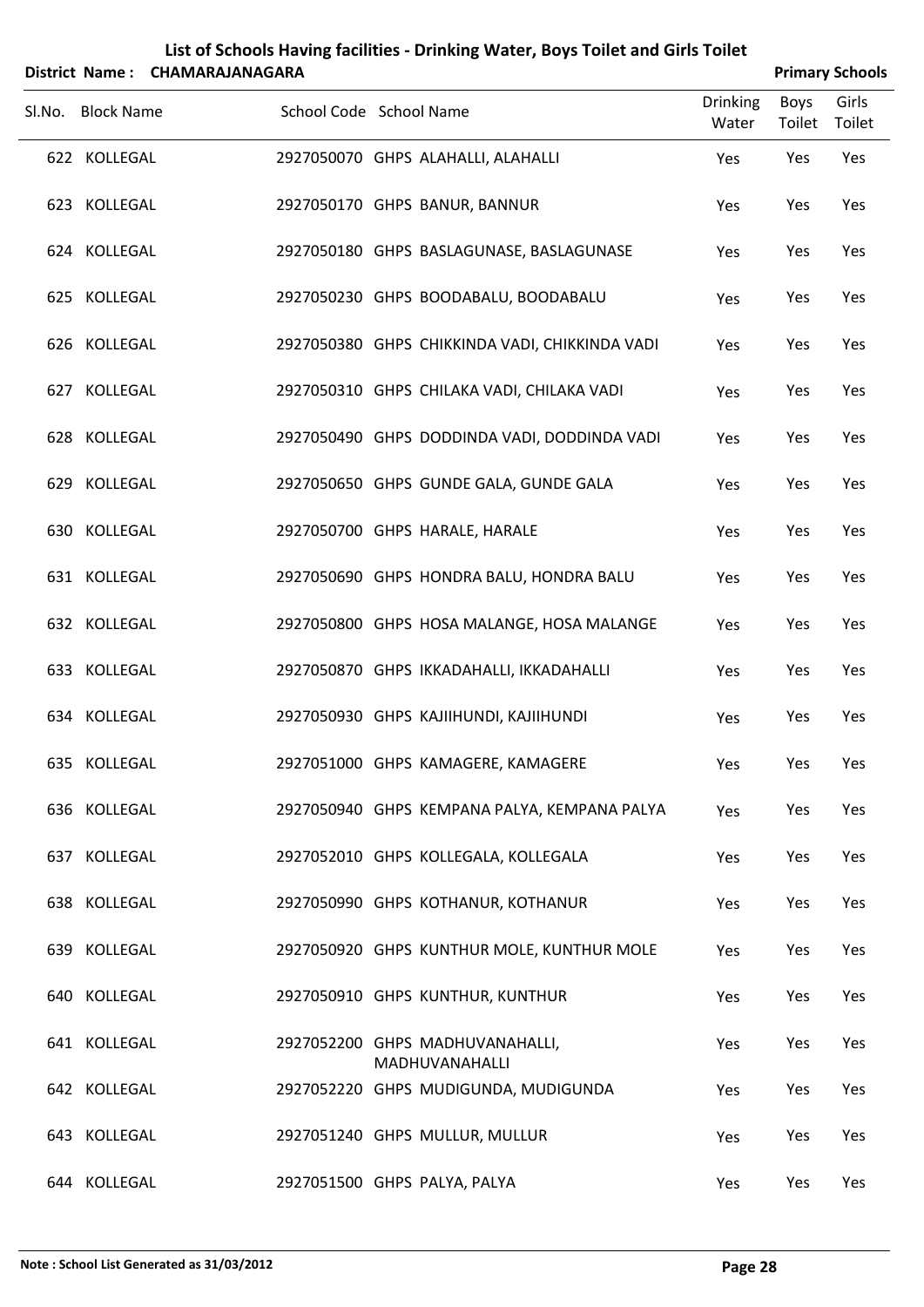# List of Schools Having facilities - Drinking Water, Boys Toilet and Girls Toilet

**District Name : CHAMARAJANAGARA** **Primary Schools**

| Sl.No. | Block Name | School Code | School Name | Drinking Water | Boys Toilet | Girls Toilet |
|---|---|---|---|---|---|---|
| 622 | KOLLEGAL | 2927050070 | GHPS ALAHALLI, ALAHALLI | Yes | Yes | Yes |
| 623 | KOLLEGAL | 2927050170 | GHPS BANUR, BANNUR | Yes | Yes | Yes |
| 624 | KOLLEGAL | 2927050180 | GHPS BASLAGUNASE, BASLAGUNASE | Yes | Yes | Yes |
| 625 | KOLLEGAL | 2927050230 | GHPS BOODABALU, BOODABALU | Yes | Yes | Yes |
| 626 | KOLLEGAL | 2927050380 | GHPS CHIKKINDA VADI, CHIKKINDA VADI | Yes | Yes | Yes |
| 627 | KOLLEGAL | 2927050310 | GHPS CHILAKA VADI, CHILAKA VADI | Yes | Yes | Yes |
| 628 | KOLLEGAL | 2927050490 | GHPS DODDINDA VADI, DODDINDA VADI | Yes | Yes | Yes |
| 629 | KOLLEGAL | 2927050650 | GHPS GUNDE GALA, GUNDE GALA | Yes | Yes | Yes |
| 630 | KOLLEGAL | 2927050700 | GHPS HARALE, HARALE | Yes | Yes | Yes |
| 631 | KOLLEGAL | 2927050690 | GHPS HONDRA BALU, HONDRA BALU | Yes | Yes | Yes |
| 632 | KOLLEGAL | 2927050800 | GHPS HOSA MALANGE, HOSA MALANGE | Yes | Yes | Yes |
| 633 | KOLLEGAL | 2927050870 | GHPS IKKADAHALLI, IKKADAHALLI | Yes | Yes | Yes |
| 634 | KOLLEGAL | 2927050930 | GHPS KAJIIHUNDI, KAJIIHUNDI | Yes | Yes | Yes |
| 635 | KOLLEGAL | 2927051000 | GHPS KAMAGERE, KAMAGERE | Yes | Yes | Yes |
| 636 | KOLLEGAL | 2927050940 | GHPS KEMPANA PALYA, KEMPANA PALYA | Yes | Yes | Yes |
| 637 | KOLLEGAL | 2927052010 | GHPS KOLLEGALA, KOLLEGALA | Yes | Yes | Yes |
| 638 | KOLLEGAL | 2927050990 | GHPS KOTHANUR, KOTHANUR | Yes | Yes | Yes |
| 639 | KOLLEGAL | 2927050920 | GHPS KUNTHUR MOLE, KUNTHUR MOLE | Yes | Yes | Yes |
| 640 | KOLLEGAL | 2927050910 | GHPS KUNTHUR, KUNTHUR | Yes | Yes | Yes |
| 641 | KOLLEGAL | 2927052200 | GHPS MADHUVANAHALLI, MADHUVANAHALLI | Yes | Yes | Yes |
| 642 | KOLLEGAL | 2927052220 | GHPS MUDIGUNDA, MUDIGUNDA | Yes | Yes | Yes |
| 643 | KOLLEGAL | 2927051240 | GHPS MULLUR, MULLUR | Yes | Yes | Yes |
| 644 | KOLLEGAL | 2927051500 | GHPS PALYA, PALYA | Yes | Yes | Yes |

**Note : School List Generated as 31/03/2012**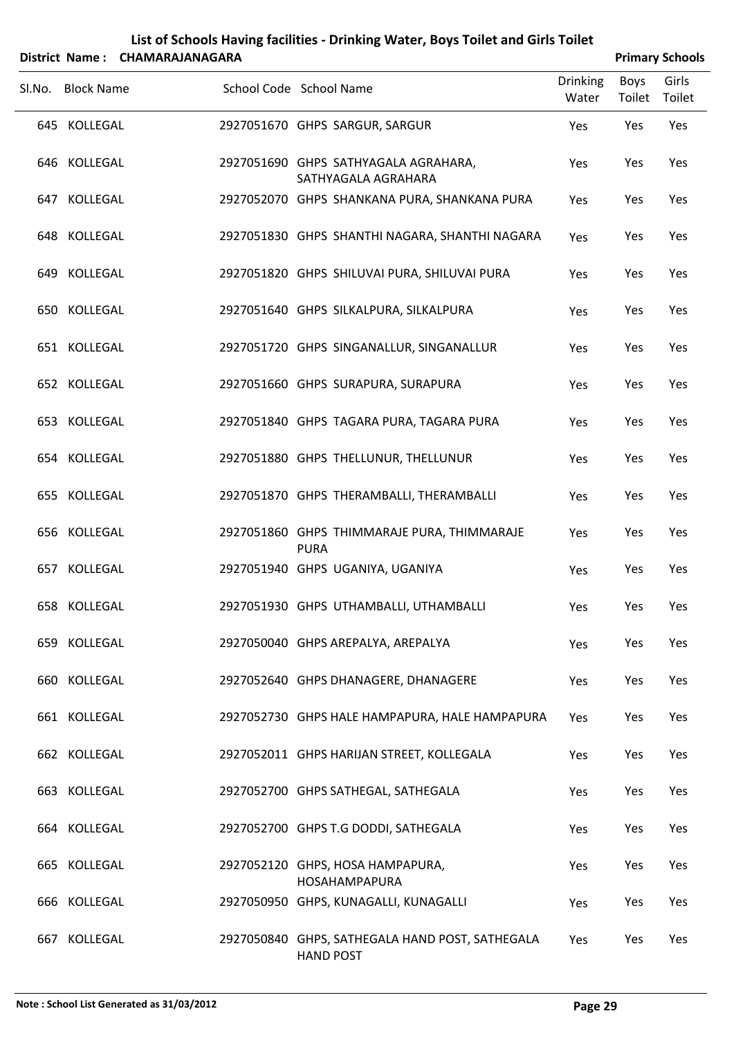# List of Schools Having facilities - Drinking Water, Boys Toilet and Girls Toilet

**District Name : CHAMARAJANAGARA** **Primary Schools**

| Sl.No. | Block Name | School Code | School Name | Drinking Water | Boys Toilet | Girls Toilet |
|---|---|---|---|---|---|---|
| 645 | KOLLEGAL | 2927051670 | GHPS SARGUR, SARGUR | Yes | Yes | Yes |
| 646 | KOLLEGAL | 2927051690 | GHPS SATHYAGALA AGRAHARA, SATHYAGALA AGRAHARA | Yes | Yes | Yes |
| 647 | KOLLEGAL | 2927052070 | GHPS SHANKANA PURA, SHANKANA PURA | Yes | Yes | Yes |
| 648 | KOLLEGAL | 2927051830 | GHPS SHANTHI NAGARA, SHANTHI NAGARA | Yes | Yes | Yes |
| 649 | KOLLEGAL | 2927051820 | GHPS SHILUVAI PURA, SHILUVAI PURA | Yes | Yes | Yes |
| 650 | KOLLEGAL | 2927051640 | GHPS SILKALPURA, SILKALPURA | Yes | Yes | Yes |
| 651 | KOLLEGAL | 2927051720 | GHPS SINGANALLUR, SINGANALLUR | Yes | Yes | Yes |
| 652 | KOLLEGAL | 2927051660 | GHPS SURAPURA, SURAPURA | Yes | Yes | Yes |
| 653 | KOLLEGAL | 2927051840 | GHPS TAGARA PURA, TAGARA PURA | Yes | Yes | Yes |
| 654 | KOLLEGAL | 2927051880 | GHPS THELLUNUR, THELLUNUR | Yes | Yes | Yes |
| 655 | KOLLEGAL | 2927051870 | GHPS THERAMBALLI, THERAMBALLI | Yes | Yes | Yes |
| 656 | KOLLEGAL | 2927051860 | GHPS THIMMARAJE PURA, THIMMARAJE PURA | Yes | Yes | Yes |
| 657 | KOLLEGAL | 2927051940 | GHPS UGANIYA, UGANIYA | Yes | Yes | Yes |
| 658 | KOLLEGAL | 2927051930 | GHPS UTHAMBALLI, UTHAMBALLI | Yes | Yes | Yes |
| 659 | KOLLEGAL | 2927050040 | GHPS AREPALYA, AREPALYA | Yes | Yes | Yes |
| 660 | KOLLEGAL | 2927052640 | GHPS DHANAGERE, DHANAGERE | Yes | Yes | Yes |
| 661 | KOLLEGAL | 2927052730 | GHPS HALE HAMPAPURA, HALE HAMPAPURA | Yes | Yes | Yes |
| 662 | KOLLEGAL | 2927052011 | GHPS HARIJAN STREET, KOLLEGALA | Yes | Yes | Yes |
| 663 | KOLLEGAL | 2927052700 | GHPS SATHEGAL, SATHEGALA | Yes | Yes | Yes |
| 664 | KOLLEGAL | 2927052700 | GHPS T.G DODDI, SATHEGALA | Yes | Yes | Yes |
| 665 | KOLLEGAL | 2927052120 | GHPS, HOSA HAMPAPURA, HOSAHAMPAPURA | Yes | Yes | Yes |
| 666 | KOLLEGAL | 2927050950 | GHPS, KUNAGALLI, KUNAGALLI | Yes | Yes | Yes |
| 667 | KOLLEGAL | 2927050840 | GHPS, SATHEGALA HAND POST, SATHEGALA HAND POST | Yes | Yes | Yes |

**Note : School List Generated as 31/03/2012**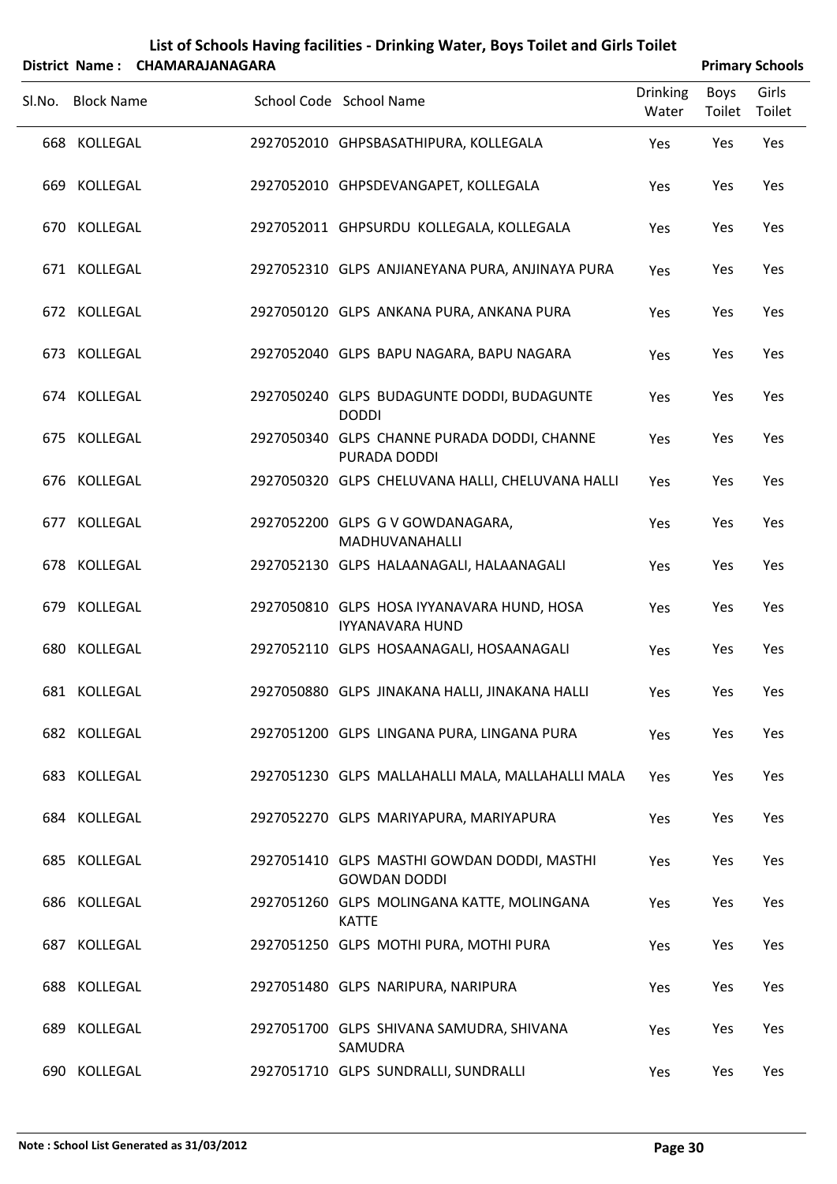# List of Schools Having facilities - Drinking Water, Boys Toilet and Girls Toilet

**District Name : CHAMARAJANAGARA** **Primary Schools**

| Sl.No. | Block Name | School Code | School Name | Drinking Water | Boys Toilet | Girls Toilet |
|---|---|---|---|---|---|---|
| 668 | KOLLEGAL | 2927052010 | GHPSBASATHIPURA, KOLLEGALA | Yes | Yes | Yes |
| 669 | KOLLEGAL | 2927052010 | GHPSDEVANGAPET, KOLLEGALA | Yes | Yes | Yes |
| 670 | KOLLEGAL | 2927052011 | GHPSURDU KOLLEGALA, KOLLEGALA | Yes | Yes | Yes |
| 671 | KOLLEGAL | 2927052310 | GLPS ANJIANEYANA PURA, ANJINAYA PURA | Yes | Yes | Yes |
| 672 | KOLLEGAL | 2927050120 | GLPS ANKANA PURA, ANKANA PURA | Yes | Yes | Yes |
| 673 | KOLLEGAL | 2927052040 | GLPS BAPU NAGARA, BAPU NAGARA | Yes | Yes | Yes |
| 674 | KOLLEGAL | 2927050240 | GLPS BUDAGUNTE DODDI, BUDAGUNTE DODDI | Yes | Yes | Yes |
| 675 | KOLLEGAL | 2927050340 | GLPS CHANNE PURADA DODDI, CHANNE PURADA DODDI | Yes | Yes | Yes |
| 676 | KOLLEGAL | 2927050320 | GLPS CHELUVANA HALLI, CHELUVANA HALLI | Yes | Yes | Yes |
| 677 | KOLLEGAL | 2927052200 | GLPS G V GOWDANAGARA, MADHUVANAHALLI | Yes | Yes | Yes |
| 678 | KOLLEGAL | 2927052130 | GLPS HALAANAGALI, HALAANAGALI | Yes | Yes | Yes |
| 679 | KOLLEGAL | 2927050810 | GLPS HOSA IYYANAVARA HUND, HOSA IYYANAVARA HUND | Yes | Yes | Yes |
| 680 | KOLLEGAL | 2927052110 | GLPS HOSAANAGALI, HOSAANAGALI | Yes | Yes | Yes |
| 681 | KOLLEGAL | 2927050880 | GLPS JINAKANA HALLI, JINAKANA HALLI | Yes | Yes | Yes |
| 682 | KOLLEGAL | 2927051200 | GLPS LINGANA PURA, LINGANA PURA | Yes | Yes | Yes |
| 683 | KOLLEGAL | 2927051230 | GLPS MALLAHALLI MALA, MALLAHALLI MALA | Yes | Yes | Yes |
| 684 | KOLLEGAL | 2927052270 | GLPS MARIYAPURA, MARIYAPURA | Yes | Yes | Yes |
| 685 | KOLLEGAL | 2927051410 | GLPS MASTHI GOWDAN DODDI, MASTHI GOWDAN DODDI | Yes | Yes | Yes |
| 686 | KOLLEGAL | 2927051260 | GLPS MOLINGANA KATTE, MOLINGANA KATTE | Yes | Yes | Yes |
| 687 | KOLLEGAL | 2927051250 | GLPS MOTHI PURA, MOTHI PURA | Yes | Yes | Yes |
| 688 | KOLLEGAL | 2927051480 | GLPS NARIPURA, NARIPURA | Yes | Yes | Yes |
| 689 | KOLLEGAL | 2927051700 | GLPS SHIVANA SAMUDRA, SHIVANA SAMUDRA | Yes | Yes | Yes |
| 690 | KOLLEGAL | 2927051710 | GLPS SUNDRALLI, SUNDRALLI | Yes | Yes | Yes |

**Note : School List Generated as 31/03/2012**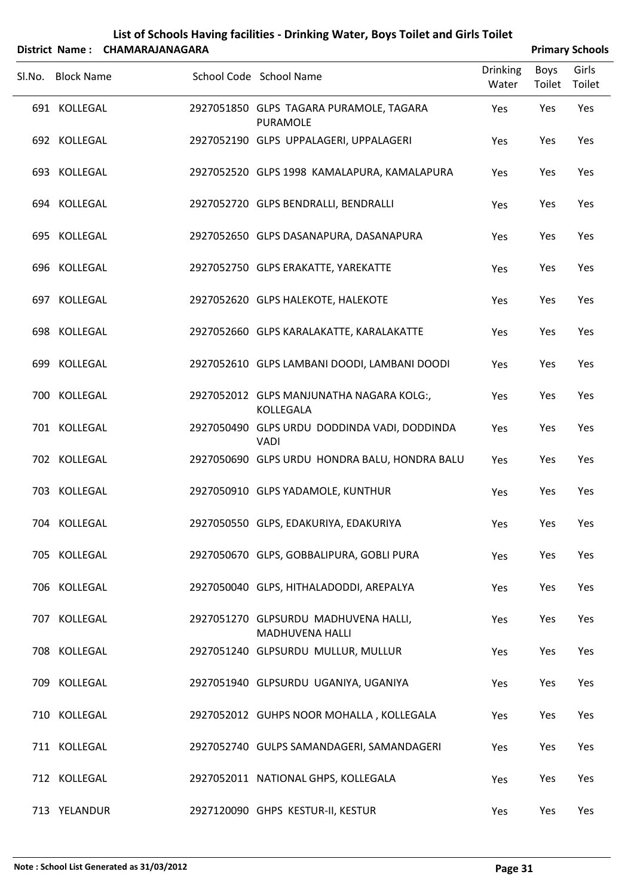# List of Schools Having facilities - Drinking Water, Boys Toilet and Girls Toilet

**District Name : CHAMARAJANAGARA** | **Primary Schools**

| Sl.No. | Block Name | School Code | School Name | Drinking Water | Boys Toilet | Girls Toilet |
|---|---|---|---|---|---|---|
| 691 | KOLLEGAL | 2927051850 | GLPS TAGARA PURAMOLE, TAGARA PURAMOLE | Yes | Yes | Yes |
| 692 | KOLLEGAL | 2927052190 | GLPS UPPALAGERI, UPPALAGERI | Yes | Yes | Yes |
| 693 | KOLLEGAL | 2927052520 | GLPS 1998 KAMALAPURA, KAMALAPURA | Yes | Yes | Yes |
| 694 | KOLLEGAL | 2927052720 | GLPS BENDRALLI, BENDRALLI | Yes | Yes | Yes |
| 695 | KOLLEGAL | 2927052650 | GLPS DASANAPURA, DASANAPURA | Yes | Yes | Yes |
| 696 | KOLLEGAL | 2927052750 | GLPS ERAKATTE, YAREKATTE | Yes | Yes | Yes |
| 697 | KOLLEGAL | 2927052620 | GLPS HALEKOTE, HALEKOTE | Yes | Yes | Yes |
| 698 | KOLLEGAL | 2927052660 | GLPS KARALAKATTE, KARALAKATTE | Yes | Yes | Yes |
| 699 | KOLLEGAL | 2927052610 | GLPS LAMBANI DOODI, LAMBANI DOODI | Yes | Yes | Yes |
| 700 | KOLLEGAL | 2927052012 | GLPS MANJUNATHA NAGARA KOLG:, KOLLEGALA | Yes | Yes | Yes |
| 701 | KOLLEGAL | 2927050490 | GLPS URDU DODDINDA VADI, DODDINDA VADI | Yes | Yes | Yes |
| 702 | KOLLEGAL | 2927050690 | GLPS URDU HONDRA BALU, HONDRA BALU | Yes | Yes | Yes |
| 703 | KOLLEGAL | 2927050910 | GLPS YADAMOLE, KUNTHUR | Yes | Yes | Yes |
| 704 | KOLLEGAL | 2927050550 | GLPS, EDAKURIYA, EDAKURIYA | Yes | Yes | Yes |
| 705 | KOLLEGAL | 2927050670 | GLPS, GOBBALIPURA, GOBLI PURA | Yes | Yes | Yes |
| 706 | KOLLEGAL | 2927050040 | GLPS, HITHALADODDI, AREPALYA | Yes | Yes | Yes |
| 707 | KOLLEGAL | 2927051270 | GLPSURDU MADHUVENA HALLI, MADHUVENA HALLI | Yes | Yes | Yes |
| 708 | KOLLEGAL | 2927051240 | GLPSURDU MULLUR, MULLUR | Yes | Yes | Yes |
| 709 | KOLLEGAL | 2927051940 | GLPSURDU UGANIYA, UGANIYA | Yes | Yes | Yes |
| 710 | KOLLEGAL | 2927052012 | GUHPS NOOR MOHALLA , KOLLEGALA | Yes | Yes | Yes |
| 711 | KOLLEGAL | 2927052740 | GULPS SAMANDAGERI, SAMANDAGERI | Yes | Yes | Yes |
| 712 | KOLLEGAL | 2927052011 | NATIONAL GHPS, KOLLEGALA | Yes | Yes | Yes |
| 713 | YELANDUR | 2927120090 | GHPS KESTUR-II, KESTUR | Yes | Yes | Yes |

**Note : School List Generated as 31/03/2012**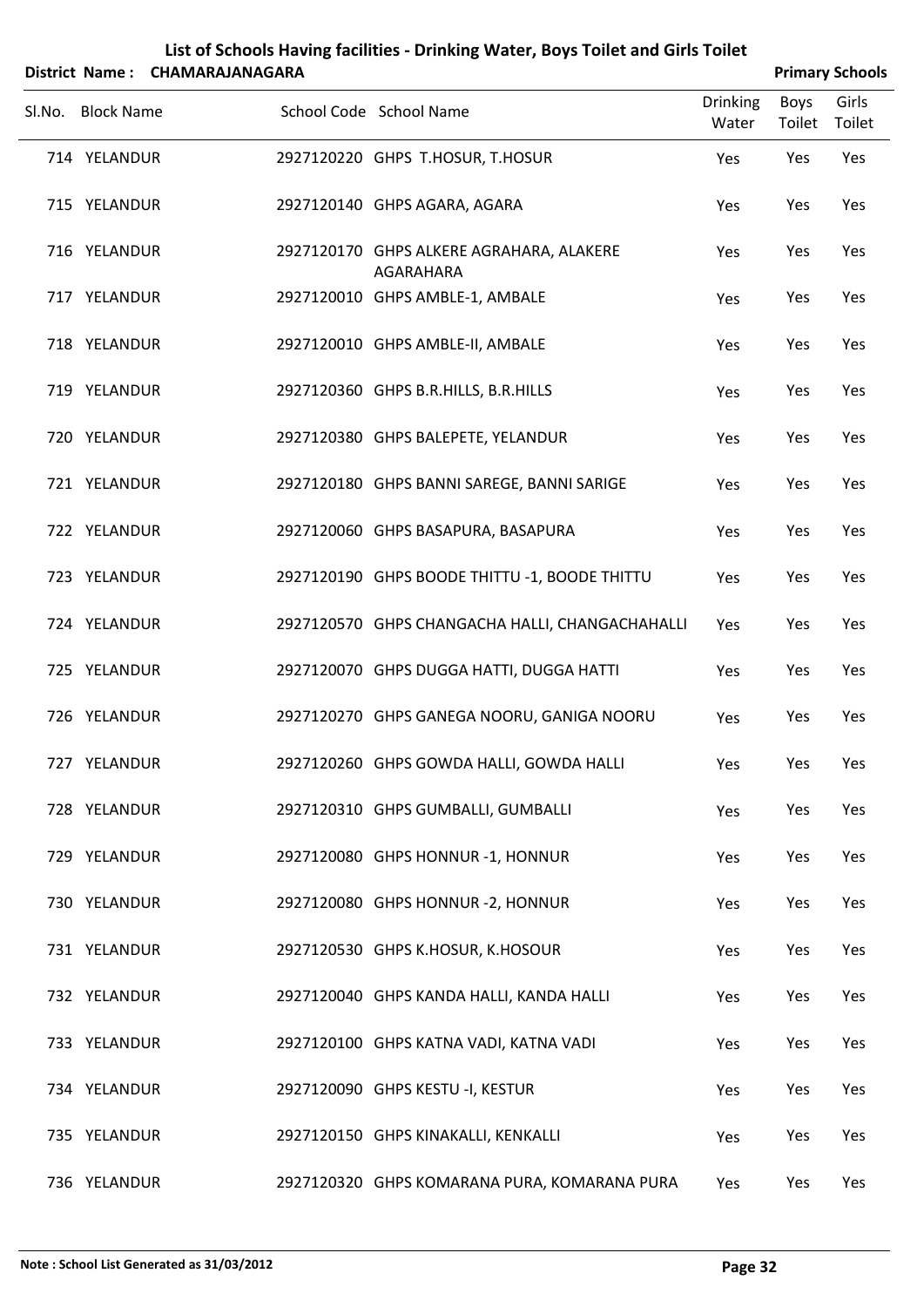# List of Schools Having facilities - Drinking Water, Boys Toilet and Girls Toilet

**District Name : CHAMARAJANAGARA** **Primary Schools**

| Sl.No. | Block Name | School Code | School Name | Drinking Water | Boys Toilet | Girls Toilet |
|---|---|---|---|---|---|---|
| 714 | YELANDUR | 2927120220 | GHPS T.HOSUR, T.HOSUR | Yes | Yes | Yes |
| 715 | YELANDUR | 2927120140 | GHPS AGARA, AGARA | Yes | Yes | Yes |
| 716 | YELANDUR | 2927120170 | GHPS ALKERE AGRAHARA, ALAKERE AGARAHARA | Yes | Yes | Yes |
| 717 | YELANDUR | 2927120010 | GHPS AMBLE-1, AMBALE | Yes | Yes | Yes |
| 718 | YELANDUR | 2927120010 | GHPS AMBLE-II, AMBALE | Yes | Yes | Yes |
| 719 | YELANDUR | 2927120360 | GHPS B.R.HILLS, B.R.HILLS | Yes | Yes | Yes |
| 720 | YELANDUR | 2927120380 | GHPS BALEPETE, YELANDUR | Yes | Yes | Yes |
| 721 | YELANDUR | 2927120180 | GHPS BANNI SAREGE, BANNI SARIGE | Yes | Yes | Yes |
| 722 | YELANDUR | 2927120060 | GHPS BASAPURA, BASAPURA | Yes | Yes | Yes |
| 723 | YELANDUR | 2927120190 | GHPS BOODE THITTU -1, BOODE THITTU | Yes | Yes | Yes |
| 724 | YELANDUR | 2927120570 | GHPS CHANGACHA HALLI, CHANGACHAHALLI | Yes | Yes | Yes |
| 725 | YELANDUR | 2927120070 | GHPS DUGGA HATTI, DUGGA HATTI | Yes | Yes | Yes |
| 726 | YELANDUR | 2927120270 | GHPS GANEGA NOORU, GANIGA NOORU | Yes | Yes | Yes |
| 727 | YELANDUR | 2927120260 | GHPS GOWDA HALLI, GOWDA HALLI | Yes | Yes | Yes |
| 728 | YELANDUR | 2927120310 | GHPS GUMBALLI, GUMBALLI | Yes | Yes | Yes |
| 729 | YELANDUR | 2927120080 | GHPS HONNUR -1, HONNUR | Yes | Yes | Yes |
| 730 | YELANDUR | 2927120080 | GHPS HONNUR -2, HONNUR | Yes | Yes | Yes |
| 731 | YELANDUR | 2927120530 | GHPS K.HOSUR, K.HOSOUR | Yes | Yes | Yes |
| 732 | YELANDUR | 2927120040 | GHPS KANDA HALLI, KANDA HALLI | Yes | Yes | Yes |
| 733 | YELANDUR | 2927120100 | GHPS KATNA VADI, KATNA VADI | Yes | Yes | Yes |
| 734 | YELANDUR | 2927120090 | GHPS KESTU -I, KESTUR | Yes | Yes | Yes |
| 735 | YELANDUR | 2927120150 | GHPS KINAKALLI, KENKALLI | Yes | Yes | Yes |
| 736 | YELANDUR | 2927120320 | GHPS KOMARANA PURA, KOMARANA PURA | Yes | Yes | Yes |

**Note : School List Generated as 31/03/2012**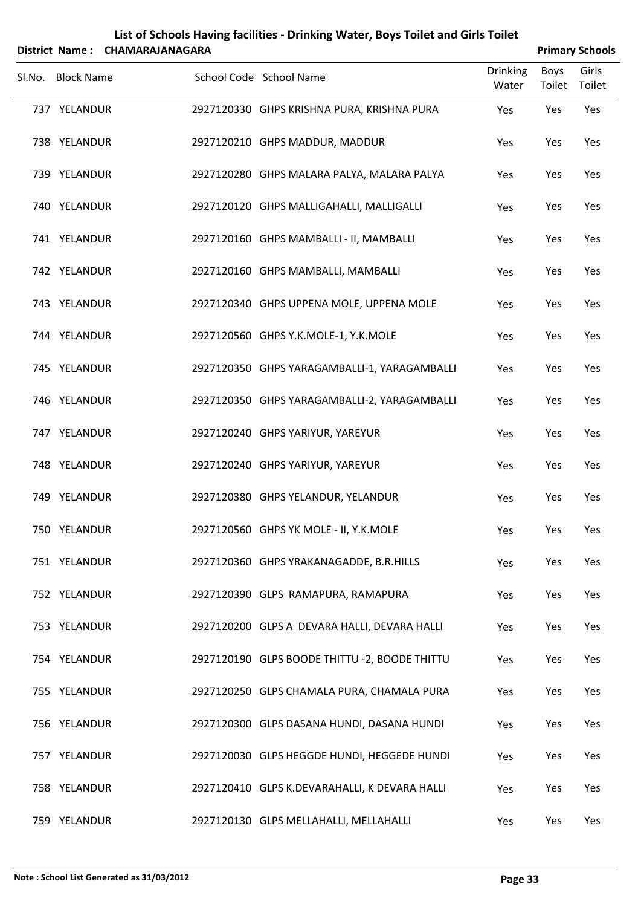# List of Schools Having facilities - Drinking Water, Boys Toilet and Girls Toilet

**District Name : CHAMARAJANAGARA** **Primary Schools**

| Sl.No. | Block Name | School Code | School Name | Drinking Water | Boys Toilet | Girls Toilet |
|---|---|---|---|---|---|---|
| 737 | YELANDUR | 2927120330 | GHPS KRISHNA PURA, KRISHNA PURA | Yes | Yes | Yes |
| 738 | YELANDUR | 2927120210 | GHPS MADDUR, MADDUR | Yes | Yes | Yes |
| 739 | YELANDUR | 2927120280 | GHPS MALARA PALYA, MALARA PALYA | Yes | Yes | Yes |
| 740 | YELANDUR | 2927120120 | GHPS MALLIGAHALLI, MALLIGALLI | Yes | Yes | Yes |
| 741 | YELANDUR | 2927120160 | GHPS MAMBALLI - II, MAMBALLI | Yes | Yes | Yes |
| 742 | YELANDUR | 2927120160 | GHPS MAMBALLI, MAMBALLI | Yes | Yes | Yes |
| 743 | YELANDUR | 2927120340 | GHPS UPPENA MOLE, UPPENA MOLE | Yes | Yes | Yes |
| 744 | YELANDUR | 2927120560 | GHPS Y.K.MOLE-1, Y.K.MOLE | Yes | Yes | Yes |
| 745 | YELANDUR | 2927120350 | GHPS YARAGAMBALLI-1, YARAGAMBALLI | Yes | Yes | Yes |
| 746 | YELANDUR | 2927120350 | GHPS YARAGAMBALLI-2, YARAGAMBALLI | Yes | Yes | Yes |
| 747 | YELANDUR | 2927120240 | GHPS YARIYUR, YAREYUR | Yes | Yes | Yes |
| 748 | YELANDUR | 2927120240 | GHPS YARIYUR, YAREYUR | Yes | Yes | Yes |
| 749 | YELANDUR | 2927120380 | GHPS YELANDUR, YELANDUR | Yes | Yes | Yes |
| 750 | YELANDUR | 2927120560 | GHPS YK MOLE - II, Y.K.MOLE | Yes | Yes | Yes |
| 751 | YELANDUR | 2927120360 | GHPS YRAKANAGADDE, B.R.HILLS | Yes | Yes | Yes |
| 752 | YELANDUR | 2927120390 | GLPS RAMAPURA, RAMAPURA | Yes | Yes | Yes |
| 753 | YELANDUR | 2927120200 | GLPS A DEVARA HALLI, DEVARA HALLI | Yes | Yes | Yes |
| 754 | YELANDUR | 2927120190 | GLPS BOODE THITTU -2, BOODE THITTU | Yes | Yes | Yes |
| 755 | YELANDUR | 2927120250 | GLPS CHAMALA PURA, CHAMALA PURA | Yes | Yes | Yes |
| 756 | YELANDUR | 2927120300 | GLPS DASANA HUNDI, DASANA HUNDI | Yes | Yes | Yes |
| 757 | YELANDUR | 2927120030 | GLPS HEGGDE HUNDI, HEGGEDE HUNDI | Yes | Yes | Yes |
| 758 | YELANDUR | 2927120410 | GLPS K.DEVARAHALLI, K DEVARA HALLI | Yes | Yes | Yes |
| 759 | YELANDUR | 2927120130 | GLPS MELLAHALLI, MELLAHALLI | Yes | Yes | Yes |

**Note : School List Generated as 31/03/2012**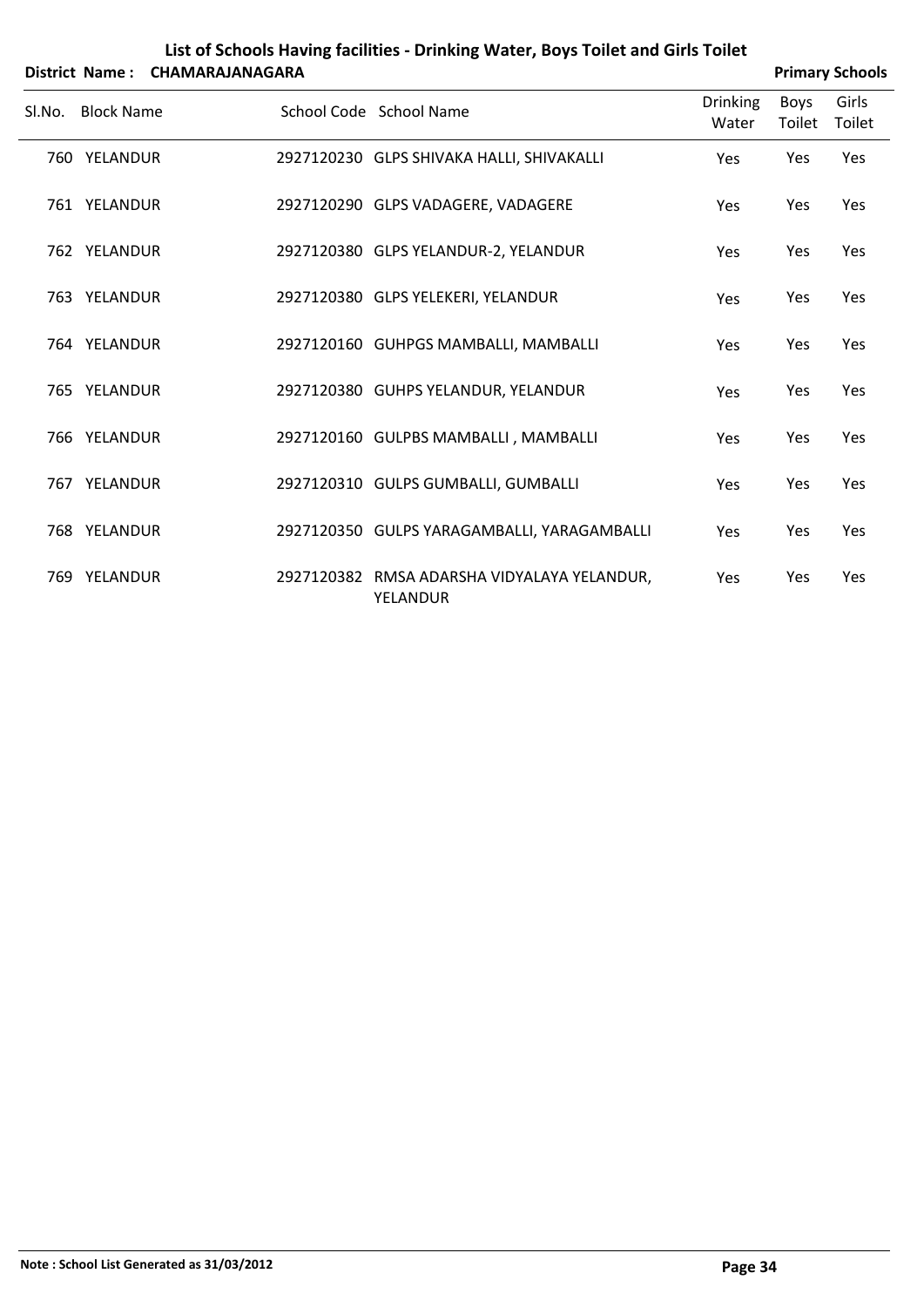# List of Schools Having facilities - Drinking Water, Boys Toilet and Girls Toilet

**District Name : CHAMARAJANAGARA** **Primary Schools**

| Sl.No. | Block Name | School Code | School Name | Drinking Water | Boys Toilet | Girls Toilet |
|---|---|---|---|---|---|---|
| 760 | YELANDUR | 2927120230 | GLPS SHIVAKA HALLI, SHIVAKALLI | Yes | Yes | Yes |
| 761 | YELANDUR | 2927120290 | GLPS VADAGERE, VADAGERE | Yes | Yes | Yes |
| 762 | YELANDUR | 2927120380 | GLPS YELANDUR-2, YELANDUR | Yes | Yes | Yes |
| 763 | YELANDUR | 2927120380 | GLPS YELEKERI, YELANDUR | Yes | Yes | Yes |
| 764 | YELANDUR | 2927120160 | GUHPGS MAMBALLI, MAMBALLI | Yes | Yes | Yes |
| 765 | YELANDUR | 2927120380 | GUHPS YELANDUR, YELANDUR | Yes | Yes | Yes |
| 766 | YELANDUR | 2927120160 | GULPBS MAMBALLI , MAMBALLI | Yes | Yes | Yes |
| 767 | YELANDUR | 2927120310 | GULPS GUMBALLI, GUMBALLI | Yes | Yes | Yes |
| 768 | YELANDUR | 2927120350 | GULPS YARAGAMBALLI, YARAGAMBALLI | Yes | Yes | Yes |
| 769 | YELANDUR | 2927120382 | RMSA ADARSHA VIDYALAYA YELANDUR, YELANDUR | Yes | Yes | Yes |

**Note : School List Generated as 31/03/2012**